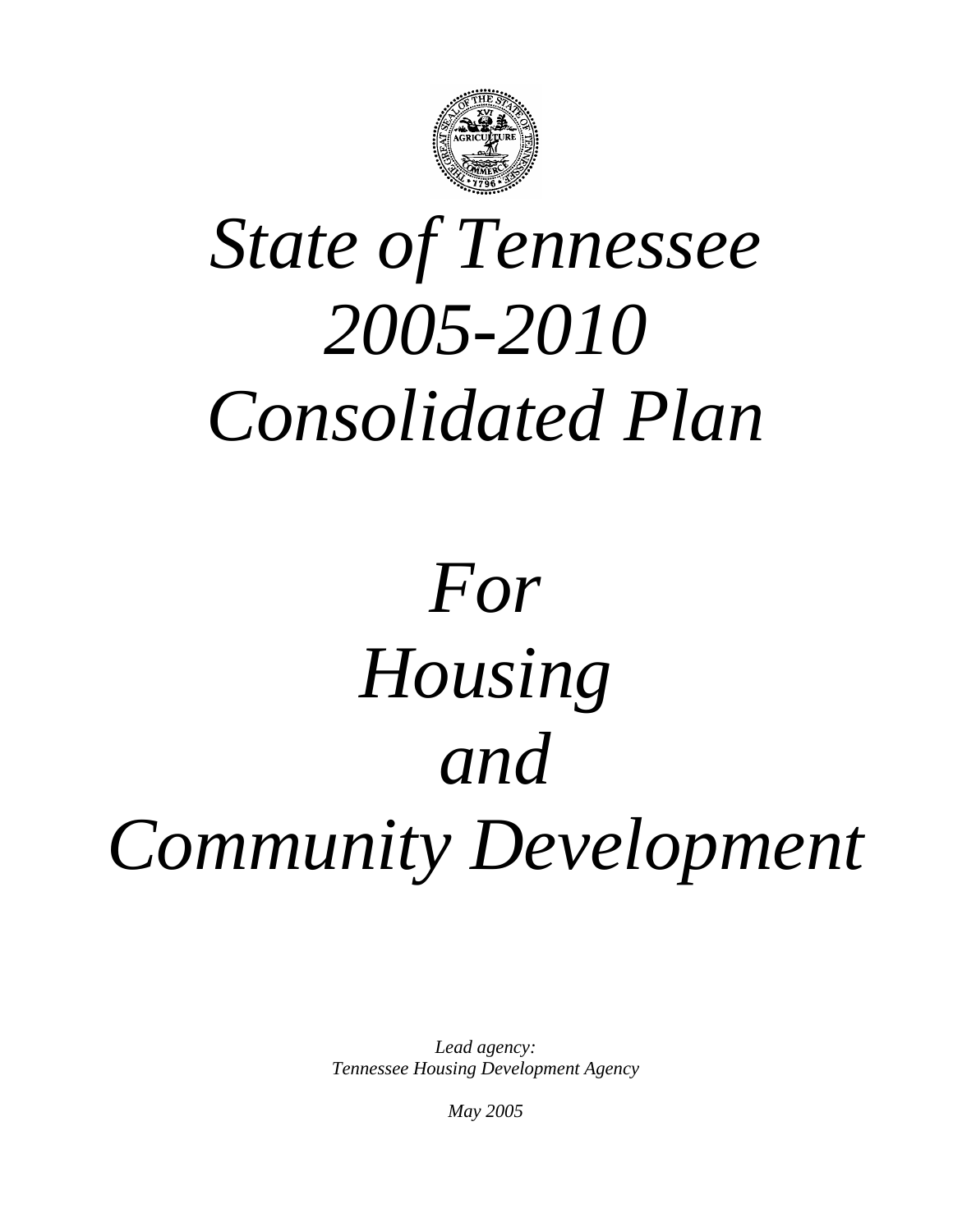# *State of Tennessee 2005-2010 Consolidated Plan*

# *For Housing and Community Development*

*Lead agency:*
*Tennessee Housing Development Agency*

*May 2005*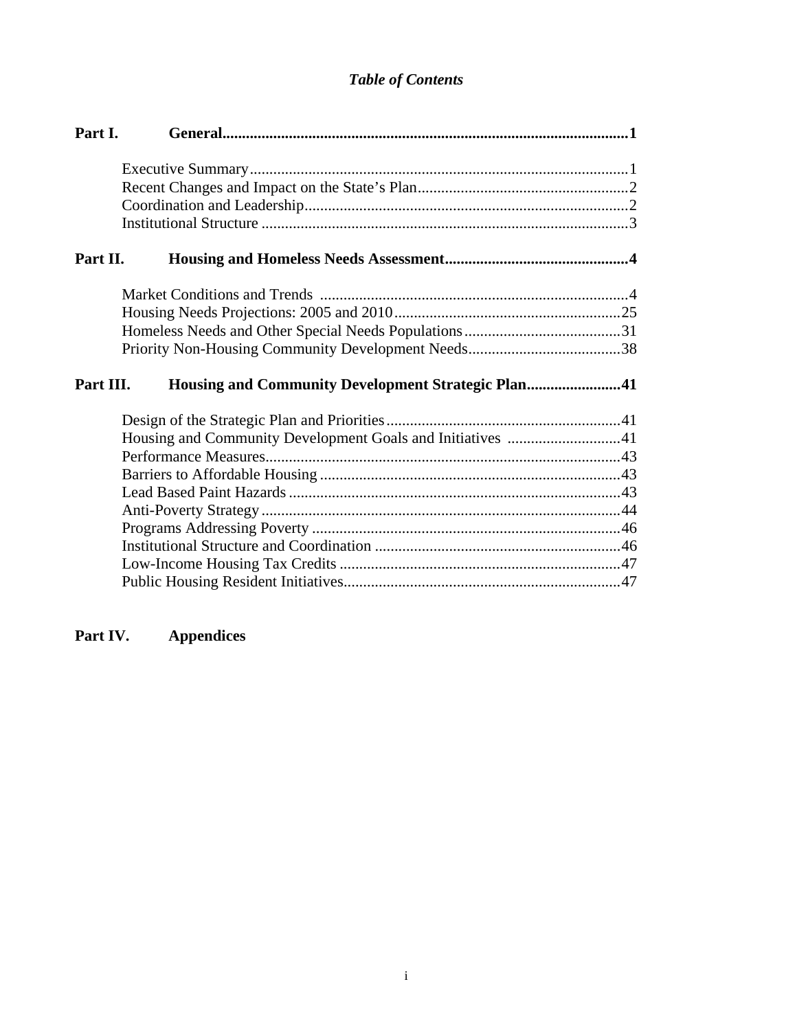# *Table of Contents*

**Part I. General.......................................................................................................1**

Executive Summary.................................................................................................1
Recent Changes and Impact on the State's Plan......................................................2
Coordination and Leadership...................................................................................2
Institutional Structure ..............................................................................................3

**Part II. Housing and Homeless Needs Assessment..............................................4**

Market Conditions and Trends ...............................................................................4
Housing Needs Projections: 2005 and 2010...........................................................25
Homeless Needs and Other Special Needs Populations........................................31
Priority Non-Housing Community Development Needs.......................................38

**Part III. Housing and Community Development Strategic Plan........................41**

Design of the Strategic Plan and Priorities............................................................41
Housing and Community Development Goals and Initiatives .............................41
Performance Measures...........................................................................................43
Barriers to Affordable Housing .............................................................................43
Lead Based Paint Hazards .....................................................................................43
Anti-Poverty Strategy ............................................................................................44
Programs Addressing Poverty ...............................................................................46
Institutional Structure and Coordination ...............................................................46
Low-Income Housing Tax Credits ........................................................................47
Public Housing Resident Initiatives.......................................................................47

**Part IV. Appendices**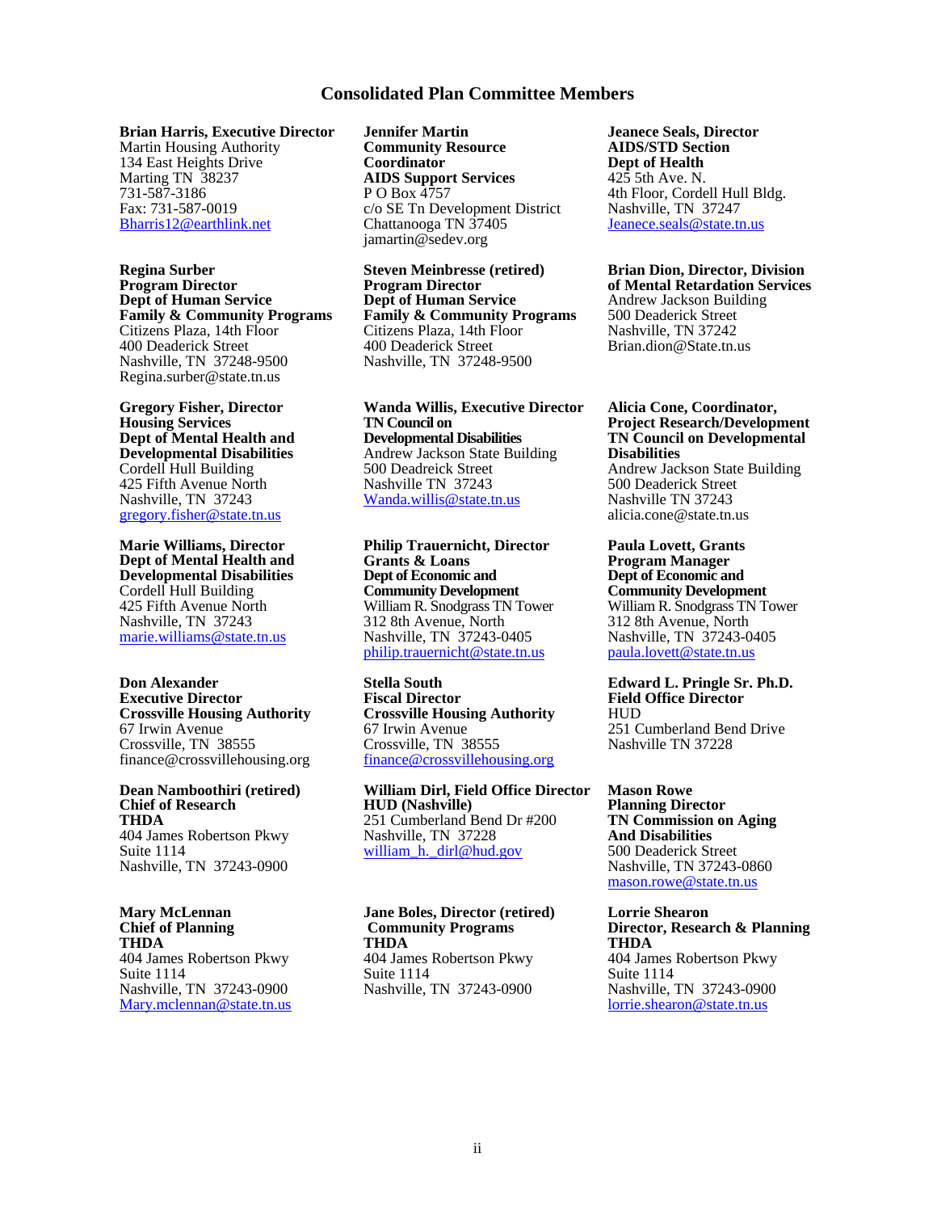# Consolidated Plan Committee Members

**Brian Harris, Executive Director**
Martin Housing Authority
134 East Heights Drive
Marting TN 38237
731-587-3186
Fax: 731-587-0019
Bharris12@earthlink.net

**Jennifer Martin**
**Community Resource Coordinator**
**AIDS Support Services**
P O Box 4757
c/o SE Tn Development District
Chattanooga TN 37405
jamartin@sedev.org

**Jeanece Seals, Director**
**AIDS/STD Section**
**Dept of Health**
425 5th Ave. N.
4th Floor, Cordell Hull Bldg.
Nashville, TN 37247
Jeanece.seals@state.tn.us

**Regina Surber**
**Program Director**
**Dept of Human Service**
**Family & Community Programs**
Citizens Plaza, 14th Floor
400 Deaderick Street
Nashville, TN 37248-9500
Regina.surber@state.tn.us

**Steven Meinbresse (retired)**
**Program Director**
**Dept of Human Service**
**Family & Community Programs**
Citizens Plaza, 14th Floor
400 Deaderick Street
Nashville, TN 37248-9500

**Brian Dion, Director, Division of Mental Retardation Services**
Andrew Jackson Building
500 Deaderick Street
Nashville, TN 37242
Brian.dion@State.tn.us

**Gregory Fisher, Director**
**Housing Services**
**Dept of Mental Health and Developmental Disabilities**
Cordell Hull Building
425 Fifth Avenue North
Nashville, TN 37243
gregory.fisher@state.tn.us

**Wanda Willis, Executive Director**
**TN Council on Developmental Disabilities**
Andrew Jackson State Building
500 Deadreick Street
Nashville TN 37243
Wanda.willis@state.tn.us

**Alicia Cone, Coordinator, Project Research/Development**
**TN Council on Developmental Disabilities**
Andrew Jackson State Building
500 Deaderick Street
Nashville TN 37243
alicia.cone@state.tn.us

**Marie Williams, Director**
**Dept of Mental Health and Developmental Disabilities**
Cordell Hull Building
425 Fifth Avenue North
Nashville, TN 37243
marie.williams@state.tn.us

**Philip Trauernicht, Director**
**Grants & Loans**
**Dept of Economic and Community Development**
William R. Snodgrass TN Tower
312 8th Avenue, North
Nashville, TN 37243-0405
philip.trauernicht@state.tn.us

**Paula Lovett, Grants Program Manager**
**Dept of Economic and Community Development**
William R. Snodgrass TN Tower
312 8th Avenue, North
Nashville, TN 37243-0405
paula.lovett@state.tn.us

**Don Alexander**
**Executive Director**
**Crossville Housing Authority**
67 Irwin Avenue
Crossville, TN 38555
finance@crossvillehousing.org

**Stella South**
**Fiscal Director**
**Crossville Housing Authority**
67 Irwin Avenue
Crossville, TN 38555
finance@crossvillehousing.org

**Edward L. Pringle Sr. Ph.D.**
**Field Office Director**
HUD
251 Cumberland Bend Drive
Nashville TN 37228

**Dean Namboothiri (retired)**
**Chief of Research**
**THDA**
404 James Robertson Pkwy
Suite 1114
Nashville, TN 37243-0900

**William Dirl, Field Office Director**
**HUD (Nashville)**
251 Cumberland Bend Dr #200
Nashville, TN 37228
william_h._dirl@hud.gov

**Mason Rowe**
**Planning Director**
**TN Commission on Aging And Disabilities**
500 Deaderick Street
Nashville, TN 37243-0860
mason.rowe@state.tn.us

**Mary McLennan**
**Chief of Planning**
**THDA**
404 James Robertson Pkwy
Suite 1114
Nashville, TN 37243-0900
Mary.mclennan@state.tn.us

**Jane Boles, Director (retired)**
**Community Programs**
**THDA**
404 James Robertson Pkwy
Suite 1114
Nashville, TN 37243-0900

**Lorrie Shearon**
**Director, Research & Planning**
**THDA**
404 James Robertson Pkwy
Suite 1114
Nashville, TN 37243-0900
lorrie.shearon@state.tn.us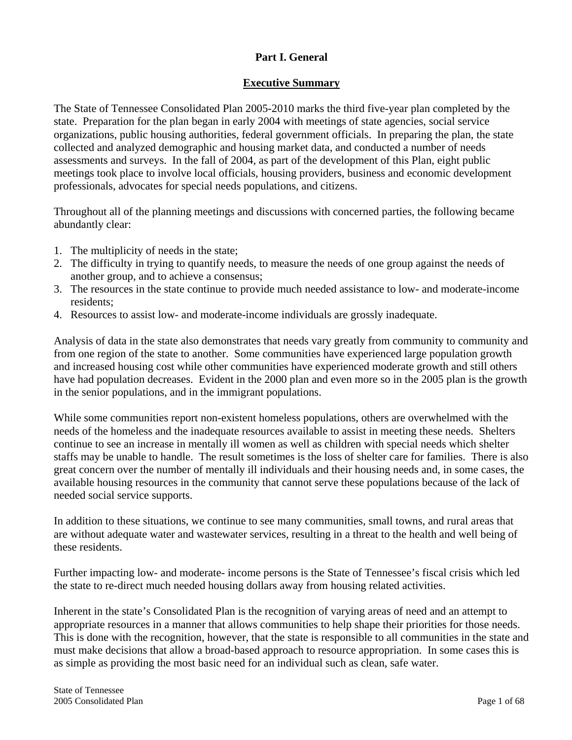# Part I. General

## Executive Summary

The State of Tennessee Consolidated Plan 2005-2010 marks the third five-year plan completed by the state. Preparation for the plan began in early 2004 with meetings of state agencies, social service organizations, public housing authorities, federal government officials. In preparing the plan, the state collected and analyzed demographic and housing market data, and conducted a number of needs assessments and surveys. In the fall of 2004, as part of the development of this Plan, eight public meetings took place to involve local officials, housing providers, business and economic development professionals, advocates for special needs populations, and citizens.

Throughout all of the planning meetings and discussions with concerned parties, the following became abundantly clear:

1. The multiplicity of needs in the state;
2. The difficulty in trying to quantify needs, to measure the needs of one group against the needs of another group, and to achieve a consensus;
3. The resources in the state continue to provide much needed assistance to low- and moderate-income residents;
4. Resources to assist low- and moderate-income individuals are grossly inadequate.

Analysis of data in the state also demonstrates that needs vary greatly from community to community and from one region of the state to another. Some communities have experienced large population growth and increased housing cost while other communities have experienced moderate growth and still others have had population decreases. Evident in the 2000 plan and even more so in the 2005 plan is the growth in the senior populations, and in the immigrant populations.

While some communities report non-existent homeless populations, others are overwhelmed with the needs of the homeless and the inadequate resources available to assist in meeting these needs. Shelters continue to see an increase in mentally ill women as well as children with special needs which shelter staffs may be unable to handle. The result sometimes is the loss of shelter care for families. There is also great concern over the number of mentally ill individuals and their housing needs and, in some cases, the available housing resources in the community that cannot serve these populations because of the lack of needed social service supports.

In addition to these situations, we continue to see many communities, small towns, and rural areas that are without adequate water and wastewater services, resulting in a threat to the health and well being of these residents.

Further impacting low- and moderate- income persons is the State of Tennessee's fiscal crisis which led the state to re-direct much needed housing dollars away from housing related activities.

Inherent in the state's Consolidated Plan is the recognition of varying areas of need and an attempt to appropriate resources in a manner that allows communities to help shape their priorities for those needs. This is done with the recognition, however, that the state is responsible to all communities in the state and must make decisions that allow a broad-based approach to resource appropriation. In some cases this is as simple as providing the most basic need for an individual such as clean, safe water.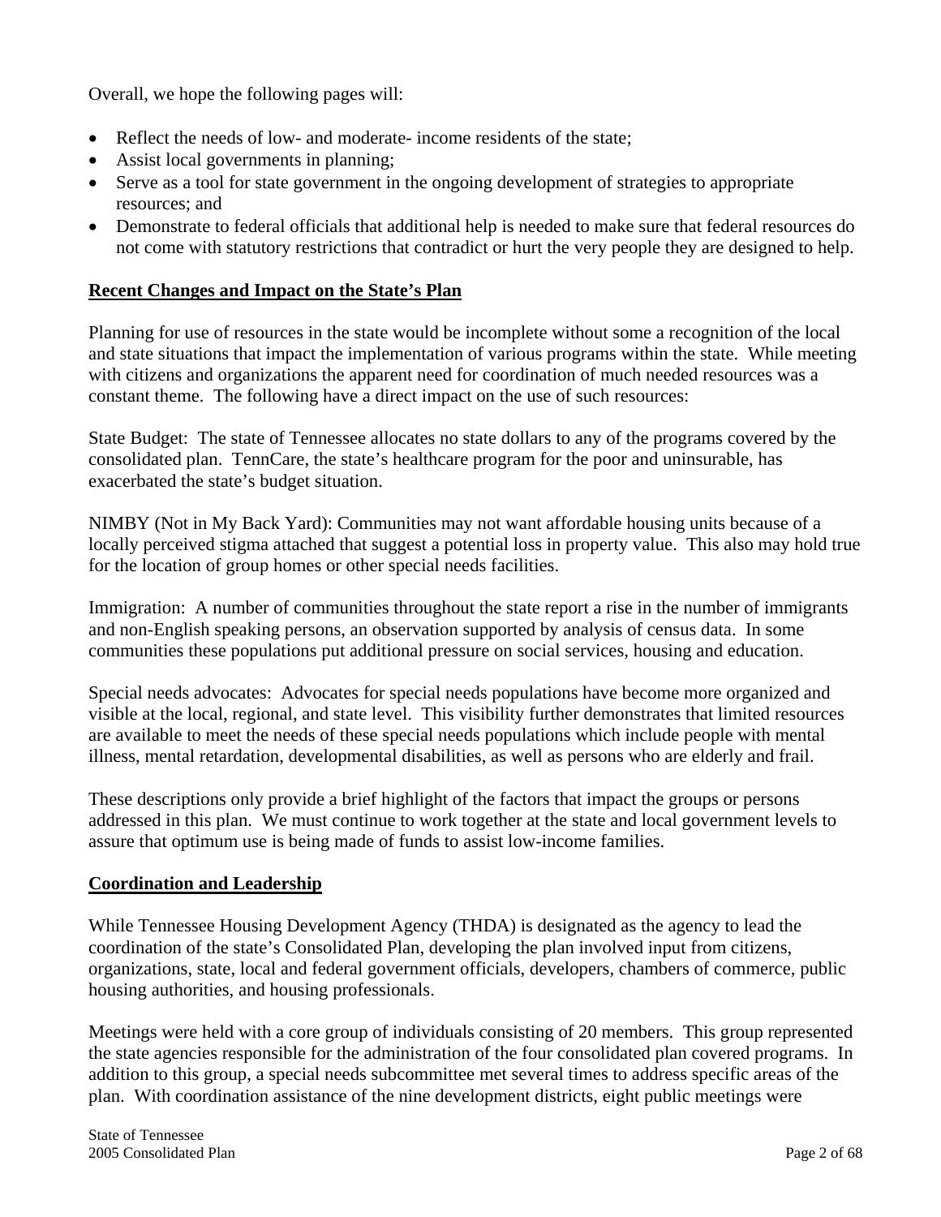Overall, we hope the following pages will:

- Reflect the needs of low- and moderate- income residents of the state;
- Assist local governments in planning;
- Serve as a tool for state government in the ongoing development of strategies to appropriate resources; and
- Demonstrate to federal officials that additional help is needed to make sure that federal resources do not come with statutory restrictions that contradict or hurt the very people they are designed to help.

**Recent Changes and Impact on the State's Plan**

Planning for use of resources in the state would be incomplete without some a recognition of the local and state situations that impact the implementation of various programs within the state. While meeting with citizens and organizations the apparent need for coordination of much needed resources was a constant theme. The following have a direct impact on the use of such resources:

State Budget: The state of Tennessee allocates no state dollars to any of the programs covered by the consolidated plan. TennCare, the state's healthcare program for the poor and uninsurable, has exacerbated the state's budget situation.

NIMBY (Not in My Back Yard): Communities may not want affordable housing units because of a locally perceived stigma attached that suggest a potential loss in property value. This also may hold true for the location of group homes or other special needs facilities.

Immigration: A number of communities throughout the state report a rise in the number of immigrants and non-English speaking persons, an observation supported by analysis of census data. In some communities these populations put additional pressure on social services, housing and education.

Special needs advocates: Advocates for special needs populations have become more organized and visible at the local, regional, and state level. This visibility further demonstrates that limited resources are available to meet the needs of these special needs populations which include people with mental illness, mental retardation, developmental disabilities, as well as persons who are elderly and frail.

These descriptions only provide a brief highlight of the factors that impact the groups or persons addressed in this plan. We must continue to work together at the state and local government levels to assure that optimum use is being made of funds to assist low-income families.

**Coordination and Leadership**

While Tennessee Housing Development Agency (THDA) is designated as the agency to lead the coordination of the state's Consolidated Plan, developing the plan involved input from citizens, organizations, state, local and federal government officials, developers, chambers of commerce, public housing authorities, and housing professionals.

Meetings were held with a core group of individuals consisting of 20 members. This group represented the state agencies responsible for the administration of the four consolidated plan covered programs. In addition to this group, a special needs subcommittee met several times to address specific areas of the plan. With coordination assistance of the nine development districts, eight public meetings were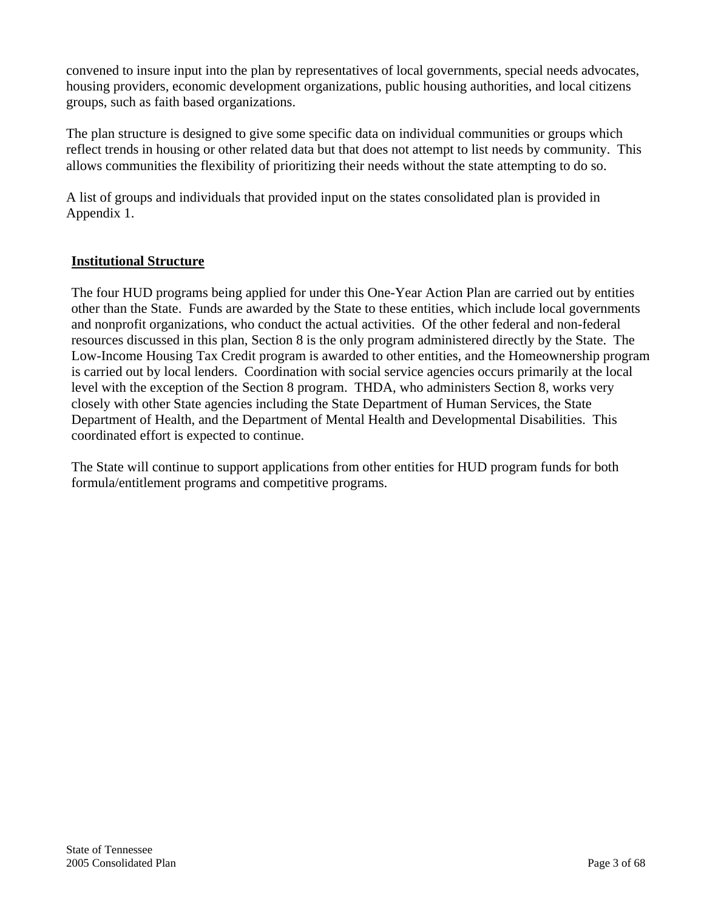convened to insure input into the plan by representatives of local governments, special needs advocates, housing providers, economic development organizations, public housing authorities, and local citizens groups, such as faith based organizations.

The plan structure is designed to give some specific data on individual communities or groups which reflect trends in housing or other related data but that does not attempt to list needs by community. This allows communities the flexibility of prioritizing their needs without the state attempting to do so.

A list of groups and individuals that provided input on the states consolidated plan is provided in Appendix 1.

## Institutional Structure

The four HUD programs being applied for under this One-Year Action Plan are carried out by entities other than the State. Funds are awarded by the State to these entities, which include local governments and nonprofit organizations, who conduct the actual activities. Of the other federal and non-federal resources discussed in this plan, Section 8 is the only program administered directly by the State. The Low-Income Housing Tax Credit program is awarded to other entities, and the Homeownership program is carried out by local lenders. Coordination with social service agencies occurs primarily at the local level with the exception of the Section 8 program. THDA, who administers Section 8, works very closely with other State agencies including the State Department of Human Services, the State Department of Health, and the Department of Mental Health and Developmental Disabilities. This coordinated effort is expected to continue.

The State will continue to support applications from other entities for HUD program funds for both formula/entitlement programs and competitive programs.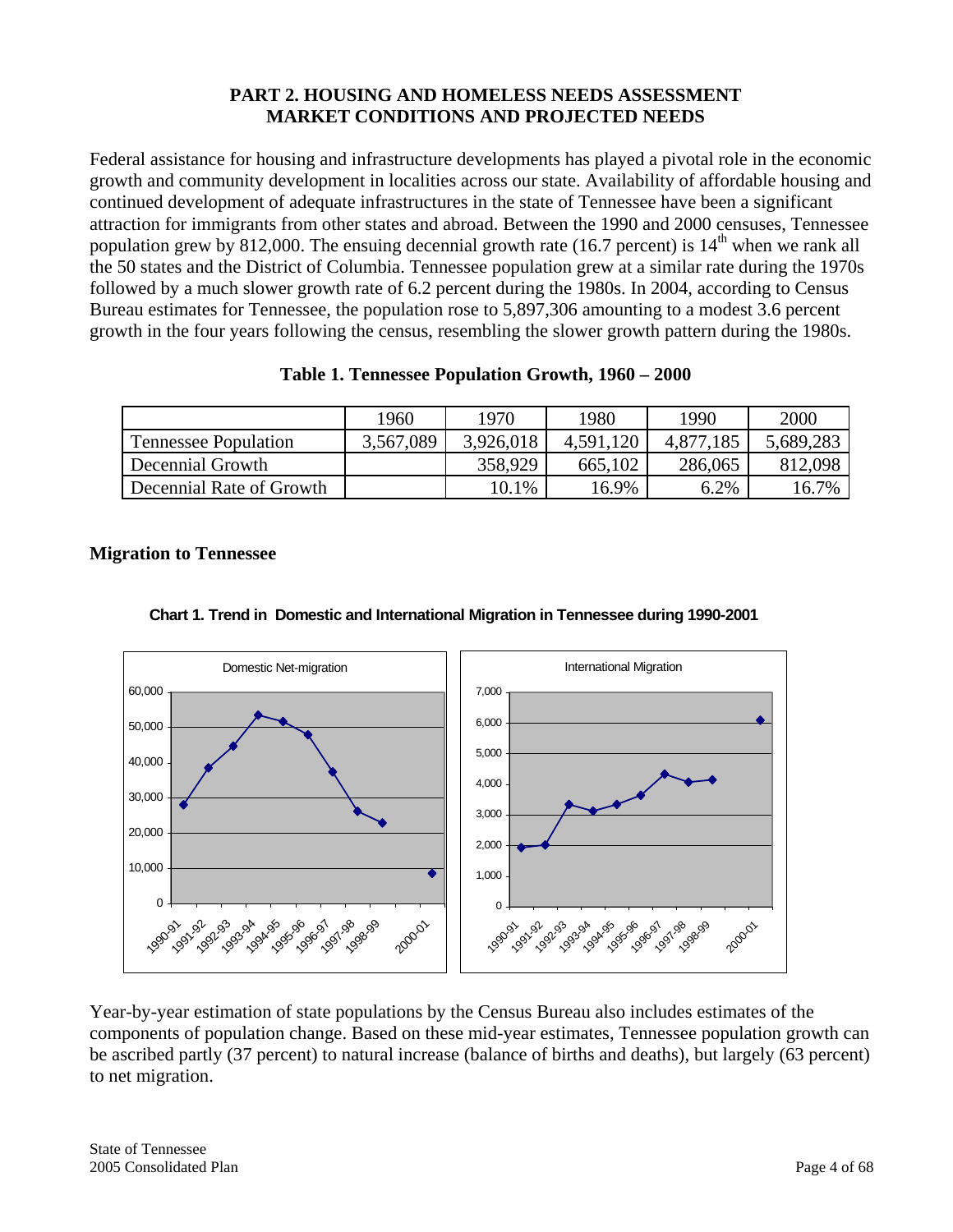# PART 2. HOUSING AND HOMELESS NEEDS ASSESSMENT
## MARKET CONDITIONS AND PROJECTED NEEDS

Federal assistance for housing and infrastructure developments has played a pivotal role in the economic growth and community development in localities across our state. Availability of affordable housing and continued development of adequate infrastructures in the state of Tennessee have been a significant attraction for immigrants from other states and abroad. Between the 1990 and 2000 censuses, Tennessee population grew by 812,000. The ensuing decennial growth rate (16.7 percent) is 14th when we rank all the 50 states and the District of Columbia. Tennessee population grew at a similar rate during the 1970s followed by a much slower growth rate of 6.2 percent during the 1980s. In 2004, according to Census Bureau estimates for Tennessee, the population rose to 5,897,306 amounting to a modest 3.6 percent growth in the four years following the census, resembling the slower growth pattern during the 1980s.

**Table 1. Tennessee Population Growth, 1960 – 2000**

| | 1960 | 1970 | 1980 | 1990 | 2000 |
|---|---|---|---|---|---|
| Tennessee Population | 3,567,089 | 3,926,018 | 4,591,120 | 4,877,185 | 5,689,283 |
| Decennial Growth | | 358,929 | 665,102 | 286,065 | 812,098 |
| Decennial Rate of Growth | | 10.1% | 16.9% | 6.2% | 16.7% |

### Migration to Tennessee

**Chart 1. Trend in Domestic and International Migration in Tennessee during 1990-2001**

Year-by-year estimation of state populations by the Census Bureau also includes estimates of the components of population change. Based on these mid-year estimates, Tennessee population growth can be ascribed partly (37 percent) to natural increase (balance of births and deaths), but largely (63 percent) to net migration.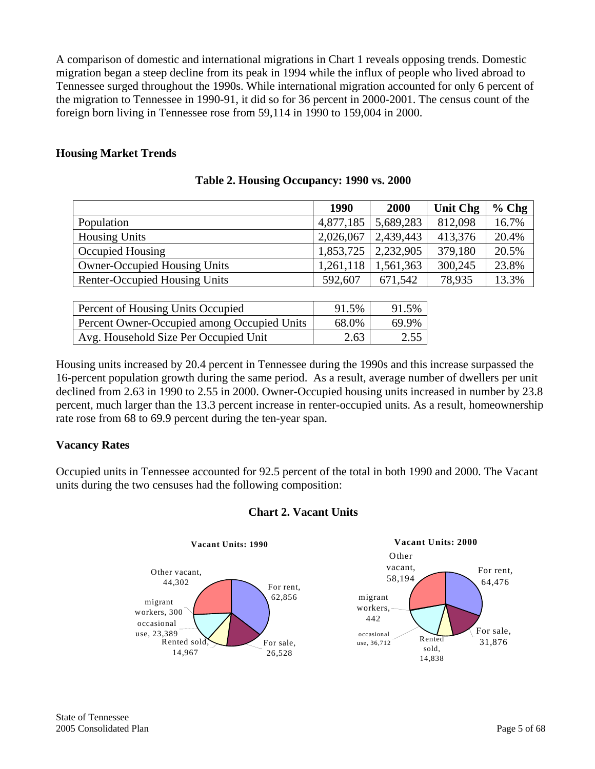A comparison of domestic and international migrations in Chart 1 reveals opposing trends. Domestic migration began a steep decline from its peak in 1994 while the influx of people who lived abroad to Tennessee surged throughout the 1990s. While international migration accounted for only 6 percent of the migration to Tennessee in 1990-91, it did so for 36 percent in 2000-2001. The census count of the foreign born living in Tennessee rose from 59,114 in 1990 to 159,004 in 2000.

## Housing Market Trends

**Table 2. Housing Occupancy: 1990 vs. 2000**

| | 1990 | 2000 | Unit Chg | % Chg |
|---|---|---|---|---|
| Population | 4,877,185 | 5,689,283 | 812,098 | 16.7% |
| Housing Units | 2,026,067 | 2,439,443 | 413,376 | 20.4% |
| Occupied Housing | 1,853,725 | 2,232,905 | 379,180 | 20.5% |
| Owner-Occupied Housing Units | 1,261,118 | 1,561,363 | 300,245 | 23.8% |
| Renter-Occupied Housing Units | 592,607 | 671,542 | 78,935 | 13.3% |

| | | |
|---|---|---|
| Percent of Housing Units Occupied | 91.5% | 91.5% |
| Percent Owner-Occupied among Occupied Units | 68.0% | 69.9% |
| Avg. Household Size Per Occupied Unit | 2.63 | 2.55 |

Housing units increased by 20.4 percent in Tennessee during the 1990s and this increase surpassed the 16-percent population growth during the same period. As a result, average number of dwellers per unit declined from 2.63 in 1990 to 2.55 in 2000. Owner-Occupied housing units increased in number by 23.8 percent, much larger than the 13.3 percent increase in renter-occupied units. As a result, homeownership rate rose from 68 to 69.9 percent during the ten-year span.

## Vacancy Rates

Occupied units in Tennessee accounted for 92.5 percent of the total in both 1990 and 2000. The Vacant units during the two censuses had the following composition:

**Chart 2. Vacant Units**

**Vacant Units: 1990**

For rent, 62,856; For sale, 26,528; Rented sold, 14,967; occasional use, 23,389; migrant workers, 300; Other vacant, 44,302

**Vacant Units: 2000**

For rent, 64,476; For sale, 31,876; Rented sold, 14,838; occasional use, 36,712; migrant workers, 442; Other vacant, 58,194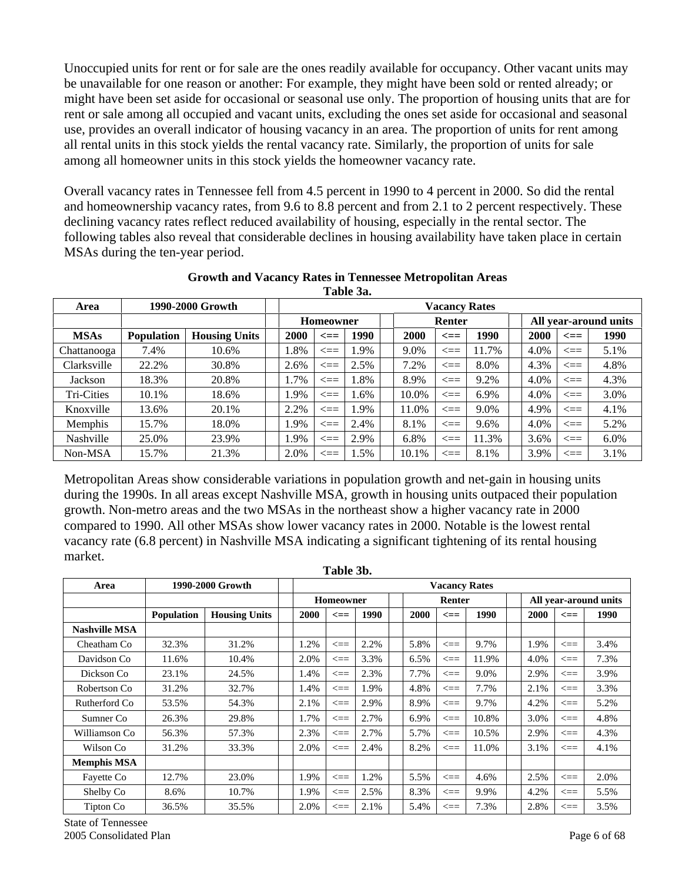Unoccupied units for rent or for sale are the ones readily available for occupancy. Other vacant units may be unavailable for one reason or another: For example, they might have been sold or rented already; or might have been set aside for occasional or seasonal use only. The proportion of housing units that are for rent or sale among all occupied and vacant units, excluding the ones set aside for occasional and seasonal use, provides an overall indicator of housing vacancy in an area. The proportion of units for rent among all rental units in this stock yields the rental vacancy rate. Similarly, the proportion of units for sale among all homeowner units in this stock yields the homeowner vacancy rate.

Overall vacancy rates in Tennessee fell from 4.5 percent in 1990 to 4 percent in 2000. So did the rental and homeownership vacancy rates, from 9.6 to 8.8 percent and from 2.1 to 2 percent respectively. These declining vacancy rates reflect reduced availability of housing, especially in the rental sector. The following tables also reveal that considerable declines in housing availability have taken place in certain MSAs during the ten-year period.

**Growth and Vacancy Rates in Tennessee Metropolitan Areas**

**Table 3a.**

| Area | 1990-2000 Growth | | | Vacancy Rates | | | | | | | | | | |
|---|---|---|---|---|---|---|---|---|---|---|---|---|---|---|
| | | | | Homeowner | | | | Renter | | | | All year-around units | | |
| **MSAs** | **Population** | **Housing Units** | | **2000** | **<==** | **1990** | | **2000** | **<==** | **1990** | | **2000** | **<==** | **1990** |
| Chattanooga | 7.4% | 10.6% | | 1.8% | <== | 1.9% | | 9.0% | <== | 11.7% | | 4.0% | <== | 5.1% |
| Clarksville | 22.2% | 30.8% | | 2.6% | <== | 2.5% | | 7.2% | <== | 8.0% | | 4.3% | <== | 4.8% |
| Jackson | 18.3% | 20.8% | | 1.7% | <== | 1.8% | | 8.9% | <== | 9.2% | | 4.0% | <== | 4.3% |
| Tri-Cities | 10.1% | 18.6% | | 1.9% | <== | 1.6% | | 10.0% | <== | 6.9% | | 4.0% | <== | 3.0% |
| Knoxville | 13.6% | 20.1% | | 2.2% | <== | 1.9% | | 11.0% | <== | 9.0% | | 4.9% | <== | 4.1% |
| Memphis | 15.7% | 18.0% | | 1.9% | <== | 2.4% | | 8.1% | <== | 9.6% | | 4.0% | <== | 5.2% |
| Nashville | 25.0% | 23.9% | | 1.9% | <== | 2.9% | | 6.8% | <== | 11.3% | | 3.6% | <== | 6.0% |
| Non-MSA | 15.7% | 21.3% | | 2.0% | <== | 1.5% | | 10.1% | <== | 8.1% | | 3.9% | <== | 3.1% |

Metropolitan Areas show considerable variations in population growth and net-gain in housing units during the 1990s. In all areas except Nashville MSA, growth in housing units outpaced their population growth. Non-metro areas and the two MSAs in the northeast show a higher vacancy rate in 2000 compared to 1990. All other MSAs show lower vacancy rates in 2000. Notable is the lowest rental vacancy rate (6.8 percent) in Nashville MSA indicating a significant tightening of its rental housing market.

**Table 3b.**

| Area | 1990-2000 Growth | | | Vacancy Rates | | | | | | | | | | |
|---|---|---|---|---|---|---|---|---|---|---|---|---|---|---|
| | | | | Homeowner | | | | Renter | | | | All year-around units | | |
| | **Population** | **Housing Units** | | **2000** | **<==** | **1990** | | **2000** | **<==** | **1990** | | **2000** | **<==** | **1990** |
| **Nashville MSA** | | | | | | | | | | | | | | |
| Cheatham Co | 32.3% | 31.2% | | 1.2% | <== | 2.2% | | 5.8% | <== | 9.7% | | 1.9% | <== | 3.4% |
| Davidson Co | 11.6% | 10.4% | | 2.0% | <== | 3.3% | | 6.5% | <== | 11.9% | | 4.0% | <== | 7.3% |
| Dickson Co | 23.1% | 24.5% | | 1.4% | <== | 2.3% | | 7.7% | <== | 9.0% | | 2.9% | <== | 3.9% |
| Robertson Co | 31.2% | 32.7% | | 1.4% | <== | 1.9% | | 4.8% | <== | 7.7% | | 2.1% | <== | 3.3% |
| Rutherford Co | 53.5% | 54.3% | | 2.1% | <== | 2.9% | | 8.9% | <== | 9.7% | | 4.2% | <== | 5.2% |
| Sumner Co | 26.3% | 29.8% | | 1.7% | <== | 2.7% | | 6.9% | <== | 10.8% | | 3.0% | <== | 4.8% |
| Williamson Co | 56.3% | 57.3% | | 2.3% | <== | 2.7% | | 5.7% | <== | 10.5% | | 2.9% | <== | 4.3% |
| Wilson Co | 31.2% | 33.3% | | 2.0% | <== | 2.4% | | 8.2% | <== | 11.0% | | 3.1% | <== | 4.1% |
| **Memphis MSA** | | | | | | | | | | | | | | |
| Fayette Co | 12.7% | 23.0% | | 1.9% | <== | 1.2% | | 5.5% | <== | 4.6% | | 2.5% | <== | 2.0% |
| Shelby Co | 8.6% | 10.7% | | 1.9% | <== | 2.5% | | 8.3% | <== | 9.9% | | 4.2% | <== | 5.5% |
| Tipton Co | 36.5% | 35.5% | | 2.0% | <== | 2.1% | | 5.4% | <== | 7.3% | | 2.8% | <== | 3.5% |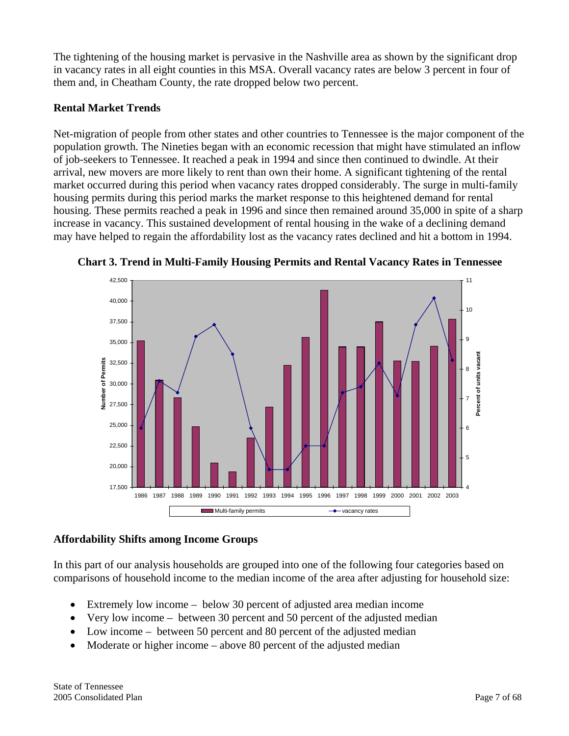The tightening of the housing market is pervasive in the Nashville area as shown by the significant drop in vacancy rates in all eight counties in this MSA. Overall vacancy rates are below 3 percent in four of them and, in Cheatham County, the rate dropped below two percent.

## Rental Market Trends

Net-migration of people from other states and other countries to Tennessee is the major component of the population growth. The Nineties began with an economic recession that might have stimulated an inflow of job-seekers to Tennessee. It reached a peak in 1994 and since then continued to dwindle. At their arrival, new movers are more likely to rent than own their home. A significant tightening of the rental market occurred during this period when vacancy rates dropped considerably. The surge in multi-family housing permits during this period marks the market response to this heightened demand for rental housing. These permits reached a peak in 1996 and since then remained around 35,000 in spite of a sharp increase in vacancy. This sustained development of rental housing in the wake of a declining demand may have helped to regain the affordability lost as the vacancy rates declined and hit a bottom in 1994.

**Chart 3. Trend in Multi-Family Housing Permits and Rental Vacancy Rates in Tennessee**

## Affordability Shifts among Income Groups

In this part of our analysis households are grouped into one of the following four categories based on comparisons of household income to the median income of the area after adjusting for household size:

- Extremely low income – below 30 percent of adjusted area median income
- Very low income – between 30 percent and 50 percent of the adjusted median
- Low income – between 50 percent and 80 percent of the adjusted median
- Moderate or higher income – above 80 percent of the adjusted median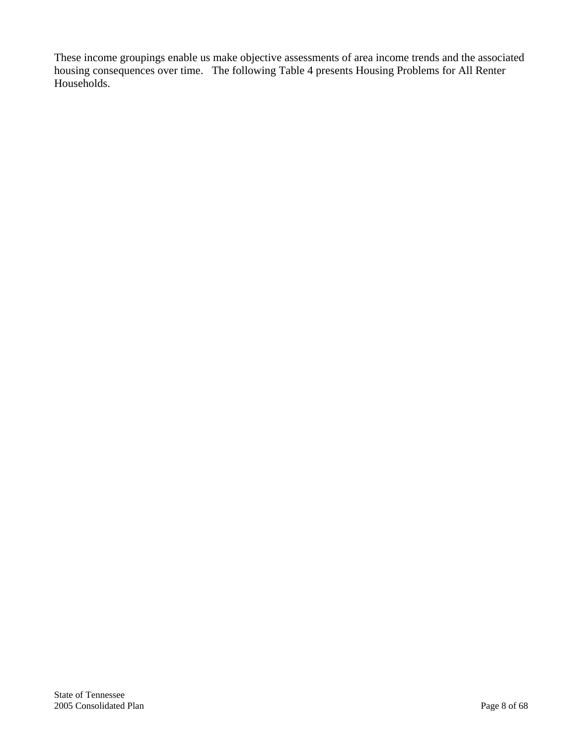These income groupings enable us make objective assessments of area income trends and the associated housing consequences over time. The following Table 4 presents Housing Problems for All Renter Households.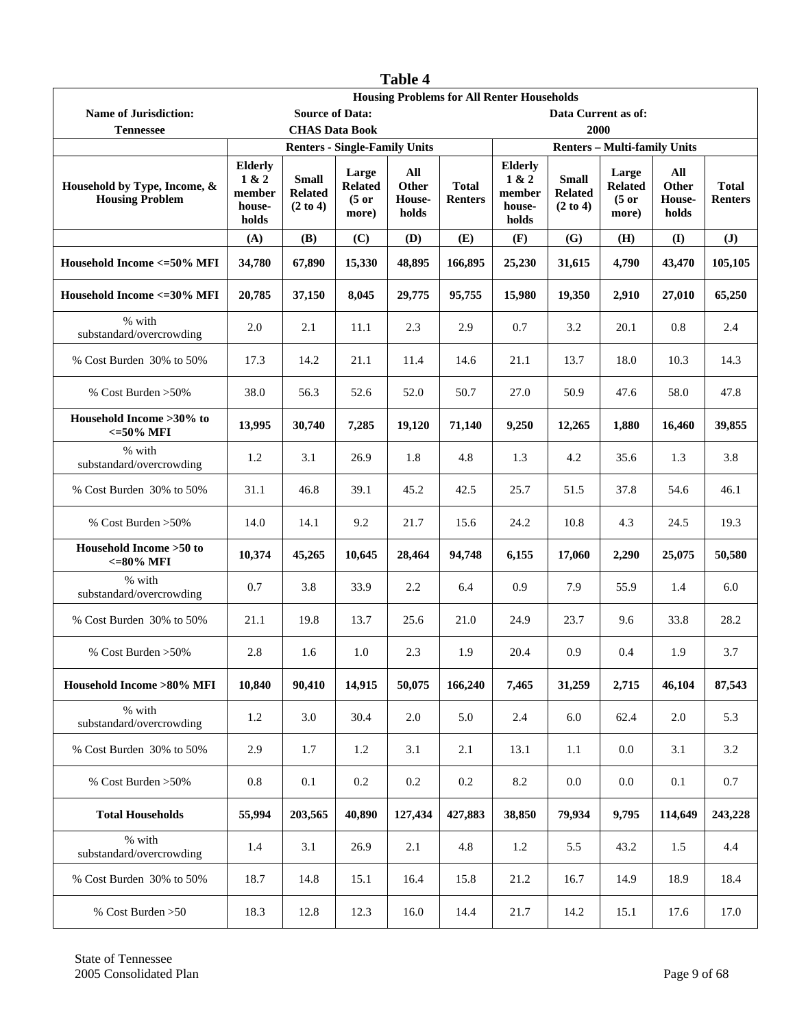# Table 4

| Housing Problems for All Renter Households | | | | | | | | | | |
|---|---|---|---|---|---|---|---|---|---|---|
| **Name of Jurisdiction:** | **Source of Data:** | | | | | **Data Current as of:** | | | | |
| **Tennessee** | **CHAS Data Book** | | | | | **2000** | | | | |
| | **Renters - Single-Family Units** | | | | | **Renters – Multi-family Units** | | | | |
| **Household by Type, Income, & Housing Problem** | **Elderly 1 & 2 member house-holds** | **Small Related (2 to 4)** | **Large Related (5 or more)** | **All Other House-holds** | **Total Renters** | **Elderly 1 & 2 member house-holds** | **Small Related (2 to 4)** | **Large Related (5 or more)** | **All Other House-holds** | **Total Renters** |
| | **(A)** | **(B)** | **(C)** | **(D)** | **(E)** | **(F)** | **(G)** | **(H)** | **(I)** | **(J)** |
| **Household Income <=50% MFI** | **34,780** | **67,890** | **15,330** | **48,895** | **166,895** | **25,230** | **31,615** | **4,790** | **43,470** | **105,105** |
| **Household Income <=30% MFI** | **20,785** | **37,150** | **8,045** | **29,775** | **95,755** | **15,980** | **19,350** | **2,910** | **27,010** | **65,250** |
| % with substandard/overcrowding | 2.0 | 2.1 | 11.1 | 2.3 | 2.9 | 0.7 | 3.2 | 20.1 | 0.8 | 2.4 |
| % Cost Burden 30% to 50% | 17.3 | 14.2 | 21.1 | 11.4 | 14.6 | 21.1 | 13.7 | 18.0 | 10.3 | 14.3 |
| % Cost Burden >50% | 38.0 | 56.3 | 52.6 | 52.0 | 50.7 | 27.0 | 50.9 | 47.6 | 58.0 | 47.8 |
| **Household Income >30% to <=50% MFI** | **13,995** | **30,740** | **7,285** | **19,120** | **71,140** | **9,250** | **12,265** | **1,880** | **16,460** | **39,855** |
| % with substandard/overcrowding | 1.2 | 3.1 | 26.9 | 1.8 | 4.8 | 1.3 | 4.2 | 35.6 | 1.3 | 3.8 |
| % Cost Burden 30% to 50% | 31.1 | 46.8 | 39.1 | 45.2 | 42.5 | 25.7 | 51.5 | 37.8 | 54.6 | 46.1 |
| % Cost Burden >50% | 14.0 | 14.1 | 9.2 | 21.7 | 15.6 | 24.2 | 10.8 | 4.3 | 24.5 | 19.3 |
| **Household Income >50 to <=80% MFI** | **10,374** | **45,265** | **10,645** | **28,464** | **94,748** | **6,155** | **17,060** | **2,290** | **25,075** | **50,580** |
| % with substandard/overcrowding | 0.7 | 3.8 | 33.9 | 2.2 | 6.4 | 0.9 | 7.9 | 55.9 | 1.4 | 6.0 |
| % Cost Burden 30% to 50% | 21.1 | 19.8 | 13.7 | 25.6 | 21.0 | 24.9 | 23.7 | 9.6 | 33.8 | 28.2 |
| % Cost Burden >50% | 2.8 | 1.6 | 1.0 | 2.3 | 1.9 | 20.4 | 0.9 | 0.4 | 1.9 | 3.7 |
| **Household Income >80% MFI** | **10,840** | **90,410** | **14,915** | **50,075** | **166,240** | **7,465** | **31,259** | **2,715** | **46,104** | **87,543** |
| % with substandard/overcrowding | 1.2 | 3.0 | 30.4 | 2.0 | 5.0 | 2.4 | 6.0 | 62.4 | 2.0 | 5.3 |
| % Cost Burden 30% to 50% | 2.9 | 1.7 | 1.2 | 3.1 | 2.1 | 13.1 | 1.1 | 0.0 | 3.1 | 3.2 |
| % Cost Burden >50% | 0.8 | 0.1 | 0.2 | 0.2 | 0.2 | 8.2 | 0.0 | 0.0 | 0.1 | 0.7 |
| **Total Households** | **55,994** | **203,565** | **40,890** | **127,434** | **427,883** | **38,850** | **79,934** | **9,795** | **114,649** | **243,228** |
| % with substandard/overcrowding | 1.4 | 3.1 | 26.9 | 2.1 | 4.8 | 1.2 | 5.5 | 43.2 | 1.5 | 4.4 |
| % Cost Burden 30% to 50% | 18.7 | 14.8 | 15.1 | 16.4 | 15.8 | 21.2 | 16.7 | 14.9 | 18.9 | 18.4 |
| % Cost Burden >50 | 18.3 | 12.8 | 12.3 | 16.0 | 14.4 | 21.7 | 14.2 | 15.1 | 17.6 | 17.0 |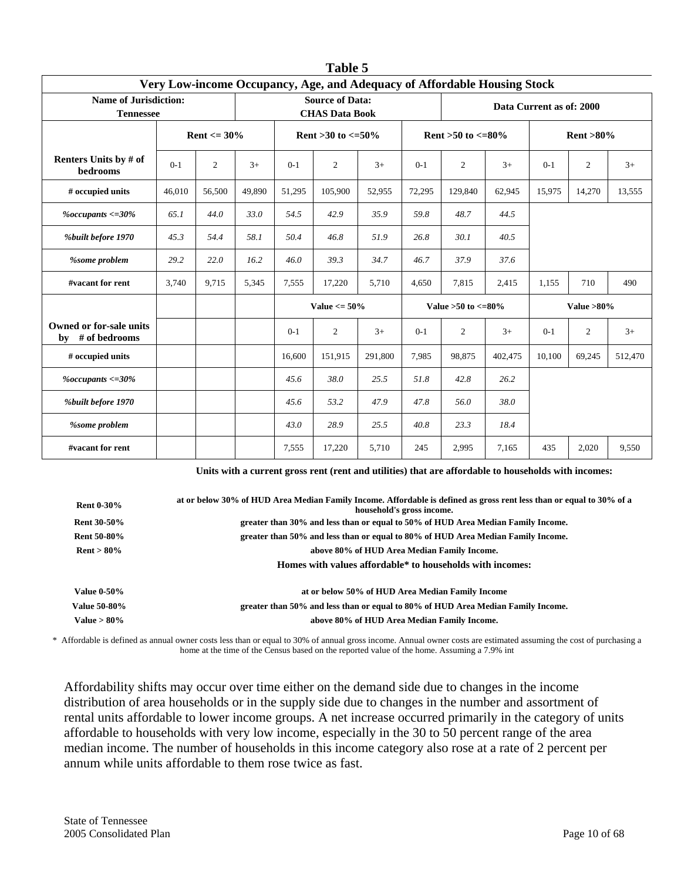## Table 5

### Very Low-income Occupancy, Age, and Adequacy of Affordable Housing Stock

| Name of Jurisdiction: Tennessee | | | | Source of Data: CHAS Data Book | | | | Data Current as of: 2000 | | | | |
|---|---|---|---|---|---|---|---|---|---|---|---|---|
| | Rent <= 30% | | | Rent >30 to <=50% | | | Rent >50 to <=80% | | | Rent >80% | | |
| **Renters Units by # of bedrooms** | 0-1 | 2 | 3+ | 0-1 | 2 | 3+ | 0-1 | 2 | 3+ | 0-1 | 2 | 3+ |
| **# occupied units** | 46,010 | 56,500 | 49,890 | 51,295 | 105,900 | 52,955 | 72,295 | 129,840 | 62,945 | 15,975 | 14,270 | 13,555 |
| *%occupants <=30%* | *65.1* | *44.0* | *33.0* | *54.5* | *42.9* | *35.9* | *59.8* | *48.7* | *44.5* | | | |
| *%built before 1970* | *45.3* | *54.4* | *58.1* | *50.4* | *46.8* | *51.9* | *26.8* | *30.1* | *40.5* | | | |
| *%some problem* | *29.2* | *22.0* | *16.2* | *46.0* | *39.3* | *34.7* | *46.7* | *37.9* | *37.6* | | | |
| **#vacant for rent** | 3,740 | 9,715 | 5,345 | 7,555 | 17,220 | 5,710 | 4,650 | 7,815 | 2,415 | 1,155 | 710 | 490 |
| | | | | Value <= 50% | | | Value >50 to <=80% | | | Value >80% | | |
| **Owned or for-sale units by # of bedrooms** | | | | 0-1 | 2 | 3+ | 0-1 | 2 | 3+ | 0-1 | 2 | 3+ |
| **# occupied units** | | | | 16,600 | 151,915 | 291,800 | 7,985 | 98,875 | 402,475 | 10,100 | 69,245 | 512,470 |
| *%occupants <=30%* | | | | *45.6* | *38.0* | *25.5* | *51.8* | *42.8* | *26.2* | | | |
| *%built before 1970* | | | | *45.6* | *53.2* | *47.9* | *47.8* | *56.0* | *38.0* | | | |
| *%some problem* | | | | *43.0* | *28.9* | *25.5* | *40.8* | *23.3* | *18.4* | | | |
| **#vacant for rent** | | | | 7,555 | 17,220 | 5,710 | 245 | 2,995 | 7,165 | 435 | 2,020 | 9,550 |

**Units with a current gross rent (rent and utilities) that are affordable to households with incomes:**

| | |
|---|---|
| **Rent 0-30%** | **at or below 30% of HUD Area Median Family Income. Affordable is defined as gross rent less than or equal to 30% of a household's gross income.** |
| **Rent 30-50%** | **greater than 30% and less than or equal to 50% of HUD Area Median Family Income.** |
| **Rent 50-80%** | **greater than 50% and less than or equal to 80% of HUD Area Median Family Income.** |
| **Rent > 80%** | **above 80% of HUD Area Median Family Income.** |

**Homes with values affordable* to households with incomes:**

| | |
|---|---|
| **Value 0-50%** | **at or below 50% of HUD Area Median Family Income** |
| **Value 50-80%** | **greater than 50% and less than or equal to 80% of HUD Area Median Family Income.** |
| **Value > 80%** | **above 80% of HUD Area Median Family Income.** |

\* Affordable is defined as annual owner costs less than or equal to 30% of annual gross income. Annual owner costs are estimated assuming the cost of purchasing a home at the time of the Census based on the reported value of the home. Assuming a 7.9% int

Affordability shifts may occur over time either on the demand side due to changes in the income distribution of area households or in the supply side due to changes in the number and assortment of rental units affordable to lower income groups. A net increase occurred primarily in the category of units affordable to households with very low income, especially in the 30 to 50 percent range of the area median income. The number of households in this income category also rose at a rate of 2 percent per annum while units affordable to them rose twice as fast.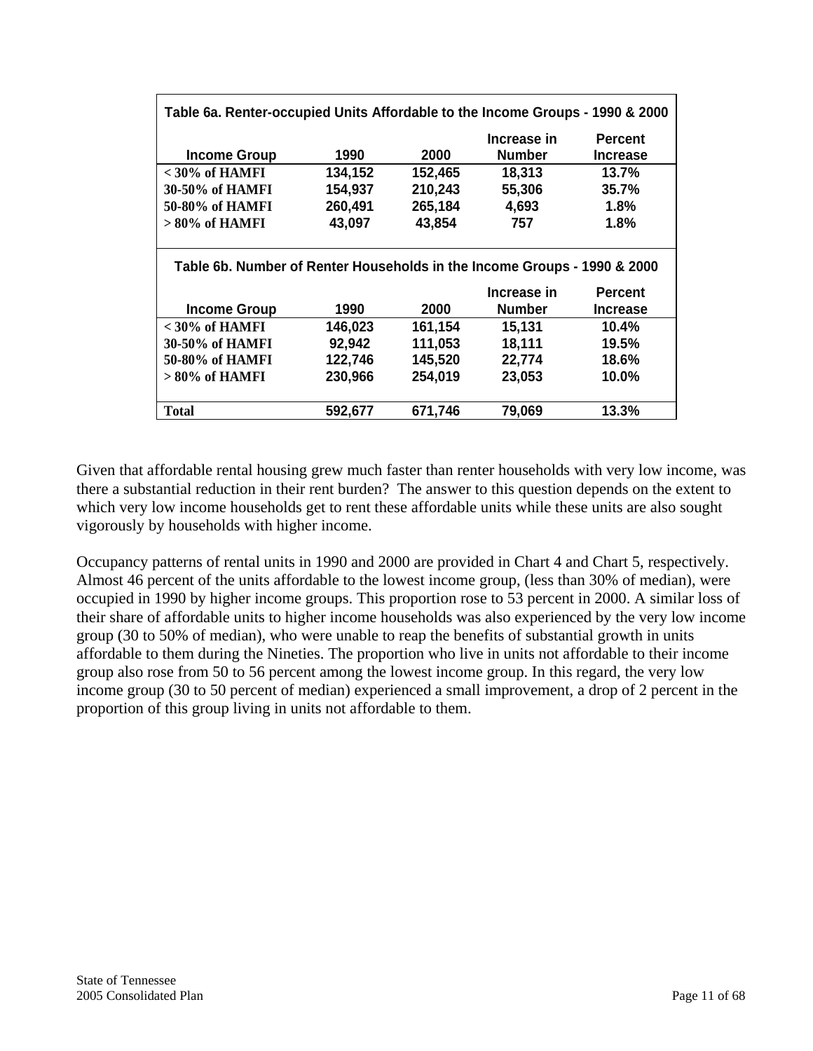**Table 6a. Renter-occupied Units Affordable to the Income Groups - 1990 & 2000**

| Income Group | 1990 | 2000 | Increase in Number | Percent Increase |
|---|---|---|---|---|
| < 30% of HAMFI | 134,152 | 152,465 | 18,313 | 13.7% |
| 30-50% of HAMFI | 154,937 | 210,243 | 55,306 | 35.7% |
| 50-80% of HAMFI | 260,491 | 265,184 | 4,693 | 1.8% |
| > 80% of HAMFI | 43,097 | 43,854 | 757 | 1.8% |

**Table 6b. Number of Renter Households in the Income Groups - 1990 & 2000**

| Income Group | 1990 | 2000 | Increase in Number | Percent Increase |
|---|---|---|---|---|
| < 30% of HAMFI | 146,023 | 161,154 | 15,131 | 10.4% |
| 30-50% of HAMFI | 92,942 | 111,053 | 18,111 | 19.5% |
| 50-80% of HAMFI | 122,746 | 145,520 | 22,774 | 18.6% |
| > 80% of HAMFI | 230,966 | 254,019 | 23,053 | 10.0% |
| **Total** | 592,677 | 671,746 | 79,069 | 13.3% |

Given that affordable rental housing grew much faster than renter households with very low income, was there a substantial reduction in their rent burden? The answer to this question depends on the extent to which very low income households get to rent these affordable units while these units are also sought vigorously by households with higher income.

Occupancy patterns of rental units in 1990 and 2000 are provided in Chart 4 and Chart 5, respectively. Almost 46 percent of the units affordable to the lowest income group, (less than 30% of median), were occupied in 1990 by higher income groups. This proportion rose to 53 percent in 2000. A similar loss of their share of affordable units to higher income households was also experienced by the very low income group (30 to 50% of median), who were unable to reap the benefits of substantial growth in units affordable to them during the Nineties. The proportion who live in units not affordable to their income group also rose from 50 to 56 percent among the lowest income group. In this regard, the very low income group (30 to 50 percent of median) experienced a small improvement, a drop of 2 percent in the proportion of this group living in units not affordable to them.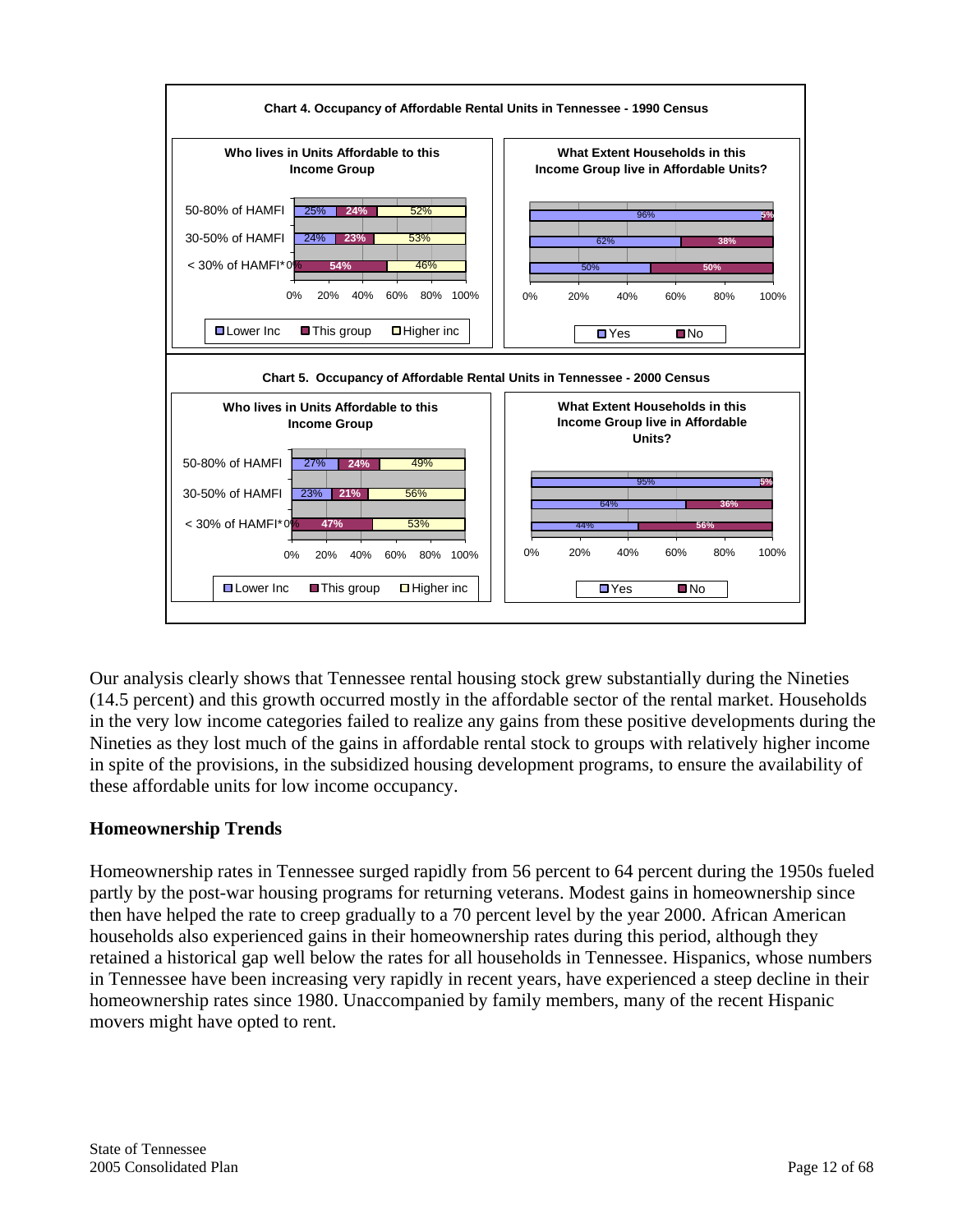**Chart 4. Occupancy of Affordable Rental Units in Tennessee - 1990 Census**

**Who lives in Units Affordable to this Income Group**

| Income Group | Lower Inc | This group | Higher inc |
|---|---|---|---|
| 50-80% of HAMFI | 25% | 24% | 52% |
| 30-50% of HAMFI | 24% | 23% | 53% |
| < 30% of HAMFI* | 0% | 54% | 46% |

**What Extent Households in this Income Group live in Affordable Units?**

| Income Group | Yes | No |
|---|---|---|
| 50-80% of HAMFI | 96% | 5% |
| 30-50% of HAMFI | 62% | 38% |
| < 30% of HAMFI* | 50% | 50% |

**Chart 5. Occupancy of Affordable Rental Units in Tennessee - 2000 Census**

**Who lives in Units Affordable to this Income Group**

| Income Group | Lower Inc | This group | Higher inc |
|---|---|---|---|
| 50-80% of HAMFI | 27% | 24% | 49% |
| 30-50% of HAMFI | 23% | 21% | 56% |
| < 30% of HAMFI* | 0% | 47% | 53% |

**What Extent Households in this Income Group live in Affordable Units?**

| Income Group | Yes | No |
|---|---|---|
| 50-80% of HAMFI | 95% | 5% |
| 30-50% of HAMFI | 64% | 36% |
| < 30% of HAMFI* | 44% | 56% |

Our analysis clearly shows that Tennessee rental housing stock grew substantially during the Nineties (14.5 percent) and this growth occurred mostly in the affordable sector of the rental market. Households in the very low income categories failed to realize any gains from these positive developments during the Nineties as they lost much of the gains in affordable rental stock to groups with relatively higher income in spite of the provisions, in the subsidized housing development programs, to ensure the availability of these affordable units for low income occupancy.

## Homeownership Trends

Homeownership rates in Tennessee surged rapidly from 56 percent to 64 percent during the 1950s fueled partly by the post-war housing programs for returning veterans. Modest gains in homeownership since then have helped the rate to creep gradually to a 70 percent level by the year 2000. African American households also experienced gains in their homeownership rates during this period, although they retained a historical gap well below the rates for all households in Tennessee. Hispanics, whose numbers in Tennessee have been increasing very rapidly in recent years, have experienced a steep decline in their homeownership rates since 1980. Unaccompanied by family members, many of the recent Hispanic movers might have opted to rent.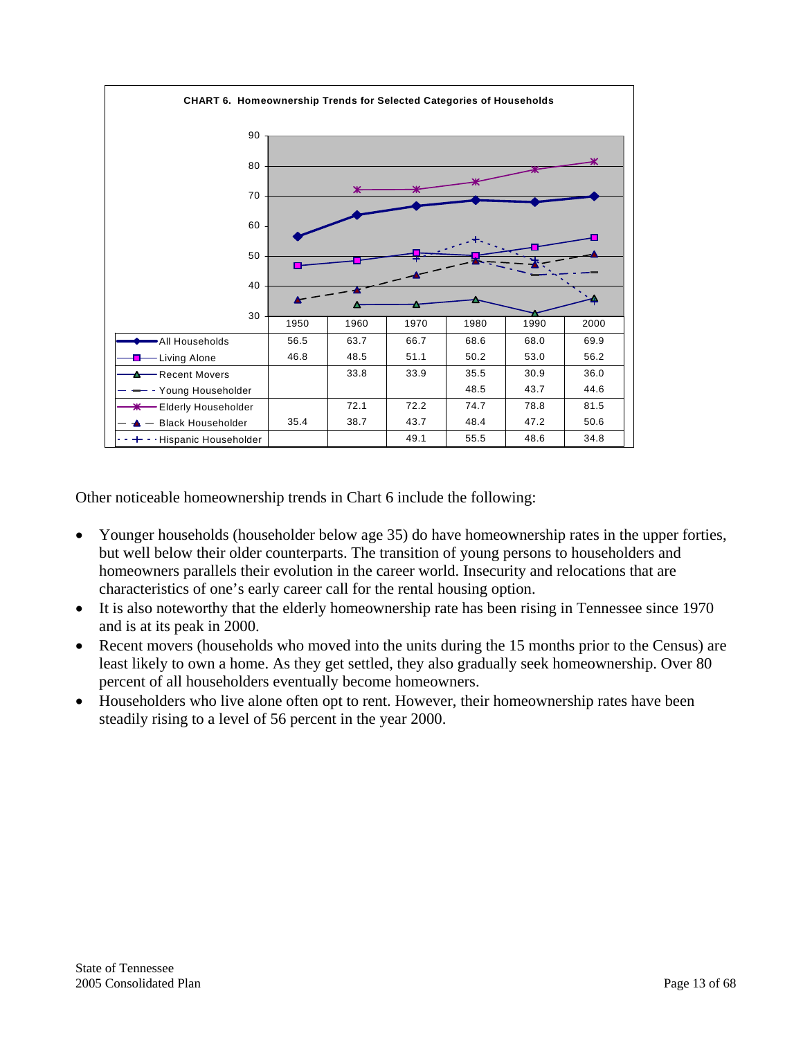**CHART 6. Homeownership Trends for Selected Categories of Households**

| | 1950 | 1960 | 1970 | 1980 | 1990 | 2000 |
|---|---|---|---|---|---|---|
| All Households | 56.5 | 63.7 | 66.7 | 68.6 | 68.0 | 69.9 |
| Living Alone | 46.8 | 48.5 | 51.1 | 50.2 | 53.0 | 56.2 |
| Recent Movers | | 33.8 | 33.9 | 35.5 | 30.9 | 36.0 |
| Young Householder | | | | 48.5 | 43.7 | 44.6 |
| Elderly Householder | | 72.1 | 72.2 | 74.7 | 78.8 | 81.5 |
| Black Householder | 35.4 | 38.7 | 43.7 | 48.4 | 47.2 | 50.6 |
| Hispanic Householder | | | 49.1 | 55.5 | 48.6 | 34.8 |

Other noticeable homeownership trends in Chart 6 include the following:

- Younger households (householder below age 35) do have homeownership rates in the upper forties, but well below their older counterparts. The transition of young persons to householders and homeowners parallels their evolution in the career world. Insecurity and relocations that are characteristics of one's early career call for the rental housing option.
- It is also noteworthy that the elderly homeownership rate has been rising in Tennessee since 1970 and is at its peak in 2000.
- Recent movers (households who moved into the units during the 15 months prior to the Census) are least likely to own a home. As they get settled, they also gradually seek homeownership. Over 80 percent of all householders eventually become homeowners.
- Householders who live alone often opt to rent. However, their homeownership rates have been steadily rising to a level of 56 percent in the year 2000.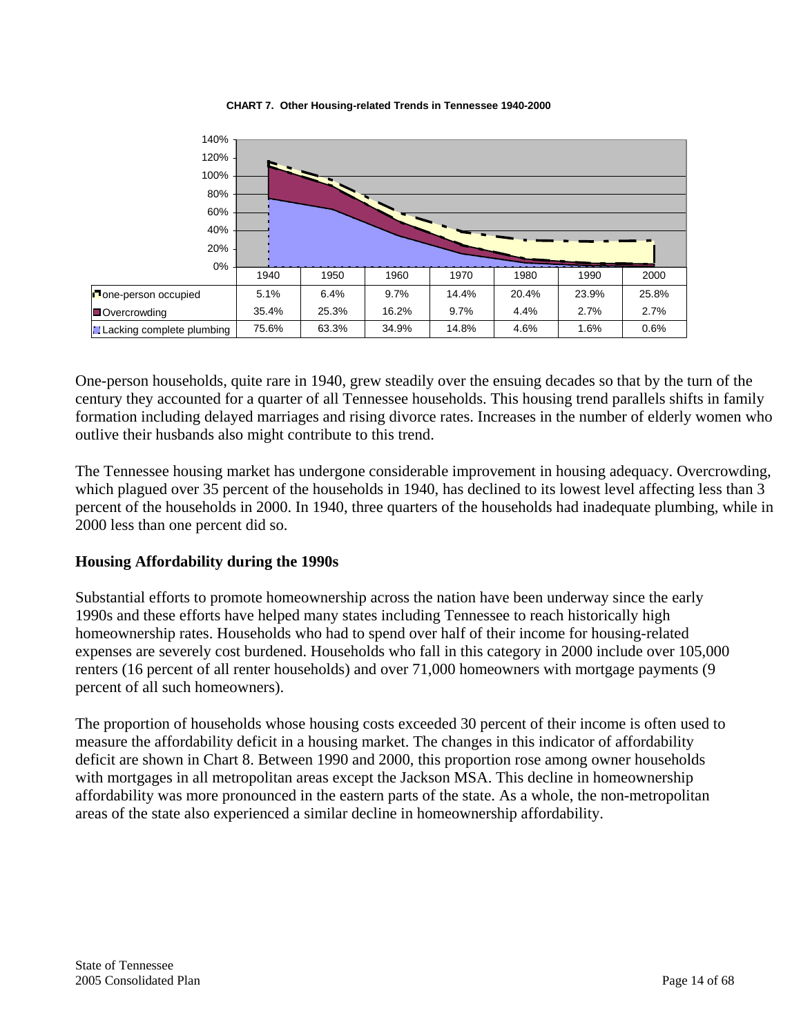**CHART 7. Other Housing-related Trends in Tennessee 1940-2000**

| | 1940 | 1950 | 1960 | 1970 | 1980 | 1990 | 2000 |
|---|---|---|---|---|---|---|---|
| one-person occupied | 5.1% | 6.4% | 9.7% | 14.4% | 20.4% | 23.9% | 25.8% |
| Overcrowding | 35.4% | 25.3% | 16.2% | 9.7% | 4.4% | 2.7% | 2.7% |
| Lacking complete plumbing | 75.6% | 63.3% | 34.9% | 14.8% | 4.6% | 1.6% | 0.6% |

One-person households, quite rare in 1940, grew steadily over the ensuing decades so that by the turn of the century they accounted for a quarter of all Tennessee households. This housing trend parallels shifts in family formation including delayed marriages and rising divorce rates. Increases in the number of elderly women who outlive their husbands also might contribute to this trend.

The Tennessee housing market has undergone considerable improvement in housing adequacy. Overcrowding, which plagued over 35 percent of the households in 1940, has declined to its lowest level affecting less than 3 percent of the households in 2000. In 1940, three quarters of the households had inadequate plumbing, while in 2000 less than one percent did so.

### Housing Affordability during the 1990s

Substantial efforts to promote homeownership across the nation have been underway since the early 1990s and these efforts have helped many states including Tennessee to reach historically high homeownership rates. Households who had to spend over half of their income for housing-related expenses are severely cost burdened. Households who fall in this category in 2000 include over 105,000 renters (16 percent of all renter households) and over 71,000 homeowners with mortgage payments (9 percent of all such homeowners).

The proportion of households whose housing costs exceeded 30 percent of their income is often used to measure the affordability deficit in a housing market. The changes in this indicator of affordability deficit are shown in Chart 8. Between 1990 and 2000, this proportion rose among owner households with mortgages in all metropolitan areas except the Jackson MSA. This decline in homeownership affordability was more pronounced in the eastern parts of the state. As a whole, the non-metropolitan areas of the state also experienced a similar decline in homeownership affordability.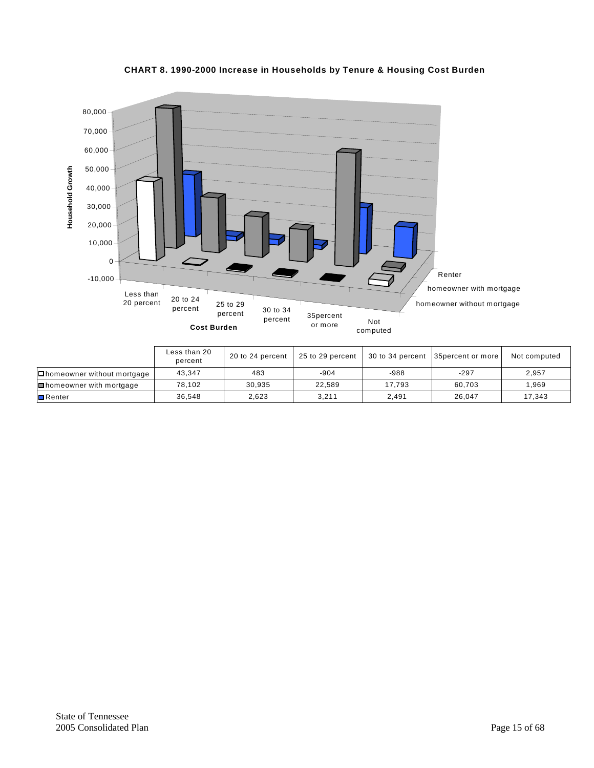**CHART 8. 1990-2000 Increase in Households by Tenure & Housing Cost Burden**

| | Less than 20 percent | 20 to 24 percent | 25 to 29 percent | 30 to 34 percent | 35percent or more | Not computed |
|---|---|---|---|---|---|---|
| homeowner without mortgage | 43,347 | 483 | -904 | -988 | -297 | 2,957 |
| homeowner with mortgage | 78,102 | 30,935 | 22,589 | 17,793 | 60,703 | 1,969 |
| Renter | 36,548 | 2,623 | 3,211 | 2,491 | 26,047 | 17,343 |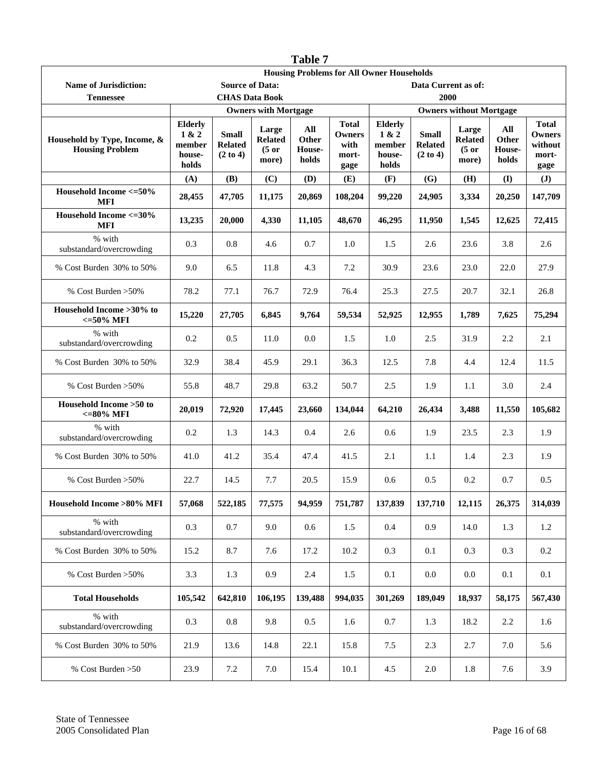# Table 7

| Housing Problems for All Owner Households | | | | | | | | | | |
|---|---|---|---|---|---|---|---|---|---|---|
| **Name of Jurisdiction:** | **Source of Data:** | | | | | **Data Current as of:** | | | | |
| **Tennessee** | **CHAS Data Book** | | | | | **2000** | | | | |
| | **Owners with Mortgage** | | | | | **Owners without Mortgage** | | | | |
| **Household by Type, Income, & Housing Problem** | **Elderly 1 & 2 member house-holds** | **Small Related (2 to 4)** | **Large Related (5 or more)** | **All Other House-holds** | **Total Owners with mort-gage** | **Elderly 1 & 2 member house-holds** | **Small Related (2 to 4)** | **Large Related (5 or more)** | **All Other House-holds** | **Total Owners without mort-gage** |
| | **(A)** | **(B)** | **(C)** | **(D)** | **(E)** | **(F)** | **(G)** | **(H)** | **(I)** | **(J)** |
| **Household Income <=50% MFI** | **28,455** | **47,705** | **11,175** | **20,869** | **108,204** | **99,220** | **24,905** | **3,334** | **20,250** | **147,709** |
| **Household Income <=30% MFI** | **13,235** | **20,000** | **4,330** | **11,105** | **48,670** | **46,295** | **11,950** | **1,545** | **12,625** | **72,415** |
| % with substandard/overcrowding | 0.3 | 0.8 | 4.6 | 0.7 | 1.0 | 1.5 | 2.6 | 23.6 | 3.8 | 2.6 |
| % Cost Burden 30% to 50% | 9.0 | 6.5 | 11.8 | 4.3 | 7.2 | 30.9 | 23.6 | 23.0 | 22.0 | 27.9 |
| % Cost Burden >50% | 78.2 | 77.1 | 76.7 | 72.9 | 76.4 | 25.3 | 27.5 | 20.7 | 32.1 | 26.8 |
| **Household Income >30% to <=50% MFI** | **15,220** | **27,705** | **6,845** | **9,764** | **59,534** | **52,925** | **12,955** | **1,789** | **7,625** | **75,294** |
| % with substandard/overcrowding | 0.2 | 0.5 | 11.0 | 0.0 | 1.5 | 1.0 | 2.5 | 31.9 | 2.2 | 2.1 |
| % Cost Burden 30% to 50% | 32.9 | 38.4 | 45.9 | 29.1 | 36.3 | 12.5 | 7.8 | 4.4 | 12.4 | 11.5 |
| % Cost Burden >50% | 55.8 | 48.7 | 29.8 | 63.2 | 50.7 | 2.5 | 1.9 | 1.1 | 3.0 | 2.4 |
| **Household Income >50 to <=80% MFI** | **20,019** | **72,920** | **17,445** | **23,660** | **134,044** | **64,210** | **26,434** | **3,488** | **11,550** | **105,682** |
| % with substandard/overcrowding | 0.2 | 1.3 | 14.3 | 0.4 | 2.6 | 0.6 | 1.9 | 23.5 | 2.3 | 1.9 |
| % Cost Burden 30% to 50% | 41.0 | 41.2 | 35.4 | 47.4 | 41.5 | 2.1 | 1.1 | 1.4 | 2.3 | 1.9 |
| % Cost Burden >50% | 22.7 | 14.5 | 7.7 | 20.5 | 15.9 | 0.6 | 0.5 | 0.2 | 0.7 | 0.5 |
| **Household Income >80% MFI** | **57,068** | **522,185** | **77,575** | **94,959** | **751,787** | **137,839** | **137,710** | **12,115** | **26,375** | **314,039** |
| % with substandard/overcrowding | 0.3 | 0.7 | 9.0 | 0.6 | 1.5 | 0.4 | 0.9 | 14.0 | 1.3 | 1.2 |
| % Cost Burden 30% to 50% | 15.2 | 8.7 | 7.6 | 17.2 | 10.2 | 0.3 | 0.1 | 0.3 | 0.3 | 0.2 |
| % Cost Burden >50% | 3.3 | 1.3 | 0.9 | 2.4 | 1.5 | 0.1 | 0.0 | 0.0 | 0.1 | 0.1 |
| **Total Households** | **105,542** | **642,810** | **106,195** | **139,488** | **994,035** | **301,269** | **189,049** | **18,937** | **58,175** | **567,430** |
| % with substandard/overcrowding | 0.3 | 0.8 | 9.8 | 0.5 | 1.6 | 0.7 | 1.3 | 18.2 | 2.2 | 1.6 |
| % Cost Burden 30% to 50% | 21.9 | 13.6 | 14.8 | 22.1 | 15.8 | 7.5 | 2.3 | 2.7 | 7.0 | 5.6 |
| % Cost Burden >50 | 23.9 | 7.2 | 7.0 | 15.4 | 10.1 | 4.5 | 2.0 | 1.8 | 7.6 | 3.9 |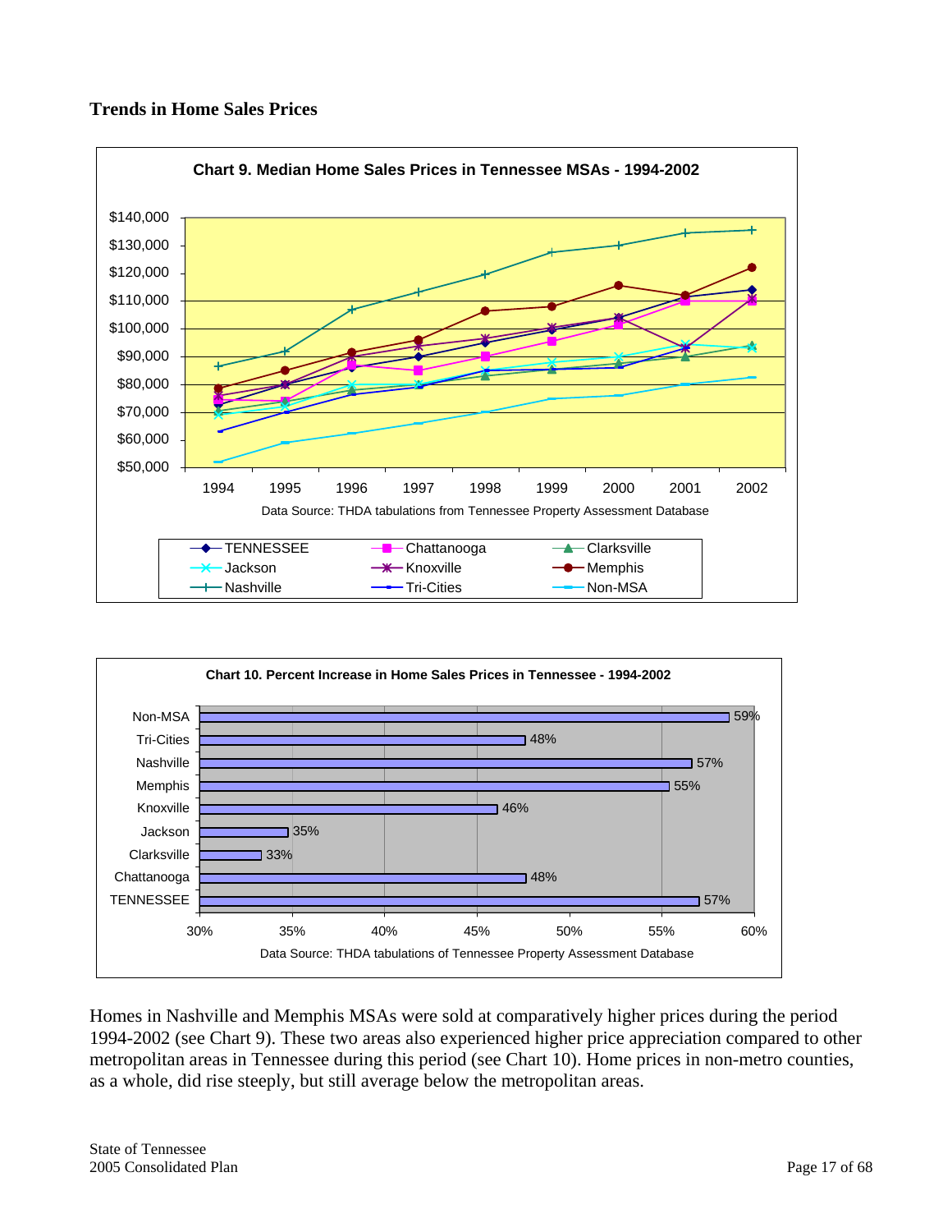## Trends in Home Sales Prices

**Chart 9. Median Home Sales Prices in Tennessee MSAs - 1994-2002**

Data Source: THDA tabulations from Tennessee Property Assessment Database

**Chart 10. Percent Increase in Home Sales Prices in Tennessee - 1994-2002**

| Area | Percent Increase |
|---|---|
| Non-MSA | 59% |
| Tri-Cities | 48% |
| Nashville | 57% |
| Memphis | 55% |
| Knoxville | 46% |
| Jackson | 35% |
| Clarksville | 33% |
| Chattanooga | 48% |
| TENNESSEE | 57% |

Data Source: THDA tabulations of Tennessee Property Assessment Database

Homes in Nashville and Memphis MSAs were sold at comparatively higher prices during the period 1994-2002 (see Chart 9). These two areas also experienced higher price appreciation compared to other metropolitan areas in Tennessee during this period (see Chart 10). Home prices in non-metro counties, as a whole, did rise steeply, but still average below the metropolitan areas.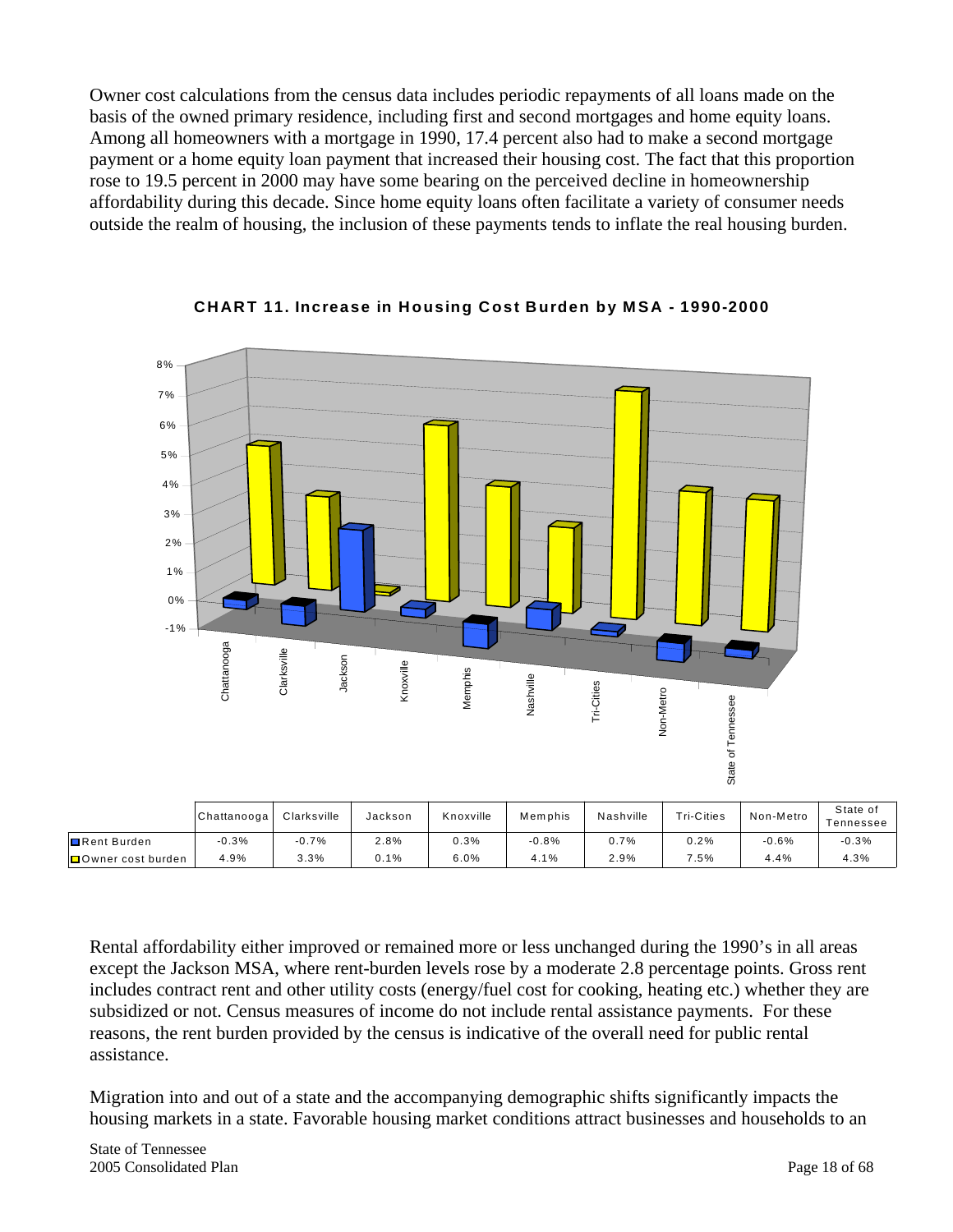Owner cost calculations from the census data includes periodic repayments of all loans made on the basis of the owned primary residence, including first and second mortgages and home equity loans. Among all homeowners with a mortgage in 1990, 17.4 percent also had to make a second mortgage payment or a home equity loan payment that increased their housing cost. The fact that this proportion rose to 19.5 percent in 2000 may have some bearing on the perceived decline in homeownership affordability during this decade. Since home equity loans often facilitate a variety of consumer needs outside the realm of housing, the inclusion of these payments tends to inflate the real housing burden.

**CHART 11. Increase in Housing Cost Burden by MSA - 1990-2000**

| | Chattanooga | Clarksville | Jackson | Knoxville | Memphis | Nashville | Tri-Cities | Non-Metro | State of Tennessee |
|---|---|---|---|---|---|---|---|---|---|
| Rent Burden | -0.3% | -0.7% | 2.8% | 0.3% | -0.8% | 0.7% | 0.2% | -0.6% | -0.3% |
| Owner cost burden | 4.9% | 3.3% | 0.1% | 6.0% | 4.1% | 2.9% | 7.5% | 4.4% | 4.3% |

Rental affordability either improved or remained more or less unchanged during the 1990's in all areas except the Jackson MSA, where rent-burden levels rose by a moderate 2.8 percentage points. Gross rent includes contract rent and other utility costs (energy/fuel cost for cooking, heating etc.) whether they are subsidized or not. Census measures of income do not include rental assistance payments. For these reasons, the rent burden provided by the census is indicative of the overall need for public rental assistance.

Migration into and out of a state and the accompanying demographic shifts significantly impacts the housing markets in a state. Favorable housing market conditions attract businesses and households to an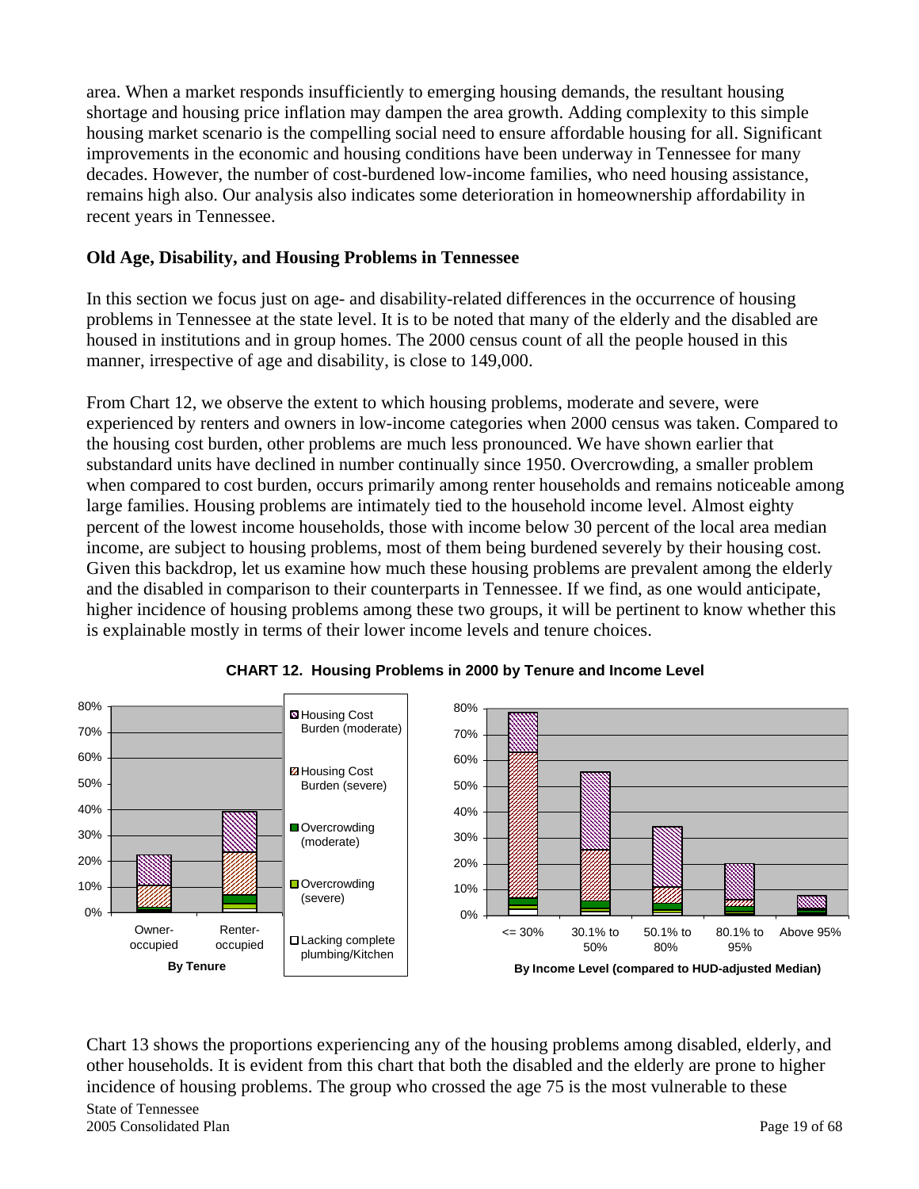area. When a market responds insufficiently to emerging housing demands, the resultant housing shortage and housing price inflation may dampen the area growth. Adding complexity to this simple housing market scenario is the compelling social need to ensure affordable housing for all. Significant improvements in the economic and housing conditions have been underway in Tennessee for many decades. However, the number of cost-burdened low-income families, who need housing assistance, remains high also. Our analysis also indicates some deterioration in homeownership affordability in recent years in Tennessee.

### Old Age, Disability, and Housing Problems in Tennessee

In this section we focus just on age- and disability-related differences in the occurrence of housing problems in Tennessee at the state level. It is to be noted that many of the elderly and the disabled are housed in institutions and in group homes. The 2000 census count of all the people housed in this manner, irrespective of age and disability, is close to 149,000.

From Chart 12, we observe the extent to which housing problems, moderate and severe, were experienced by renters and owners in low-income categories when 2000 census was taken. Compared to the housing cost burden, other problems are much less pronounced. We have shown earlier that substandard units have declined in number continually since 1950. Overcrowding, a smaller problem when compared to cost burden, occurs primarily among renter households and remains noticeable among large families. Housing problems are intimately tied to the household income level. Almost eighty percent of the lowest income households, those with income below 30 percent of the local area median income, are subject to housing problems, most of them being burdened severely by their housing cost. Given this backdrop, let us examine how much these housing problems are prevalent among the elderly and the disabled in comparison to their counterparts in Tennessee. If we find, as one would anticipate, higher incidence of housing problems among these two groups, it will be pertinent to know whether this is explainable mostly in terms of their lower income levels and tenure choices.

**CHART 12. Housing Problems in 2000 by Tenure and Income Level**

Chart 13 shows the proportions experiencing any of the housing problems among disabled, elderly, and other households. It is evident from this chart that both the disabled and the elderly are prone to higher incidence of housing problems. The group who crossed the age 75 is the most vulnerable to these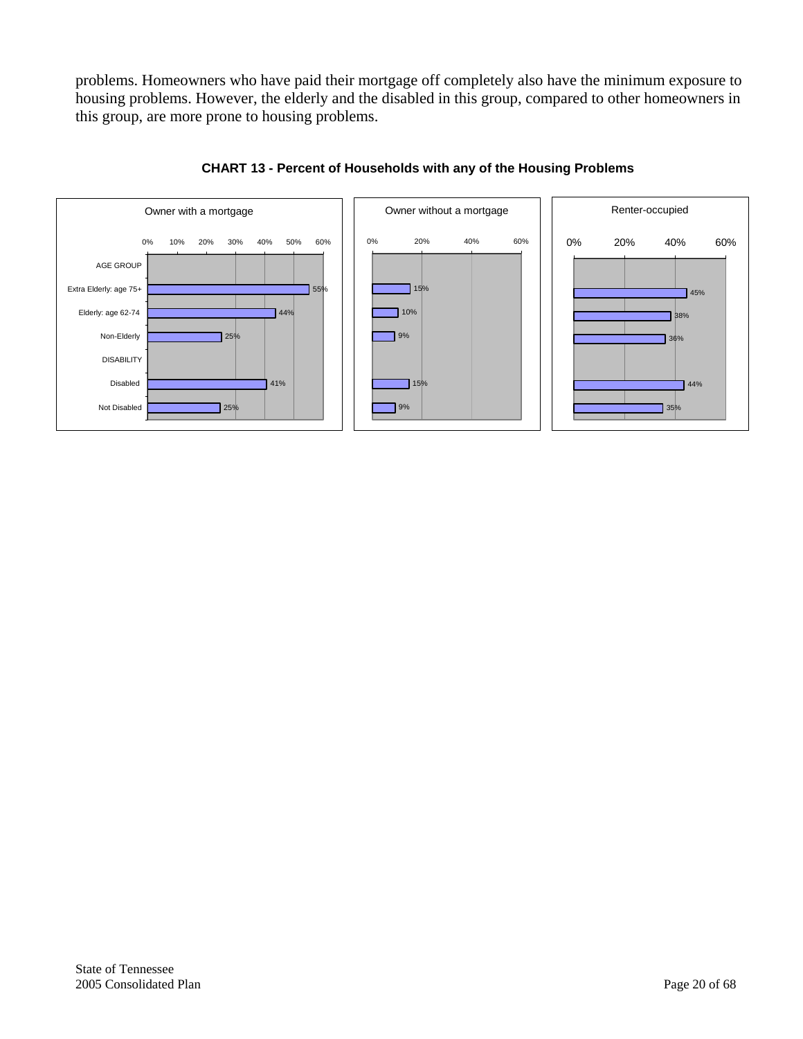problems. Homeowners who have paid their mortgage off completely also have the minimum exposure to housing problems. However, the elderly and the disabled in this group, compared to other homeowners in this group, are more prone to housing problems.

**CHART 13 - Percent of Households with any of the Housing Problems**

| | Owner with a mortgage | Owner without a mortgage | Renter-occupied |
|---|---|---|---|
| AGE GROUP | | | |
| Extra Elderly: age 75+ | 55% | 15% | 45% |
| Elderly: age 62-74 | 44% | 10% | 38% |
| Non-Elderly | 25% | 9% | 36% |
| DISABILITY | | | |
| Disabled | 41% | 15% | 44% |
| Not Disabled | 25% | 9% | 35% |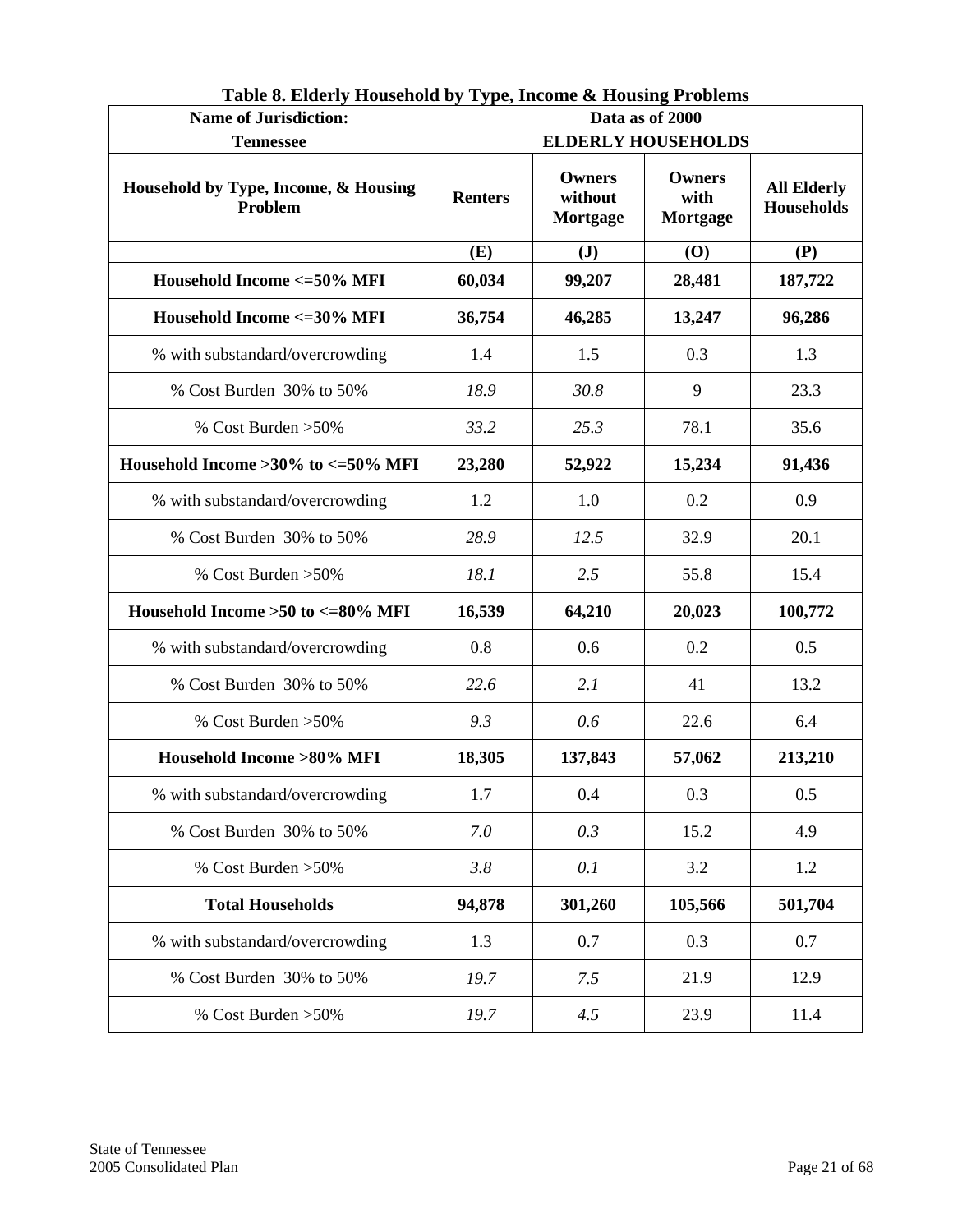## Table 8. Elderly Household by Type, Income & Housing Problems

| Name of Jurisdiction: Tennessee | Data as of 2000 ELDERLY HOUSEHOLDS | | | |
|---|---|---|---|---|
| **Household by Type, Income, & Housing Problem** | **Renters** | **Owners without Mortgage** | **Owners with Mortgage** | **All Elderly Households** |
| | **(E)** | **(J)** | **(O)** | **(P)** |
| **Household Income <=50% MFI** | **60,034** | **99,207** | **28,481** | **187,722** |
| **Household Income <=30% MFI** | **36,754** | **46,285** | **13,247** | **96,286** |
| % with substandard/overcrowding | 1.4 | 1.5 | 0.3 | 1.3 |
| % Cost Burden 30% to 50% | *18.9* | *30.8* | 9 | 23.3 |
| % Cost Burden >50% | *33.2* | *25.3* | 78.1 | 35.6 |
| **Household Income >30% to <=50% MFI** | **23,280** | **52,922** | **15,234** | **91,436** |
| % with substandard/overcrowding | 1.2 | 1.0 | 0.2 | 0.9 |
| % Cost Burden 30% to 50% | *28.9* | *12.5* | 32.9 | 20.1 |
| % Cost Burden >50% | *18.1* | *2.5* | 55.8 | 15.4 |
| **Household Income >50 to <=80% MFI** | **16,539** | **64,210** | **20,023** | **100,772** |
| % with substandard/overcrowding | 0.8 | 0.6 | 0.2 | 0.5 |
| % Cost Burden 30% to 50% | *22.6* | *2.1* | 41 | 13.2 |
| % Cost Burden >50% | *9.3* | *0.6* | 22.6 | 6.4 |
| **Household Income >80% MFI** | **18,305** | **137,843** | **57,062** | **213,210** |
| % with substandard/overcrowding | 1.7 | 0.4 | 0.3 | 0.5 |
| % Cost Burden 30% to 50% | *7.0* | *0.3* | 15.2 | 4.9 |
| % Cost Burden >50% | *3.8* | *0.1* | 3.2 | 1.2 |
| **Total Households** | **94,878** | **301,260** | **105,566** | **501,704** |
| % with substandard/overcrowding | 1.3 | 0.7 | 0.3 | 0.7 |
| % Cost Burden 30% to 50% | *19.7* | *7.5* | 21.9 | 12.9 |
| % Cost Burden >50% | *19.7* | *4.5* | 23.9 | 11.4 |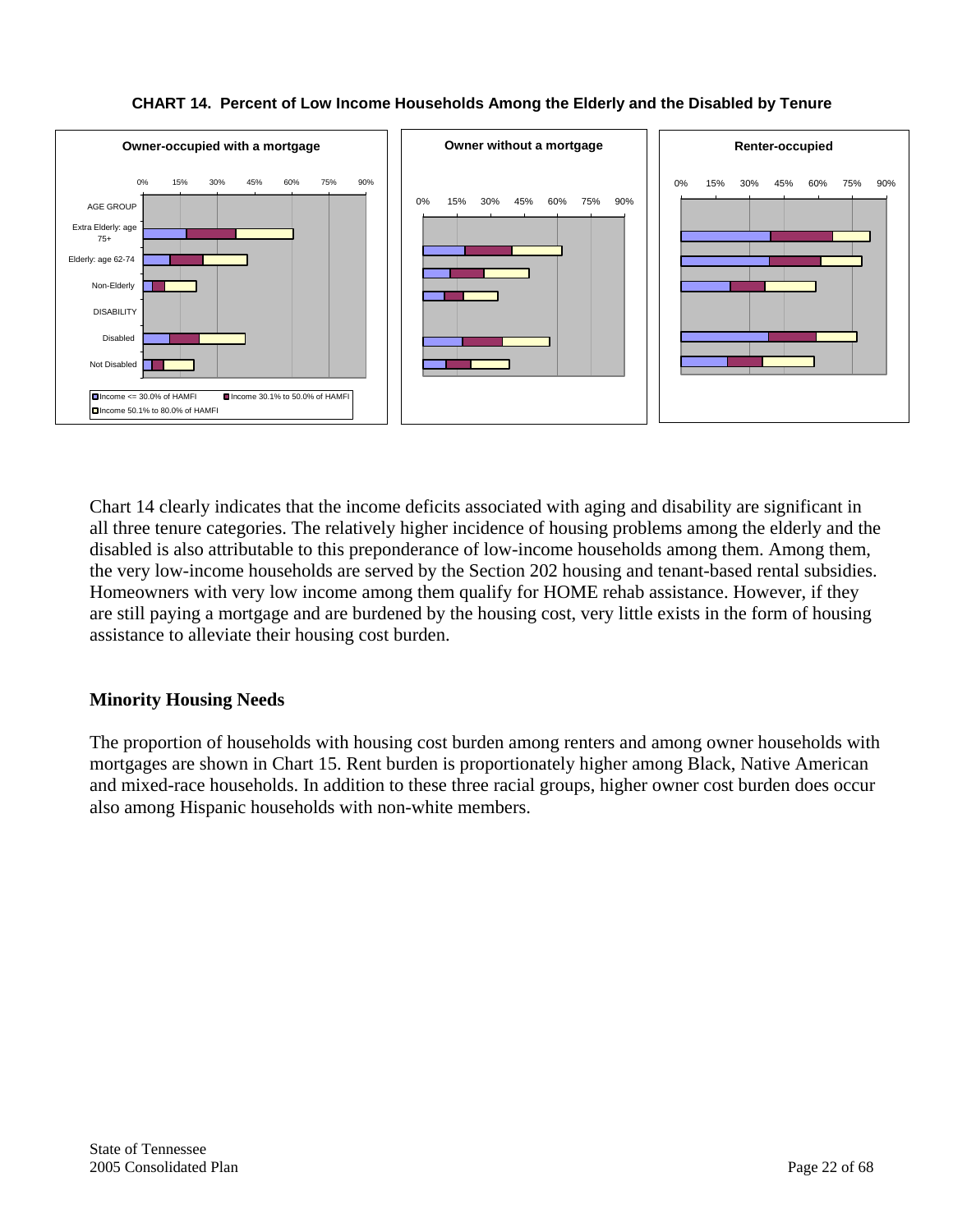**CHART 14. Percent of Low Income Households Among the Elderly and the Disabled by Tenure**

Owner-occupied with a mortgage

Owner without a mortgage

Renter-occupied

AGE GROUP

Extra Elderly: age 75+

Elderly: age 62-74

Non-Elderly

DISABILITY

Disabled

Not Disabled

Income <= 30.0% of HAMFI | Income 30.1% to 50.0% of HAMFI | Income 50.1% to 80.0% of HAMFI

Chart 14 clearly indicates that the income deficits associated with aging and disability are significant in all three tenure categories. The relatively higher incidence of housing problems among the elderly and the disabled is also attributable to this preponderance of low-income households among them. Among them, the very low-income households are served by the Section 202 housing and tenant-based rental subsidies. Homeowners with very low income among them qualify for HOME rehab assistance. However, if they are still paying a mortgage and are burdened by the housing cost, very little exists in the form of housing assistance to alleviate their housing cost burden.

## Minority Housing Needs

The proportion of households with housing cost burden among renters and among owner households with mortgages are shown in Chart 15. Rent burden is proportionately higher among Black, Native American and mixed-race households. In addition to these three racial groups, higher owner cost burden does occur also among Hispanic households with non-white members.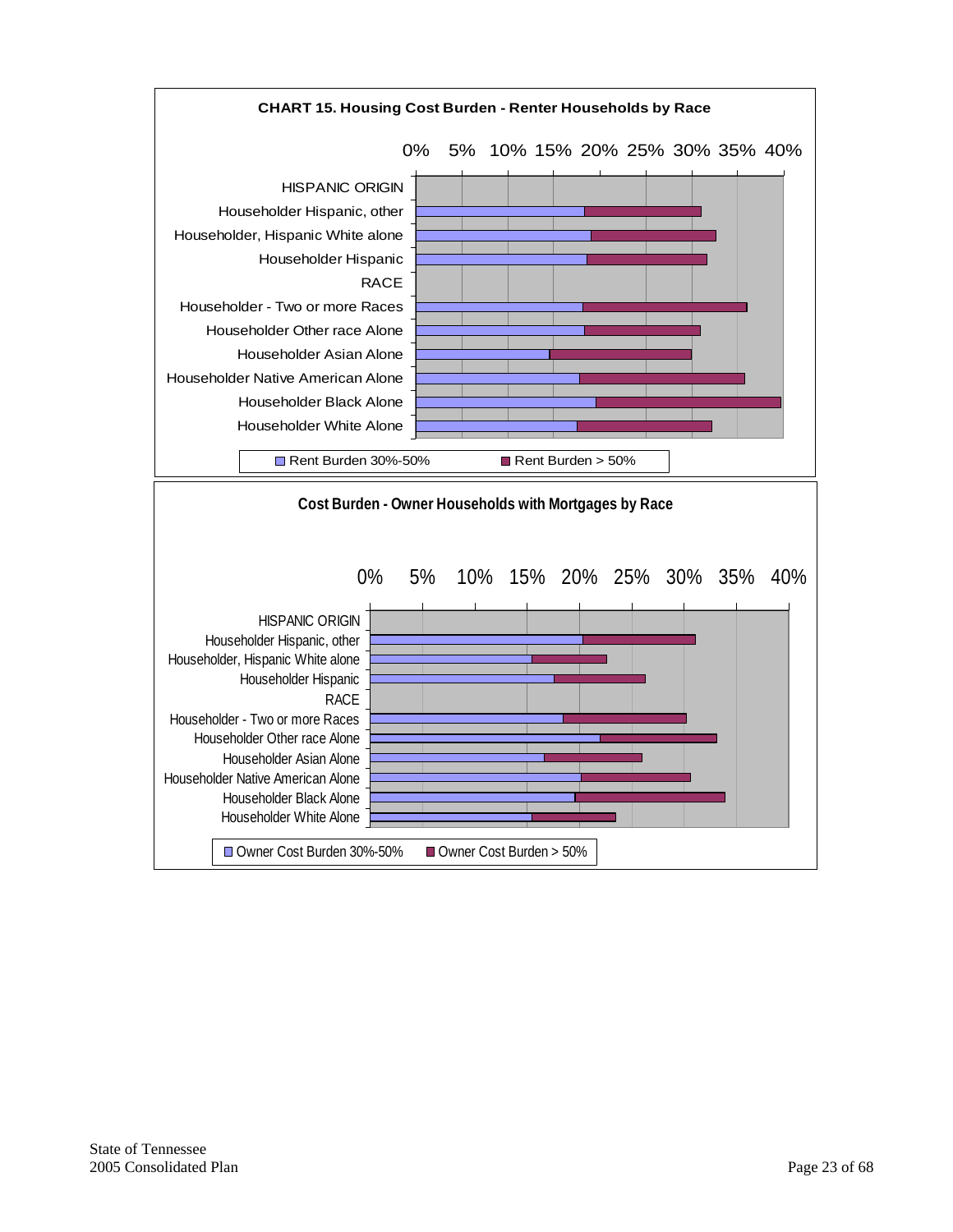**CHART 15. Housing Cost Burden - Renter Households by Race**

0% 5% 10% 15% 20% 25% 30% 35% 40%

HISPANIC ORIGIN
Householder Hispanic, other
Householder, Hispanic White alone
Householder Hispanic
RACE
Householder - Two or more Races
Householder Other race Alone
Householder Asian Alone
Householder Native American Alone
Householder Black Alone
Householder White Alone

Rent Burden 30%-50% | Rent Burden > 50%

**Cost Burden - Owner Households with Mortgages by Race**

0% 5% 10% 15% 20% 25% 30% 35% 40%

HISPANIC ORIGIN
Householder Hispanic, other
Householder, Hispanic White alone
Householder Hispanic
RACE
Householder - Two or more Races
Householder Other race Alone
Householder Asian Alone
Householder Native American Alone
Householder Black Alone
Householder White Alone

Owner Cost Burden 30%-50% | Owner Cost Burden > 50%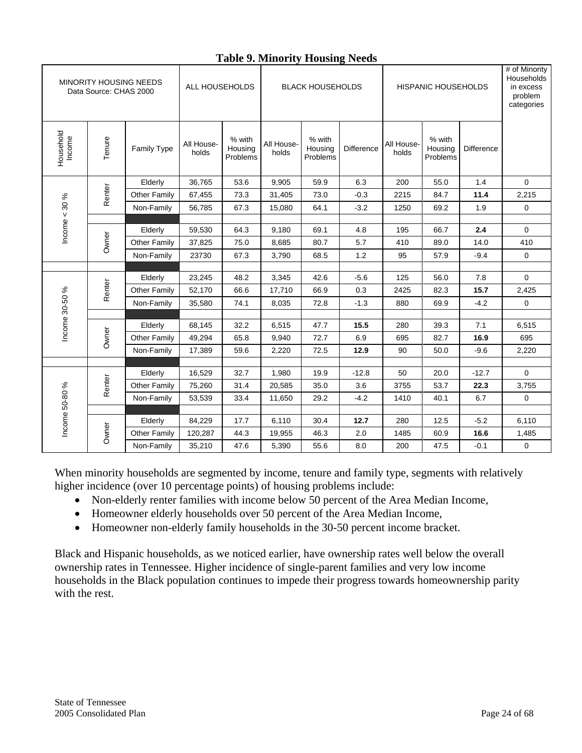**Table 9. Minority Housing Needs**

| MINORITY HOUSING NEEDS Data Source: CHAS 2000 | | | ALL HOUSEHOLDS | | BLACK HOUSEHOLDS | | | HISPANIC HOUSEHOLDS | | | # of Minority Households in excess problem categories |
|---|---|---|---|---|---|---|---|---|---|---|---|
| Household Income | Tenure | Family Type | All House-holds | % with Housing Problems | All House-holds | % with Housing Problems | Difference | All House-holds | % with Housing Problems | Difference | |
| Income < 30 % | Renter | Elderly | 36,765 | 53.6 | 9,905 | 59.9 | 6.3 | 200 | 55.0 | 1.4 | 0 |
| | | Other Family | 67,455 | 73.3 | 31,405 | 73.0 | -0.3 | 2215 | 84.7 | **11.4** | 2,215 |
| | | Non-Family | 56,785 | 67.3 | 15,080 | 64.1 | -3.2 | 1250 | 69.2 | 1.9 | 0 |
| | Owner | Elderly | 59,530 | 64.3 | 9,180 | 69.1 | 4.8 | 195 | 66.7 | **2.4** | 0 |
| | | Other Family | 37,825 | 75.0 | 8,685 | 80.7 | 5.7 | 410 | 89.0 | 14.0 | 410 |
| | | Non-Family | 23730 | 67.3 | 3,790 | 68.5 | 1.2 | 95 | 57.9 | -9.4 | 0 |
| Income 30-50 % | Renter | Elderly | 23,245 | 48.2 | 3,345 | 42.6 | -5.6 | 125 | 56.0 | 7.8 | 0 |
| | | Other Family | 52,170 | 66.6 | 17,710 | 66.9 | 0.3 | 2425 | 82.3 | **15.7** | 2,425 |
| | | Non-Family | 35,580 | 74.1 | 8,035 | 72.8 | -1.3 | 880 | 69.9 | -4.2 | 0 |
| | Owner | Elderly | 68,145 | 32.2 | 6,515 | 47.7 | **15.5** | 280 | 39.3 | 7.1 | 6,515 |
| | | Other Family | 49,294 | 65.8 | 9,940 | 72.7 | 6.9 | 695 | 82.7 | **16.9** | 695 |
| | | Non-Family | 17,389 | 59.6 | 2,220 | 72.5 | **12.9** | 90 | 50.0 | -9.6 | 2,220 |
| Income 50-80 % | Renter | Elderly | 16,529 | 32.7 | 1,980 | 19.9 | -12.8 | 50 | 20.0 | -12.7 | 0 |
| | | Other Family | 75,260 | 31.4 | 20,585 | 35.0 | 3.6 | 3755 | 53.7 | **22.3** | 3,755 |
| | | Non-Family | 53,539 | 33.4 | 11,650 | 29.2 | -4.2 | 1410 | 40.1 | 6.7 | 0 |
| | Owner | Elderly | 84,229 | 17.7 | 6,110 | 30.4 | **12.7** | 280 | 12.5 | -5.2 | 6,110 |
| | | Other Family | 120,287 | 44.3 | 19,955 | 46.3 | 2.0 | 1485 | 60.9 | **16.6** | 1,485 |
| | | Non-Family | 35,210 | 47.6 | 5,390 | 55.6 | 8.0 | 200 | 47.5 | -0.1 | 0 |

When minority households are segmented by income, tenure and family type, segments with relatively higher incidence (over 10 percentage points) of housing problems include:

- Non-elderly renter families with income below 50 percent of the Area Median Income,
- Homeowner elderly households over 50 percent of the Area Median Income,
- Homeowner non-elderly family households in the 30-50 percent income bracket.

Black and Hispanic households, as we noticed earlier, have ownership rates well below the overall ownership rates in Tennessee. Higher incidence of single-parent families and very low income households in the Black population continues to impede their progress towards homeownership parity with the rest.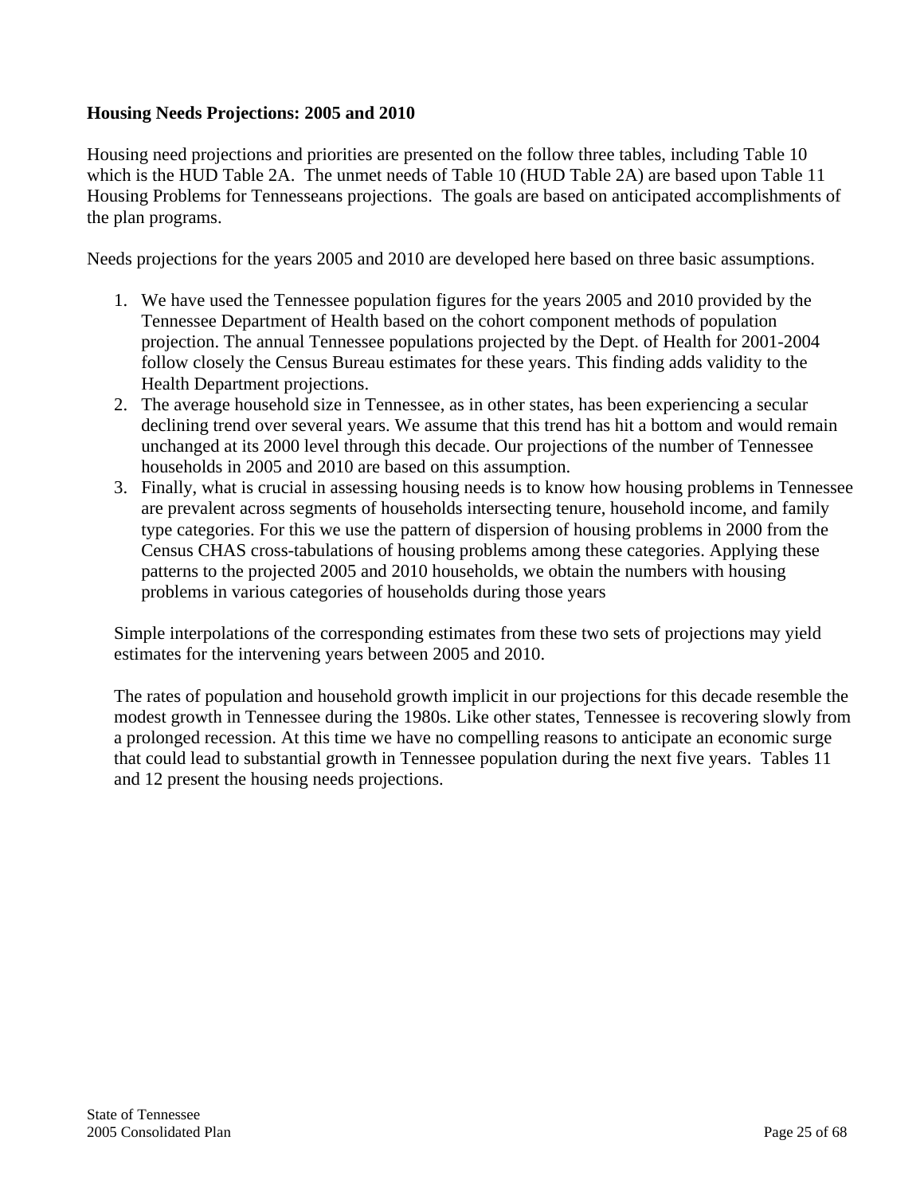**Housing Needs Projections: 2005 and 2010**

Housing need projections and priorities are presented on the follow three tables, including Table 10 which is the HUD Table 2A. The unmet needs of Table 10 (HUD Table 2A) are based upon Table 11 Housing Problems for Tennesseans projections. The goals are based on anticipated accomplishments of the plan programs.

Needs projections for the years 2005 and 2010 are developed here based on three basic assumptions.

1. We have used the Tennessee population figures for the years 2005 and 2010 provided by the Tennessee Department of Health based on the cohort component methods of population projection. The annual Tennessee populations projected by the Dept. of Health for 2001-2004 follow closely the Census Bureau estimates for these years. This finding adds validity to the Health Department projections.
2. The average household size in Tennessee, as in other states, has been experiencing a secular declining trend over several years. We assume that this trend has hit a bottom and would remain unchanged at its 2000 level through this decade. Our projections of the number of Tennessee households in 2005 and 2010 are based on this assumption.
3. Finally, what is crucial in assessing housing needs is to know how housing problems in Tennessee are prevalent across segments of households intersecting tenure, household income, and family type categories. For this we use the pattern of dispersion of housing problems in 2000 from the Census CHAS cross-tabulations of housing problems among these categories. Applying these patterns to the projected 2005 and 2010 households, we obtain the numbers with housing problems in various categories of households during those years

Simple interpolations of the corresponding estimates from these two sets of projections may yield estimates for the intervening years between 2005 and 2010.

The rates of population and household growth implicit in our projections for this decade resemble the modest growth in Tennessee during the 1980s. Like other states, Tennessee is recovering slowly from a prolonged recession. At this time we have no compelling reasons to anticipate an economic surge that could lead to substantial growth in Tennessee population during the next five years. Tables 11 and 12 present the housing needs projections.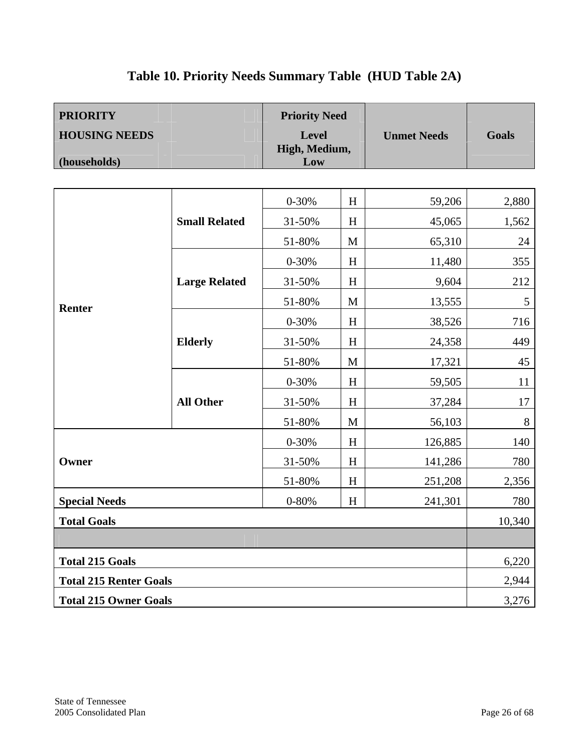# Table 10. Priority Needs Summary Table (HUD Table 2A)

| PRIORITY HOUSING NEEDS (households) | | Priority Need Level High, Medium, Low | | Unmet Needs | Goals |
|---|---|---|---|---|---|
| Renter | Small Related | 0-30% | H | 59,206 | 2,880 |
| | | 31-50% | H | 45,065 | 1,562 |
| | | 51-80% | M | 65,310 | 24 |
| | Large Related | 0-30% | H | 11,480 | 355 |
| | | 31-50% | H | 9,604 | 212 |
| | | 51-80% | M | 13,555 | 5 |
| | Elderly | 0-30% | H | 38,526 | 716 |
| | | 31-50% | H | 24,358 | 449 |
| | | 51-80% | M | 17,321 | 45 |
| | All Other | 0-30% | H | 59,505 | 11 |
| | | 31-50% | H | 37,284 | 17 |
| | | 51-80% | M | 56,103 | 8 |
| Owner | | 0-30% | H | 126,885 | 140 |
| | | 31-50% | H | 141,286 | 780 |
| | | 51-80% | H | 251,208 | 2,356 |
| Special Needs | | 0-80% | H | 241,301 | 780 |
| **Total Goals** | | | | | 10,340 |
| | | | | | |
| **Total 215 Goals** | | | | | 6,220 |
| **Total 215 Renter Goals** | | | | | 2,944 |
| **Total 215 Owner Goals** | | | | | 3,276 |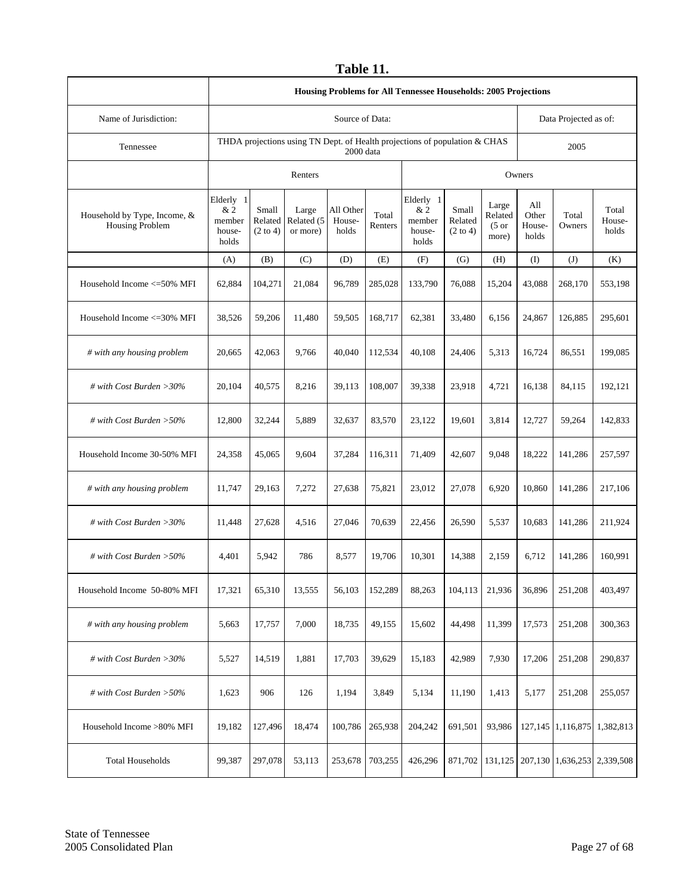# Table 11.

| | Housing Problems for All Tennessee Households: 2005 Projections | | | | | | | | | | |
|---|---|---|---|---|---|---|---|---|---|---|---|
| Name of Jurisdiction: | Source of Data: | | | | | | | | Data Projected as of: | | |
| Tennessee | THDA projections using TN Dept. of Health projections of population & CHAS 2000 data | | | | | | | | 2005 | | |
| | Renters | | | | | Owners | | | | | |
| Household by Type, Income, & Housing Problem | Elderly 1 & 2 member house-holds | Small Related (2 to 4) | Large Related (5 or more) | All Other House-holds | Total Renters | Elderly 1 & 2 member house-holds | Small Related (2 to 4) | Large Related (5 or more) | All Other House-holds | Total Owners | Total House-holds |
| | (A) | (B) | (C) | (D) | (E) | (F) | (G) | (H) | (I) | (J) | (K) |
| Household Income <=50% MFI | 62,884 | 104,271 | 21,084 | 96,789 | 285,028 | 133,790 | 76,088 | 15,204 | 43,088 | 268,170 | 553,198 |
| Household Income <=30% MFI | 38,526 | 59,206 | 11,480 | 59,505 | 168,717 | 62,381 | 33,480 | 6,156 | 24,867 | 126,885 | 295,601 |
| *# with any housing problem* | 20,665 | 42,063 | 9,766 | 40,040 | 112,534 | 40,108 | 24,406 | 5,313 | 16,724 | 86,551 | 199,085 |
| *# with Cost Burden >30%* | 20,104 | 40,575 | 8,216 | 39,113 | 108,007 | 39,338 | 23,918 | 4,721 | 16,138 | 84,115 | 192,121 |
| *# with Cost Burden >50%* | 12,800 | 32,244 | 5,889 | 32,637 | 83,570 | 23,122 | 19,601 | 3,814 | 12,727 | 59,264 | 142,833 |
| Household Income 30-50% MFI | 24,358 | 45,065 | 9,604 | 37,284 | 116,311 | 71,409 | 42,607 | 9,048 | 18,222 | 141,286 | 257,597 |
| *# with any housing problem* | 11,747 | 29,163 | 7,272 | 27,638 | 75,821 | 23,012 | 27,078 | 6,920 | 10,860 | 141,286 | 217,106 |
| *# with Cost Burden >30%* | 11,448 | 27,628 | 4,516 | 27,046 | 70,639 | 22,456 | 26,590 | 5,537 | 10,683 | 141,286 | 211,924 |
| *# with Cost Burden >50%* | 4,401 | 5,942 | 786 | 8,577 | 19,706 | 10,301 | 14,388 | 2,159 | 6,712 | 141,286 | 160,991 |
| Household Income 50-80% MFI | 17,321 | 65,310 | 13,555 | 56,103 | 152,289 | 88,263 | 104,113 | 21,936 | 36,896 | 251,208 | 403,497 |
| *# with any housing problem* | 5,663 | 17,757 | 7,000 | 18,735 | 49,155 | 15,602 | 44,498 | 11,399 | 17,573 | 251,208 | 300,363 |
| *# with Cost Burden >30%* | 5,527 | 14,519 | 1,881 | 17,703 | 39,629 | 15,183 | 42,989 | 7,930 | 17,206 | 251,208 | 290,837 |
| *# with Cost Burden >50%* | 1,623 | 906 | 126 | 1,194 | 3,849 | 5,134 | 11,190 | 1,413 | 5,177 | 251,208 | 255,057 |
| Household Income >80% MFI | 19,182 | 127,496 | 18,474 | 100,786 | 265,938 | 204,242 | 691,501 | 93,986 | 127,145 | 1,116,875 | 1,382,813 |
| Total Households | 99,387 | 297,078 | 53,113 | 253,678 | 703,255 | 426,296 | 871,702 | 131,125 | 207,130 | 1,636,253 | 2,339,508 |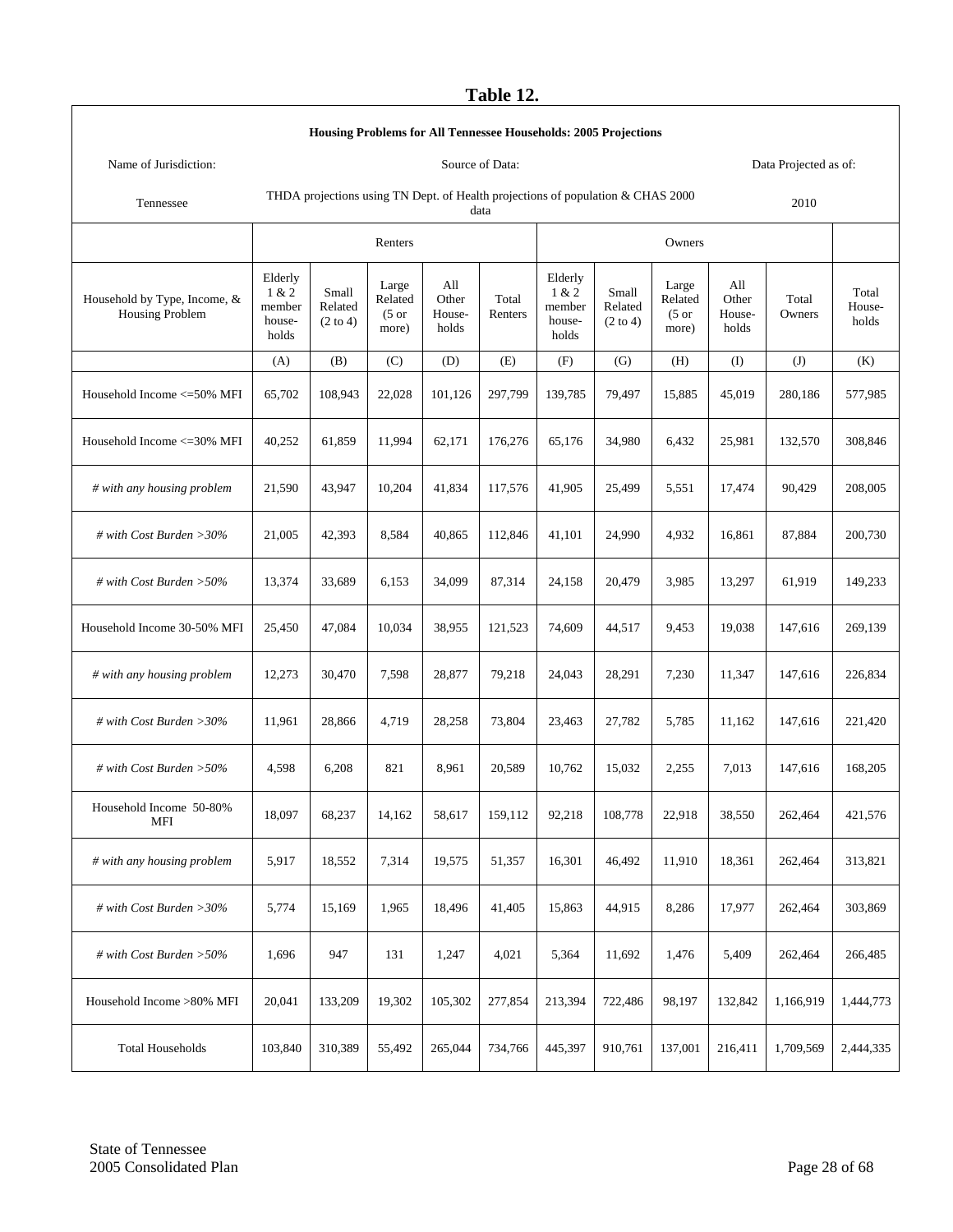# Table 12.

| Housing Problems for All Tennessee Households: 2005 Projections | | | | | | | | | | | |
|---|---|---|---|---|---|---|---|---|---|---|---|
| Name of Jurisdiction: | | | | Source of Data: | | | | | Data Projected as of: | | |
| Tennessee | | THDA projections using TN Dept. of Health projections of population & CHAS 2000 data | | | | | | | 2010 | | |
| | Renters | | | | | Owners | | | | | |
| Household by Type, Income, & Housing Problem | Elderly 1 & 2 member house-holds | Small Related (2 to 4) | Large Related (5 or more) | All Other House-holds | Total Renters | Elderly 1 & 2 member house-holds | Small Related (2 to 4) | Large Related (5 or more) | All Other House-holds | Total Owners | Total House-holds |
| | (A) | (B) | (C) | (D) | (E) | (F) | (G) | (H) | (I) | (J) | (K) |
| Household Income <=50% MFI | 65,702 | 108,943 | 22,028 | 101,126 | 297,799 | 139,785 | 79,497 | 15,885 | 45,019 | 280,186 | 577,985 |
| Household Income <=30% MFI | 40,252 | 61,859 | 11,994 | 62,171 | 176,276 | 65,176 | 34,980 | 6,432 | 25,981 | 132,570 | 308,846 |
| *# with any housing problem* | 21,590 | 43,947 | 10,204 | 41,834 | 117,576 | 41,905 | 25,499 | 5,551 | 17,474 | 90,429 | 208,005 |
| *# with Cost Burden >30%* | 21,005 | 42,393 | 8,584 | 40,865 | 112,846 | 41,101 | 24,990 | 4,932 | 16,861 | 87,884 | 200,730 |
| *# with Cost Burden >50%* | 13,374 | 33,689 | 6,153 | 34,099 | 87,314 | 24,158 | 20,479 | 3,985 | 13,297 | 61,919 | 149,233 |
| Household Income 30-50% MFI | 25,450 | 47,084 | 10,034 | 38,955 | 121,523 | 74,609 | 44,517 | 9,453 | 19,038 | 147,616 | 269,139 |
| *# with any housing problem* | 12,273 | 30,470 | 7,598 | 28,877 | 79,218 | 24,043 | 28,291 | 7,230 | 11,347 | 147,616 | 226,834 |
| *# with Cost Burden >30%* | 11,961 | 28,866 | 4,719 | 28,258 | 73,804 | 23,463 | 27,782 | 5,785 | 11,162 | 147,616 | 221,420 |
| *# with Cost Burden >50%* | 4,598 | 6,208 | 821 | 8,961 | 20,589 | 10,762 | 15,032 | 2,255 | 7,013 | 147,616 | 168,205 |
| Household Income 50-80% MFI | 18,097 | 68,237 | 14,162 | 58,617 | 159,112 | 92,218 | 108,778 | 22,918 | 38,550 | 262,464 | 421,576 |
| *# with any housing problem* | 5,917 | 18,552 | 7,314 | 19,575 | 51,357 | 16,301 | 46,492 | 11,910 | 18,361 | 262,464 | 313,821 |
| *# with Cost Burden >30%* | 5,774 | 15,169 | 1,965 | 18,496 | 41,405 | 15,863 | 44,915 | 8,286 | 17,977 | 262,464 | 303,869 |
| *# with Cost Burden >50%* | 1,696 | 947 | 131 | 1,247 | 4,021 | 5,364 | 11,692 | 1,476 | 5,409 | 262,464 | 266,485 |
| Household Income >80% MFI | 20,041 | 133,209 | 19,302 | 105,302 | 277,854 | 213,394 | 722,486 | 98,197 | 132,842 | 1,166,919 | 1,444,773 |
| Total Households | 103,840 | 310,389 | 55,492 | 265,044 | 734,766 | 445,397 | 910,761 | 137,001 | 216,411 | 1,709,569 | 2,444,335 |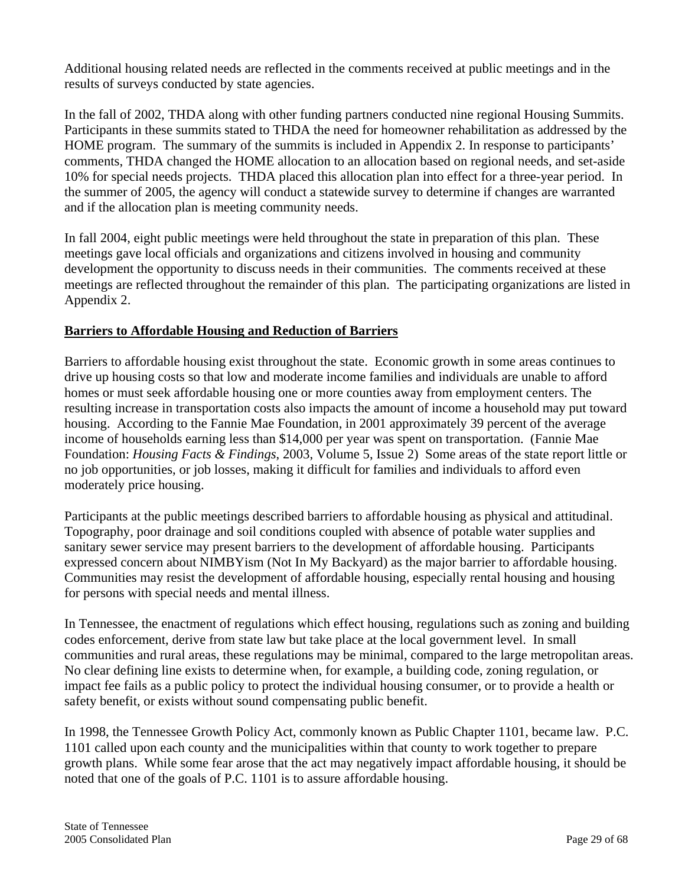Additional housing related needs are reflected in the comments received at public meetings and in the results of surveys conducted by state agencies.

In the fall of 2002, THDA along with other funding partners conducted nine regional Housing Summits. Participants in these summits stated to THDA the need for homeowner rehabilitation as addressed by the HOME program. The summary of the summits is included in Appendix 2. In response to participants' comments, THDA changed the HOME allocation to an allocation based on regional needs, and set-aside 10% for special needs projects. THDA placed this allocation plan into effect for a three-year period. In the summer of 2005, the agency will conduct a statewide survey to determine if changes are warranted and if the allocation plan is meeting community needs.

In fall 2004, eight public meetings were held throughout the state in preparation of this plan. These meetings gave local officials and organizations and citizens involved in housing and community development the opportunity to discuss needs in their communities. The comments received at these meetings are reflected throughout the remainder of this plan. The participating organizations are listed in Appendix 2.

**Barriers to Affordable Housing and Reduction of Barriers**

Barriers to affordable housing exist throughout the state. Economic growth in some areas continues to drive up housing costs so that low and moderate income families and individuals are unable to afford homes or must seek affordable housing one or more counties away from employment centers. The resulting increase in transportation costs also impacts the amount of income a household may put toward housing. According to the Fannie Mae Foundation, in 2001 approximately 39 percent of the average income of households earning less than $14,000 per year was spent on transportation. (Fannie Mae Foundation: *Housing Facts & Findings*, 2003, Volume 5, Issue 2) Some areas of the state report little or no job opportunities, or job losses, making it difficult for families and individuals to afford even moderately price housing.

Participants at the public meetings described barriers to affordable housing as physical and attitudinal. Topography, poor drainage and soil conditions coupled with absence of potable water supplies and sanitary sewer service may present barriers to the development of affordable housing. Participants expressed concern about NIMBYism (Not In My Backyard) as the major barrier to affordable housing. Communities may resist the development of affordable housing, especially rental housing and housing for persons with special needs and mental illness.

In Tennessee, the enactment of regulations which effect housing, regulations such as zoning and building codes enforcement, derive from state law but take place at the local government level. In small communities and rural areas, these regulations may be minimal, compared to the large metropolitan areas. No clear defining line exists to determine when, for example, a building code, zoning regulation, or impact fee fails as a public policy to protect the individual housing consumer, or to provide a health or safety benefit, or exists without sound compensating public benefit.

In 1998, the Tennessee Growth Policy Act, commonly known as Public Chapter 1101, became law. P.C. 1101 called upon each county and the municipalities within that county to work together to prepare growth plans. While some fear arose that the act may negatively impact affordable housing, it should be noted that one of the goals of P.C. 1101 is to assure affordable housing.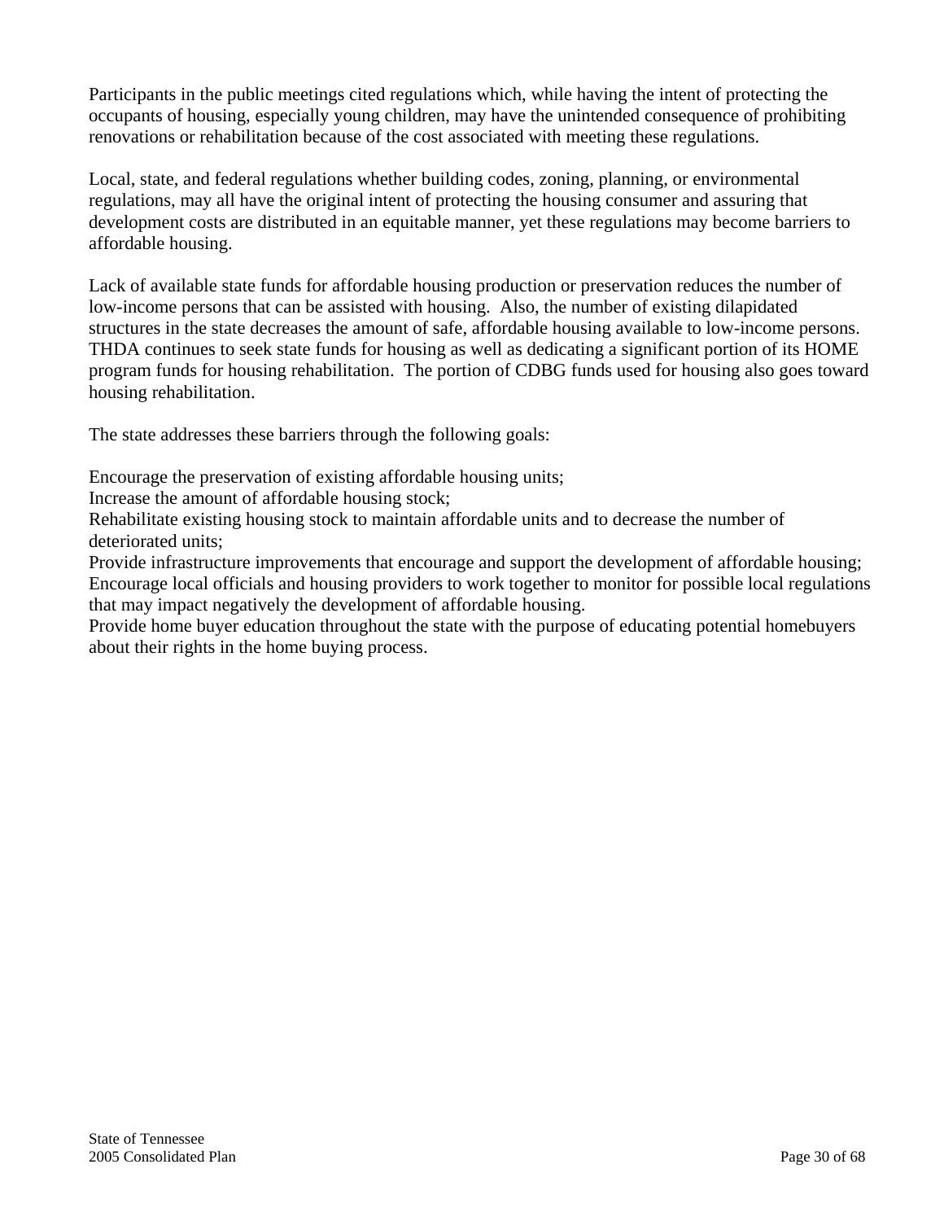Participants in the public meetings cited regulations which, while having the intent of protecting the occupants of housing, especially young children, may have the unintended consequence of prohibiting renovations or rehabilitation because of the cost associated with meeting these regulations.

Local, state, and federal regulations whether building codes, zoning, planning, or environmental regulations, may all have the original intent of protecting the housing consumer and assuring that development costs are distributed in an equitable manner, yet these regulations may become barriers to affordable housing.

Lack of available state funds for affordable housing production or preservation reduces the number of low-income persons that can be assisted with housing. Also, the number of existing dilapidated structures in the state decreases the amount of safe, affordable housing available to low-income persons. THDA continues to seek state funds for housing as well as dedicating a significant portion of its HOME program funds for housing rehabilitation. The portion of CDBG funds used for housing also goes toward housing rehabilitation.

The state addresses these barriers through the following goals:

Encourage the preservation of existing affordable housing units;
Increase the amount of affordable housing stock;
Rehabilitate existing housing stock to maintain affordable units and to decrease the number of deteriorated units;
Provide infrastructure improvements that encourage and support the development of affordable housing;
Encourage local officials and housing providers to work together to monitor for possible local regulations that may impact negatively the development of affordable housing.
Provide home buyer education throughout the state with the purpose of educating potential homebuyers about their rights in the home buying process.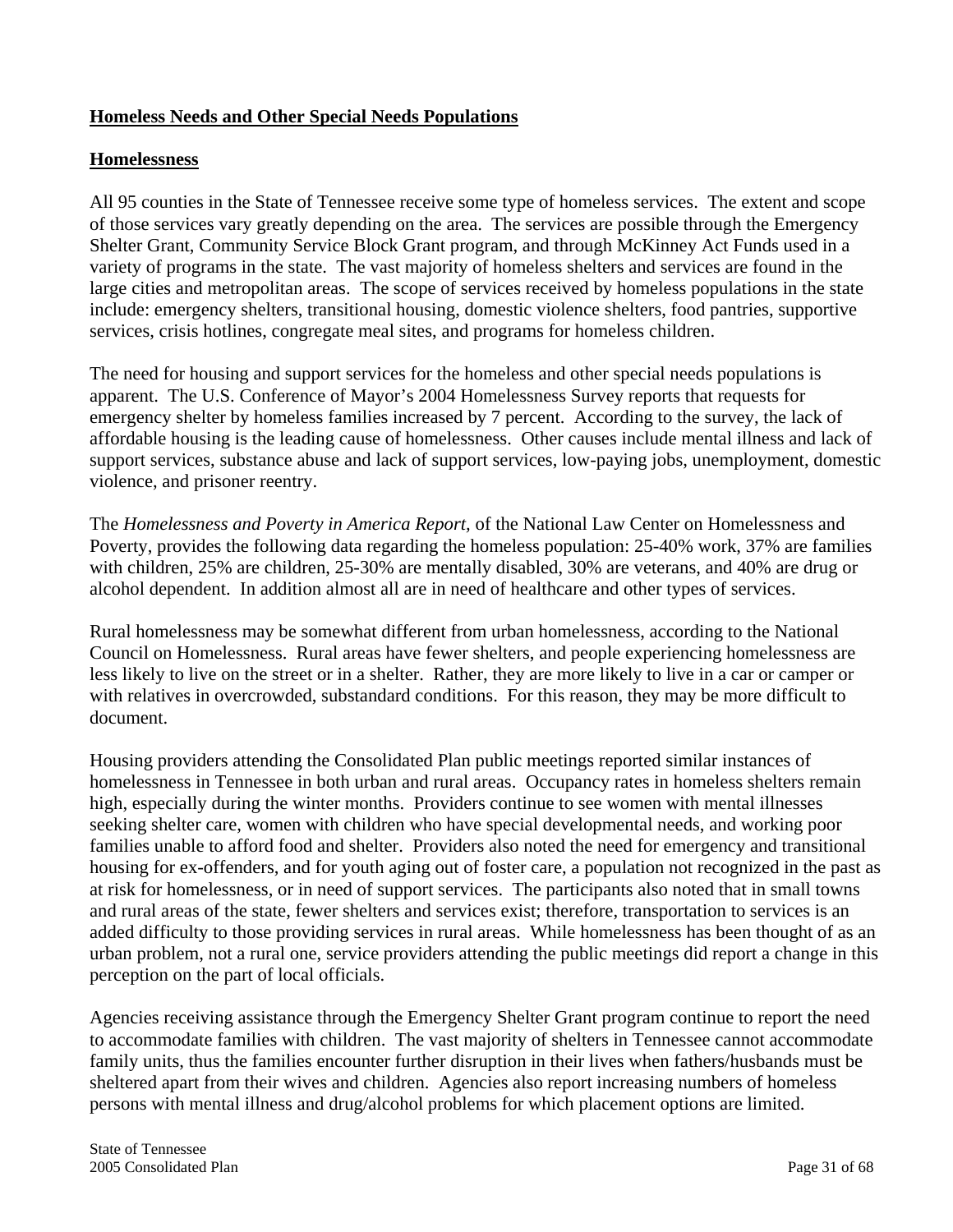## Homeless Needs and Other Special Needs Populations

## Homelessness

All 95 counties in the State of Tennessee receive some type of homeless services. The extent and scope of those services vary greatly depending on the area. The services are possible through the Emergency Shelter Grant, Community Service Block Grant program, and through McKinney Act Funds used in a variety of programs in the state. The vast majority of homeless shelters and services are found in the large cities and metropolitan areas. The scope of services received by homeless populations in the state include: emergency shelters, transitional housing, domestic violence shelters, food pantries, supportive services, crisis hotlines, congregate meal sites, and programs for homeless children.

The need for housing and support services for the homeless and other special needs populations is apparent. The U.S. Conference of Mayor's 2004 Homelessness Survey reports that requests for emergency shelter by homeless families increased by 7 percent. According to the survey, the lack of affordable housing is the leading cause of homelessness. Other causes include mental illness and lack of support services, substance abuse and lack of support services, low-paying jobs, unemployment, domestic violence, and prisoner reentry.

The *Homelessness and Poverty in America Report,* of the National Law Center on Homelessness and Poverty, provides the following data regarding the homeless population: 25-40% work, 37% are families with children, 25% are children, 25-30% are mentally disabled, 30% are veterans, and 40% are drug or alcohol dependent. In addition almost all are in need of healthcare and other types of services.

Rural homelessness may be somewhat different from urban homelessness, according to the National Council on Homelessness. Rural areas have fewer shelters, and people experiencing homelessness are less likely to live on the street or in a shelter. Rather, they are more likely to live in a car or camper or with relatives in overcrowded, substandard conditions. For this reason, they may be more difficult to document.

Housing providers attending the Consolidated Plan public meetings reported similar instances of homelessness in Tennessee in both urban and rural areas. Occupancy rates in homeless shelters remain high, especially during the winter months. Providers continue to see women with mental illnesses seeking shelter care, women with children who have special developmental needs, and working poor families unable to afford food and shelter. Providers also noted the need for emergency and transitional housing for ex-offenders, and for youth aging out of foster care, a population not recognized in the past as at risk for homelessness, or in need of support services. The participants also noted that in small towns and rural areas of the state, fewer shelters and services exist; therefore, transportation to services is an added difficulty to those providing services in rural areas. While homelessness has been thought of as an urban problem, not a rural one, service providers attending the public meetings did report a change in this perception on the part of local officials.

Agencies receiving assistance through the Emergency Shelter Grant program continue to report the need to accommodate families with children. The vast majority of shelters in Tennessee cannot accommodate family units, thus the families encounter further disruption in their lives when fathers/husbands must be sheltered apart from their wives and children. Agencies also report increasing numbers of homeless persons with mental illness and drug/alcohol problems for which placement options are limited.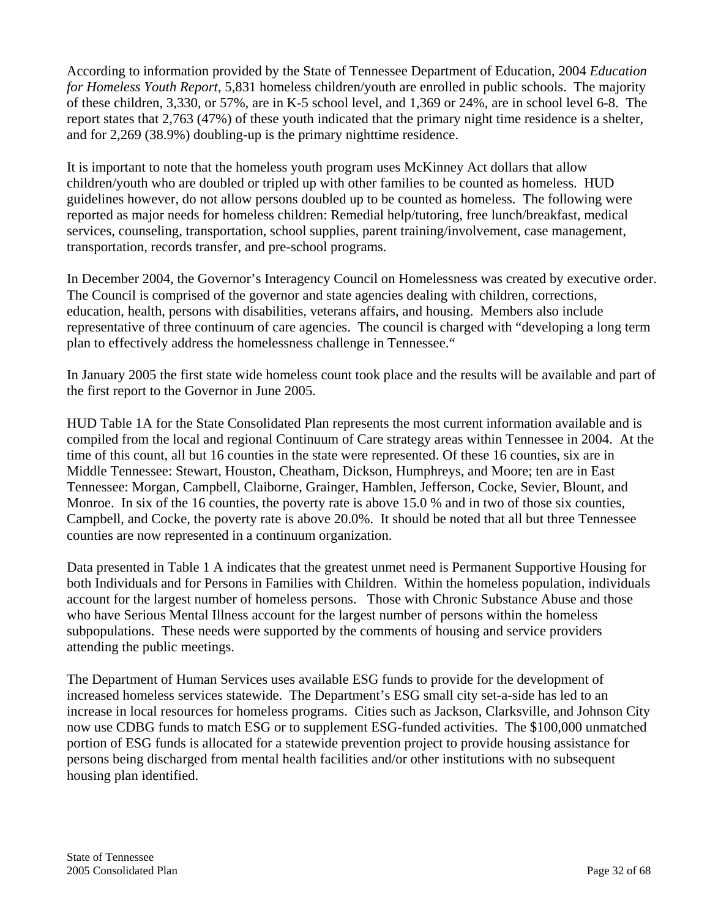According to information provided by the State of Tennessee Department of Education, 2004 *Education for Homeless Youth Report*, 5,831 homeless children/youth are enrolled in public schools. The majority of these children, 3,330, or 57%, are in K-5 school level, and 1,369 or 24%, are in school level 6-8. The report states that 2,763 (47%) of these youth indicated that the primary night time residence is a shelter, and for 2,269 (38.9%) doubling-up is the primary nighttime residence.

It is important to note that the homeless youth program uses McKinney Act dollars that allow children/youth who are doubled or tripled up with other families to be counted as homeless. HUD guidelines however, do not allow persons doubled up to be counted as homeless. The following were reported as major needs for homeless children: Remedial help/tutoring, free lunch/breakfast, medical services, counseling, transportation, school supplies, parent training/involvement, case management, transportation, records transfer, and pre-school programs.

In December 2004, the Governor's Interagency Council on Homelessness was created by executive order. The Council is comprised of the governor and state agencies dealing with children, corrections, education, health, persons with disabilities, veterans affairs, and housing. Members also include representative of three continuum of care agencies. The council is charged with "developing a long term plan to effectively address the homelessness challenge in Tennessee."

In January 2005 the first state wide homeless count took place and the results will be available and part of the first report to the Governor in June 2005.

HUD Table 1A for the State Consolidated Plan represents the most current information available and is compiled from the local and regional Continuum of Care strategy areas within Tennessee in 2004. At the time of this count, all but 16 counties in the state were represented. Of these 16 counties, six are in Middle Tennessee: Stewart, Houston, Cheatham, Dickson, Humphreys, and Moore; ten are in East Tennessee: Morgan, Campbell, Claiborne, Grainger, Hamblen, Jefferson, Cocke, Sevier, Blount, and Monroe. In six of the 16 counties, the poverty rate is above 15.0 % and in two of those six counties, Campbell, and Cocke, the poverty rate is above 20.0%. It should be noted that all but three Tennessee counties are now represented in a continuum organization.

Data presented in Table 1 A indicates that the greatest unmet need is Permanent Supportive Housing for both Individuals and for Persons in Families with Children. Within the homeless population, individuals account for the largest number of homeless persons. Those with Chronic Substance Abuse and those who have Serious Mental Illness account for the largest number of persons within the homeless subpopulations. These needs were supported by the comments of housing and service providers attending the public meetings.

The Department of Human Services uses available ESG funds to provide for the development of increased homeless services statewide. The Department's ESG small city set-a-side has led to an increase in local resources for homeless programs. Cities such as Jackson, Clarksville, and Johnson City now use CDBG funds to match ESG or to supplement ESG-funded activities. The $100,000 unmatched portion of ESG funds is allocated for a statewide prevention project to provide housing assistance for persons being discharged from mental health facilities and/or other institutions with no subsequent housing plan identified.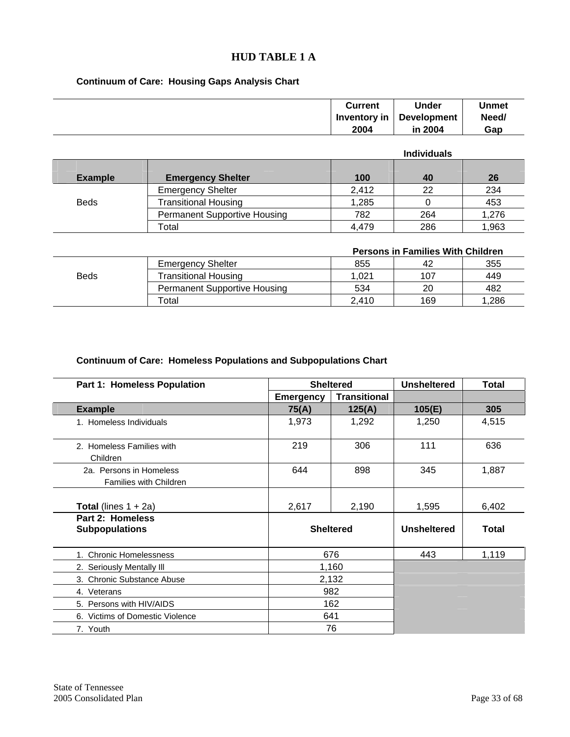# HUD TABLE 1 A

**Continuum of Care: Housing Gaps Analysis Chart**

| | | Current Inventory in 2004 | Under Development in 2004 | Unmet Need/ Gap |
|---|---|---|---|---|
| | | | **Individuals** | |
| **Example** | **Emergency Shelter** | **100** | **40** | **26** |
| Beds | Emergency Shelter | 2,412 | 22 | 234 |
| | Transitional Housing | 1,285 | 0 | 453 |
| | Permanent Supportive Housing | 782 | 264 | 1,276 |
| | Total | 4,479 | 286 | 1,963 |
| | | | **Persons in Families With Children** | |
| Beds | Emergency Shelter | 855 | 42 | 355 |
| | Transitional Housing | 1,021 | 107 | 449 |
| | Permanent Supportive Housing | 534 | 20 | 482 |
| | Total | 2,410 | 169 | 1,286 |

**Continuum of Care: Homeless Populations and Subpopulations Chart**

| **Part 1: Homeless Population** | **Sheltered** | | **Unsheltered** | **Total** |
|---|---|---|---|---|
| | **Emergency** | **Transitional** | | |
| **Example** | **75(A)** | **125(A)** | **105(E)** | **305** |
| 1. Homeless Individuals | 1,973 | 1,292 | 1,250 | 4,515 |
| 2. Homeless Families with Children | 219 | 306 | 111 | 636 |
| 2a. Persons in Homeless Families with Children | 644 | 898 | 345 | 1,887 |
| **Total** (lines 1 + 2a) | 2,617 | 2,190 | 1,595 | 6,402 |

| **Part 2: Homeless Subpopulations** | **Sheltered** | **Unsheltered** | **Total** |
|---|---|---|---|
| 1. Chronic Homelessness | 676 | 443 | 1,119 |
| 2. Seriously Mentally Ill | 1,160 | | |
| 3. Chronic Substance Abuse | 2,132 | | |
| 4. Veterans | 982 | | |
| 5. Persons with HIV/AIDS | 162 | | |
| 6. Victims of Domestic Violence | 641 | | |
| 7. Youth | 76 | | |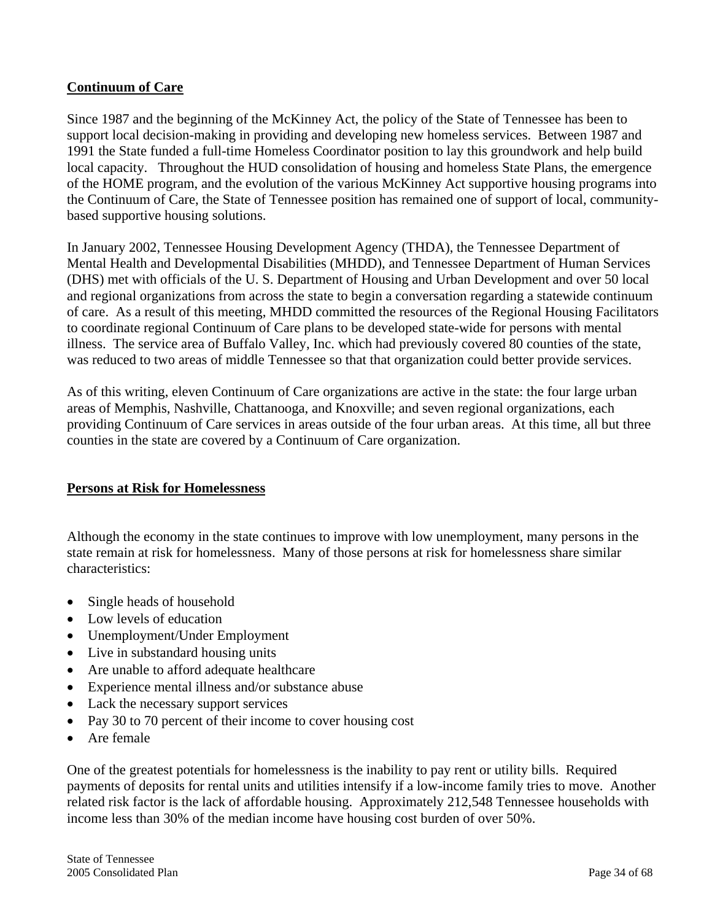## Continuum of Care

Since 1987 and the beginning of the McKinney Act, the policy of the State of Tennessee has been to support local decision-making in providing and developing new homeless services. Between 1987 and 1991 the State funded a full-time Homeless Coordinator position to lay this groundwork and help build local capacity. Throughout the HUD consolidation of housing and homeless State Plans, the emergence of the HOME program, and the evolution of the various McKinney Act supportive housing programs into the Continuum of Care, the State of Tennessee position has remained one of support of local, community-based supportive housing solutions.

In January 2002, Tennessee Housing Development Agency (THDA), the Tennessee Department of Mental Health and Developmental Disabilities (MHDD), and Tennessee Department of Human Services (DHS) met with officials of the U. S. Department of Housing and Urban Development and over 50 local and regional organizations from across the state to begin a conversation regarding a statewide continuum of care. As a result of this meeting, MHDD committed the resources of the Regional Housing Facilitators to coordinate regional Continuum of Care plans to be developed state-wide for persons with mental illness. The service area of Buffalo Valley, Inc. which had previously covered 80 counties of the state, was reduced to two areas of middle Tennessee so that that organization could better provide services.

As of this writing, eleven Continuum of Care organizations are active in the state: the four large urban areas of Memphis, Nashville, Chattanooga, and Knoxville; and seven regional organizations, each providing Continuum of Care services in areas outside of the four urban areas. At this time, all but three counties in the state are covered by a Continuum of Care organization.

## Persons at Risk for Homelessness

Although the economy in the state continues to improve with low unemployment, many persons in the state remain at risk for homelessness. Many of those persons at risk for homelessness share similar characteristics:

- Single heads of household
- Low levels of education
- Unemployment/Under Employment
- Live in substandard housing units
- Are unable to afford adequate healthcare
- Experience mental illness and/or substance abuse
- Lack the necessary support services
- Pay 30 to 70 percent of their income to cover housing cost
- Are female

One of the greatest potentials for homelessness is the inability to pay rent or utility bills. Required payments of deposits for rental units and utilities intensify if a low-income family tries to move. Another related risk factor is the lack of affordable housing. Approximately 212,548 Tennessee households with income less than 30% of the median income have housing cost burden of over 50%.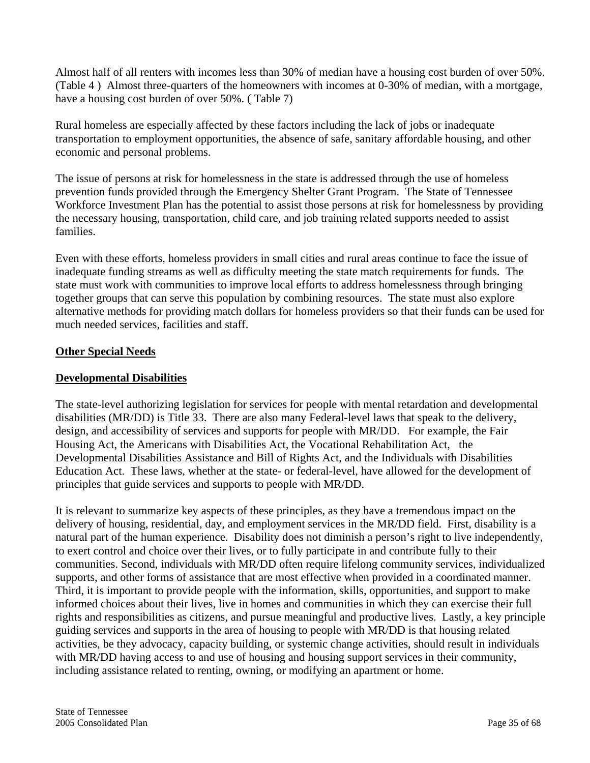Almost half of all renters with incomes less than 30% of median have a housing cost burden of over 50%. (Table 4 ) Almost three-quarters of the homeowners with incomes at 0-30% of median, with a mortgage, have a housing cost burden of over 50%. ( Table 7)

Rural homeless are especially affected by these factors including the lack of jobs or inadequate transportation to employment opportunities, the absence of safe, sanitary affordable housing, and other economic and personal problems.

The issue of persons at risk for homelessness in the state is addressed through the use of homeless prevention funds provided through the Emergency Shelter Grant Program. The State of Tennessee Workforce Investment Plan has the potential to assist those persons at risk for homelessness by providing the necessary housing, transportation, child care, and job training related supports needed to assist families.

Even with these efforts, homeless providers in small cities and rural areas continue to face the issue of inadequate funding streams as well as difficulty meeting the state match requirements for funds. The state must work with communities to improve local efforts to address homelessness through bringing together groups that can serve this population by combining resources. The state must also explore alternative methods for providing match dollars for homeless providers so that their funds can be used for much needed services, facilities and staff.

## Other Special Needs

### Developmental Disabilities

The state-level authorizing legislation for services for people with mental retardation and developmental disabilities (MR/DD) is Title 33. There are also many Federal-level laws that speak to the delivery, design, and accessibility of services and supports for people with MR/DD. For example, the Fair Housing Act, the Americans with Disabilities Act, the Vocational Rehabilitation Act, the Developmental Disabilities Assistance and Bill of Rights Act, and the Individuals with Disabilities Education Act. These laws, whether at the state- or federal-level, have allowed for the development of principles that guide services and supports to people with MR/DD.

It is relevant to summarize key aspects of these principles, as they have a tremendous impact on the delivery of housing, residential, day, and employment services in the MR/DD field. First, disability is a natural part of the human experience. Disability does not diminish a person's right to live independently, to exert control and choice over their lives, or to fully participate in and contribute fully to their communities. Second, individuals with MR/DD often require lifelong community services, individualized supports, and other forms of assistance that are most effective when provided in a coordinated manner. Third, it is important to provide people with the information, skills, opportunities, and support to make informed choices about their lives, live in homes and communities in which they can exercise their full rights and responsibilities as citizens, and pursue meaningful and productive lives. Lastly, a key principle guiding services and supports in the area of housing to people with MR/DD is that housing related activities, be they advocacy, capacity building, or systemic change activities, should result in individuals with MR/DD having access to and use of housing and housing support services in their community, including assistance related to renting, owning, or modifying an apartment or home.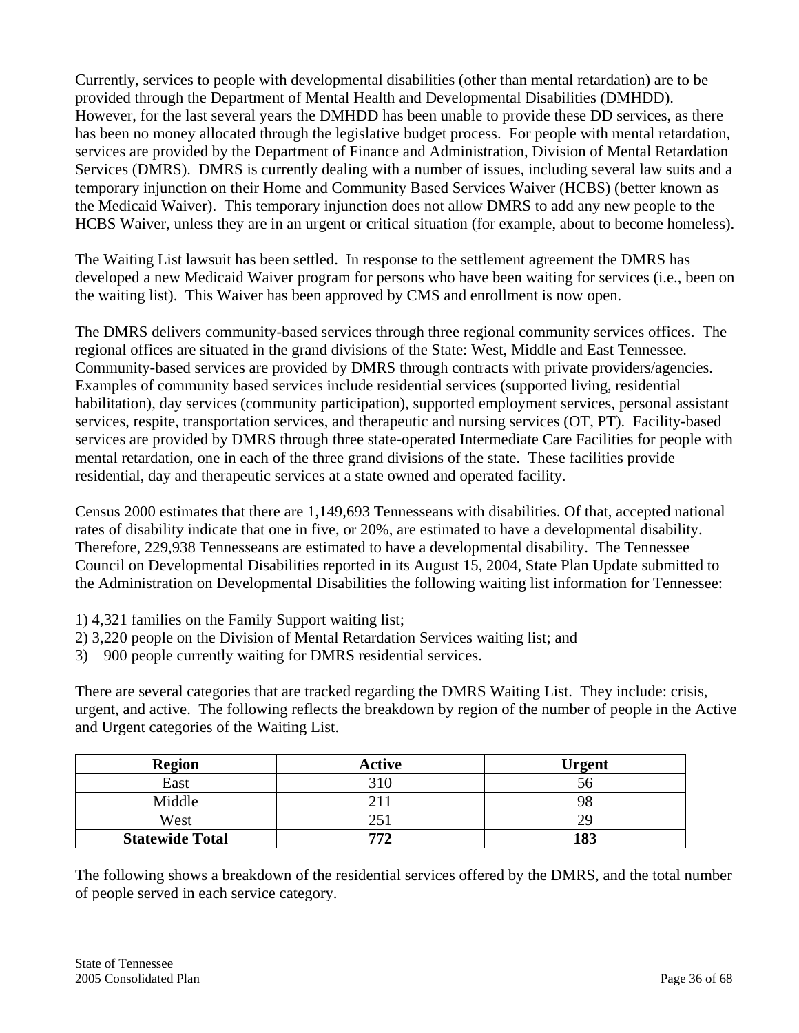Currently, services to people with developmental disabilities (other than mental retardation) are to be provided through the Department of Mental Health and Developmental Disabilities (DMHDD). However, for the last several years the DMHDD has been unable to provide these DD services, as there has been no money allocated through the legislative budget process. For people with mental retardation, services are provided by the Department of Finance and Administration, Division of Mental Retardation Services (DMRS). DMRS is currently dealing with a number of issues, including several law suits and a temporary injunction on their Home and Community Based Services Waiver (HCBS) (better known as the Medicaid Waiver). This temporary injunction does not allow DMRS to add any new people to the HCBS Waiver, unless they are in an urgent or critical situation (for example, about to become homeless).

The Waiting List lawsuit has been settled. In response to the settlement agreement the DMRS has developed a new Medicaid Waiver program for persons who have been waiting for services (i.e., been on the waiting list). This Waiver has been approved by CMS and enrollment is now open.

The DMRS delivers community-based services through three regional community services offices. The regional offices are situated in the grand divisions of the State: West, Middle and East Tennessee. Community-based services are provided by DMRS through contracts with private providers/agencies. Examples of community based services include residential services (supported living, residential habilitation), day services (community participation), supported employment services, personal assistant services, respite, transportation services, and therapeutic and nursing services (OT, PT). Facility-based services are provided by DMRS through three state-operated Intermediate Care Facilities for people with mental retardation, one in each of the three grand divisions of the state. These facilities provide residential, day and therapeutic services at a state owned and operated facility.

Census 2000 estimates that there are 1,149,693 Tennesseans with disabilities. Of that, accepted national rates of disability indicate that one in five, or 20%, are estimated to have a developmental disability. Therefore, 229,938 Tennesseans are estimated to have a developmental disability. The Tennessee Council on Developmental Disabilities reported in its August 15, 2004, State Plan Update submitted to the Administration on Developmental Disabilities the following waiting list information for Tennessee:

1) 4,321 families on the Family Support waiting list;
2) 3,220 people on the Division of Mental Retardation Services waiting list; and
3) 900 people currently waiting for DMRS residential services.

There are several categories that are tracked regarding the DMRS Waiting List. They include: crisis, urgent, and active. The following reflects the breakdown by region of the number of people in the Active and Urgent categories of the Waiting List.

| Region | Active | Urgent |
|---|---|---|
| East | 310 | 56 |
| Middle | 211 | 98 |
| West | 251 | 29 |
| **Statewide Total** | **772** | **183** |

The following shows a breakdown of the residential services offered by the DMRS, and the total number of people served in each service category.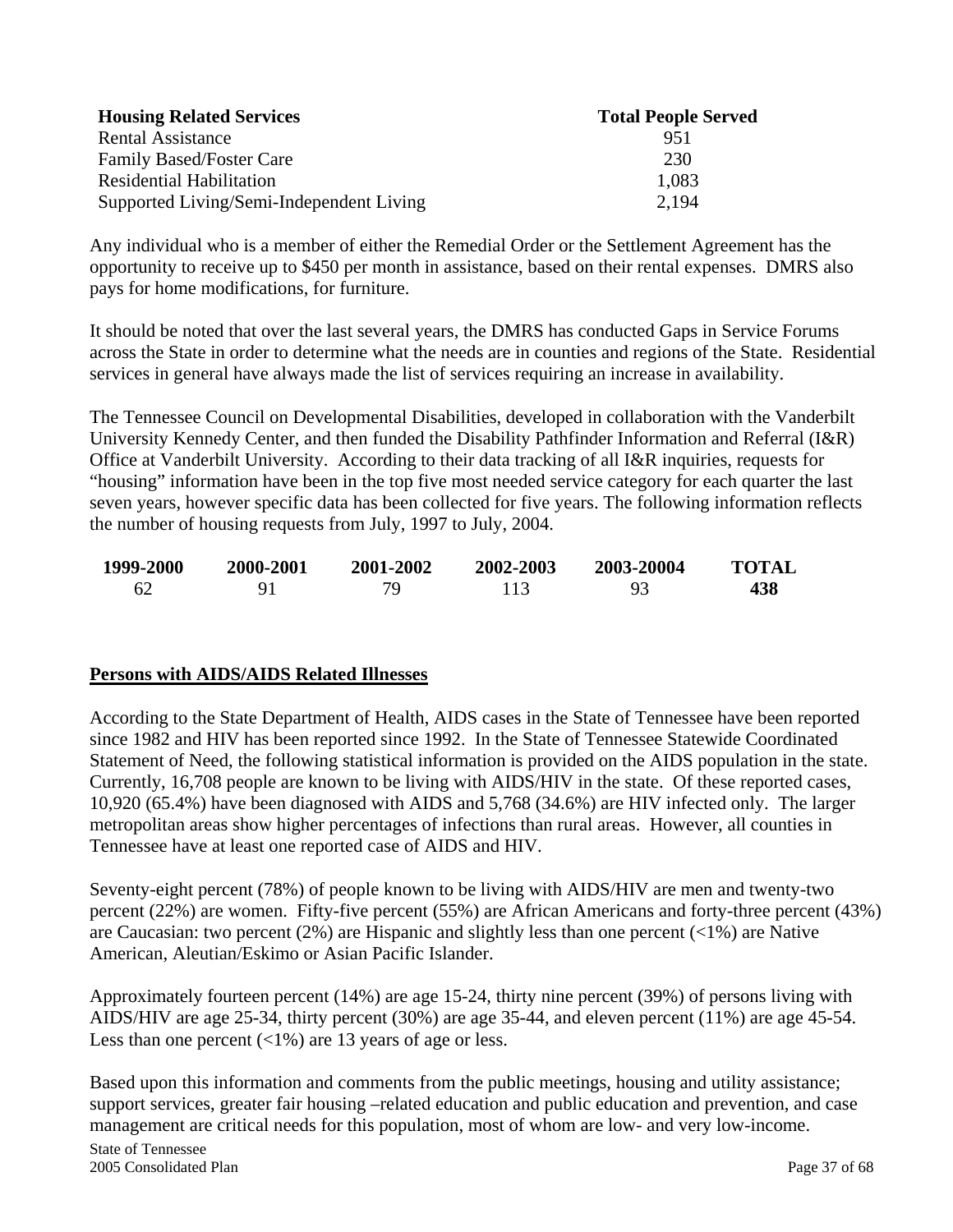| Housing Related Services | Total People Served |
|---|---|
| Rental Assistance | 951 |
| Family Based/Foster Care | 230 |
| Residential Habilitation | 1,083 |
| Supported Living/Semi-Independent Living | 2,194 |

Any individual who is a member of either the Remedial Order or the Settlement Agreement has the opportunity to receive up to $450 per month in assistance, based on their rental expenses. DMRS also pays for home modifications, for furniture.

It should be noted that over the last several years, the DMRS has conducted Gaps in Service Forums across the State in order to determine what the needs are in counties and regions of the State. Residential services in general have always made the list of services requiring an increase in availability.

The Tennessee Council on Developmental Disabilities, developed in collaboration with the Vanderbilt University Kennedy Center, and then funded the Disability Pathfinder Information and Referral (I&R) Office at Vanderbilt University. According to their data tracking of all I&R inquiries, requests for "housing" information have been in the top five most needed service category for each quarter the last seven years, however specific data has been collected for five years. The following information reflects the number of housing requests from July, 1997 to July, 2004.

| 1999-2000 | 2000-2001 | 2001-2002 | 2002-2003 | 2003-20004 | TOTAL |
|---|---|---|---|---|---|
| 62 | 91 | 79 | 113 | 93 | **438** |

## Persons with AIDS/AIDS Related Illnesses

According to the State Department of Health, AIDS cases in the State of Tennessee have been reported since 1982 and HIV has been reported since 1992. In the State of Tennessee Statewide Coordinated Statement of Need, the following statistical information is provided on the AIDS population in the state. Currently, 16,708 people are known to be living with AIDS/HIV in the state. Of these reported cases, 10,920 (65.4%) have been diagnosed with AIDS and 5,768 (34.6%) are HIV infected only. The larger metropolitan areas show higher percentages of infections than rural areas. However, all counties in Tennessee have at least one reported case of AIDS and HIV.

Seventy-eight percent (78%) of people known to be living with AIDS/HIV are men and twenty-two percent (22%) are women. Fifty-five percent (55%) are African Americans and forty-three percent (43%) are Caucasian: two percent (2%) are Hispanic and slightly less than one percent (<1%) are Native American, Aleutian/Eskimo or Asian Pacific Islander.

Approximately fourteen percent (14%) are age 15-24, thirty nine percent (39%) of persons living with AIDS/HIV are age 25-34, thirty percent (30%) are age 35-44, and eleven percent (11%) are age 45-54. Less than one percent (<1%) are 13 years of age or less.

Based upon this information and comments from the public meetings, housing and utility assistance; support services, greater fair housing –related education and public education and prevention, and case management are critical needs for this population, most of whom are low- and very low-income.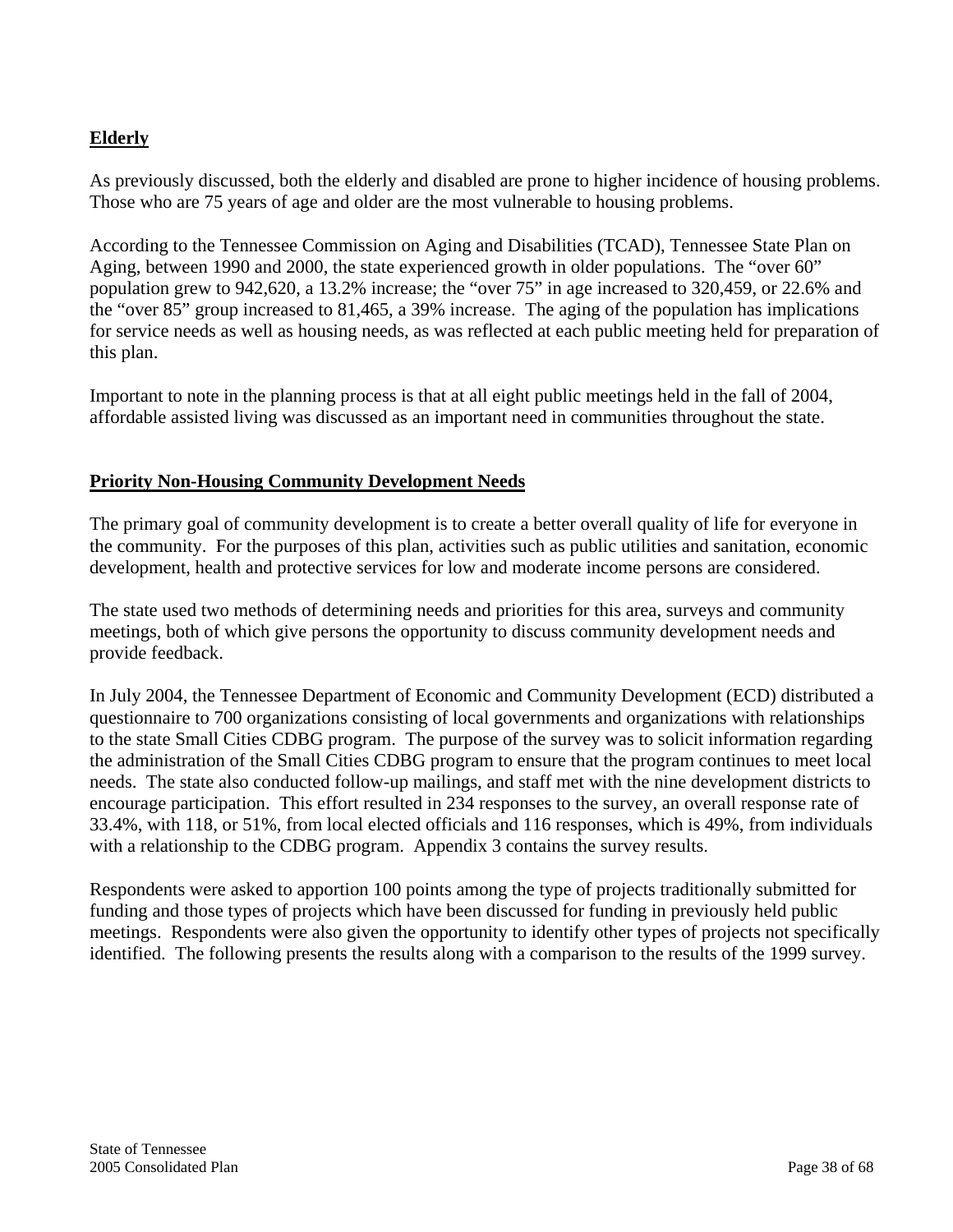## Elderly

As previously discussed, both the elderly and disabled are prone to higher incidence of housing problems. Those who are 75 years of age and older are the most vulnerable to housing problems.

According to the Tennessee Commission on Aging and Disabilities (TCAD), Tennessee State Plan on Aging, between 1990 and 2000, the state experienced growth in older populations. The "over 60" population grew to 942,620, a 13.2% increase; the "over 75" in age increased to 320,459, or 22.6% and the "over 85" group increased to 81,465, a 39% increase. The aging of the population has implications for service needs as well as housing needs, as was reflected at each public meeting held for preparation of this plan.

Important to note in the planning process is that at all eight public meetings held in the fall of 2004, affordable assisted living was discussed as an important need in communities throughout the state.

## Priority Non-Housing Community Development Needs

The primary goal of community development is to create a better overall quality of life for everyone in the community. For the purposes of this plan, activities such as public utilities and sanitation, economic development, health and protective services for low and moderate income persons are considered.

The state used two methods of determining needs and priorities for this area, surveys and community meetings, both of which give persons the opportunity to discuss community development needs and provide feedback.

In July 2004, the Tennessee Department of Economic and Community Development (ECD) distributed a questionnaire to 700 organizations consisting of local governments and organizations with relationships to the state Small Cities CDBG program. The purpose of the survey was to solicit information regarding the administration of the Small Cities CDBG program to ensure that the program continues to meet local needs. The state also conducted follow-up mailings, and staff met with the nine development districts to encourage participation. This effort resulted in 234 responses to the survey, an overall response rate of 33.4%, with 118, or 51%, from local elected officials and 116 responses, which is 49%, from individuals with a relationship to the CDBG program. Appendix 3 contains the survey results.

Respondents were asked to apportion 100 points among the type of projects traditionally submitted for funding and those types of projects which have been discussed for funding in previously held public meetings. Respondents were also given the opportunity to identify other types of projects not specifically identified. The following presents the results along with a comparison to the results of the 1999 survey.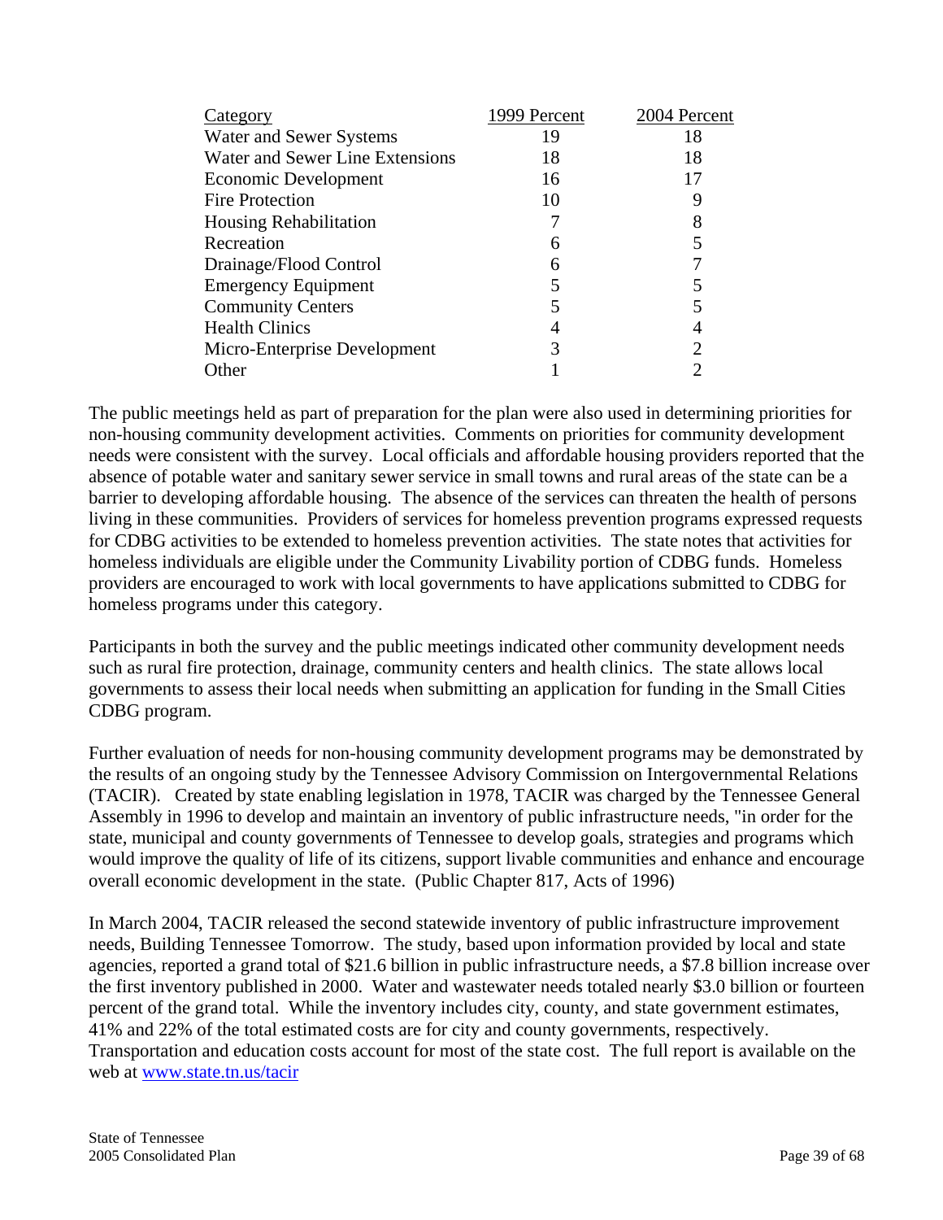| Category | 1999 Percent | 2004 Percent |
|---|---|---|
| Water and Sewer Systems | 19 | 18 |
| Water and Sewer Line Extensions | 18 | 18 |
| Economic Development | 16 | 17 |
| Fire Protection | 10 | 9 |
| Housing Rehabilitation | 7 | 8 |
| Recreation | 6 | 5 |
| Drainage/Flood Control | 6 | 7 |
| Emergency Equipment | 5 | 5 |
| Community Centers | 5 | 5 |
| Health Clinics | 4 | 4 |
| Micro-Enterprise Development | 3 | 2 |
| Other | 1 | 2 |

The public meetings held as part of preparation for the plan were also used in determining priorities for non-housing community development activities. Comments on priorities for community development needs were consistent with the survey. Local officials and affordable housing providers reported that the absence of potable water and sanitary sewer service in small towns and rural areas of the state can be a barrier to developing affordable housing. The absence of the services can threaten the health of persons living in these communities. Providers of services for homeless prevention programs expressed requests for CDBG activities to be extended to homeless prevention activities. The state notes that activities for homeless individuals are eligible under the Community Livability portion of CDBG funds. Homeless providers are encouraged to work with local governments to have applications submitted to CDBG for homeless programs under this category.

Participants in both the survey and the public meetings indicated other community development needs such as rural fire protection, drainage, community centers and health clinics. The state allows local governments to assess their local needs when submitting an application for funding in the Small Cities CDBG program.

Further evaluation of needs for non-housing community development programs may be demonstrated by the results of an ongoing study by the Tennessee Advisory Commission on Intergovernmental Relations (TACIR). Created by state enabling legislation in 1978, TACIR was charged by the Tennessee General Assembly in 1996 to develop and maintain an inventory of public infrastructure needs, "in order for the state, municipal and county governments of Tennessee to develop goals, strategies and programs which would improve the quality of life of its citizens, support livable communities and enhance and encourage overall economic development in the state. (Public Chapter 817, Acts of 1996)

In March 2004, TACIR released the second statewide inventory of public infrastructure improvement needs, Building Tennessee Tomorrow. The study, based upon information provided by local and state agencies, reported a grand total of $21.6 billion in public infrastructure needs, a $7.8 billion increase over the first inventory published in 2000. Water and wastewater needs totaled nearly $3.0 billion or fourteen percent of the grand total. While the inventory includes city, county, and state government estimates, 41% and 22% of the total estimated costs are for city and county governments, respectively. Transportation and education costs account for most of the state cost. The full report is available on the web at www.state.tn.us/tacir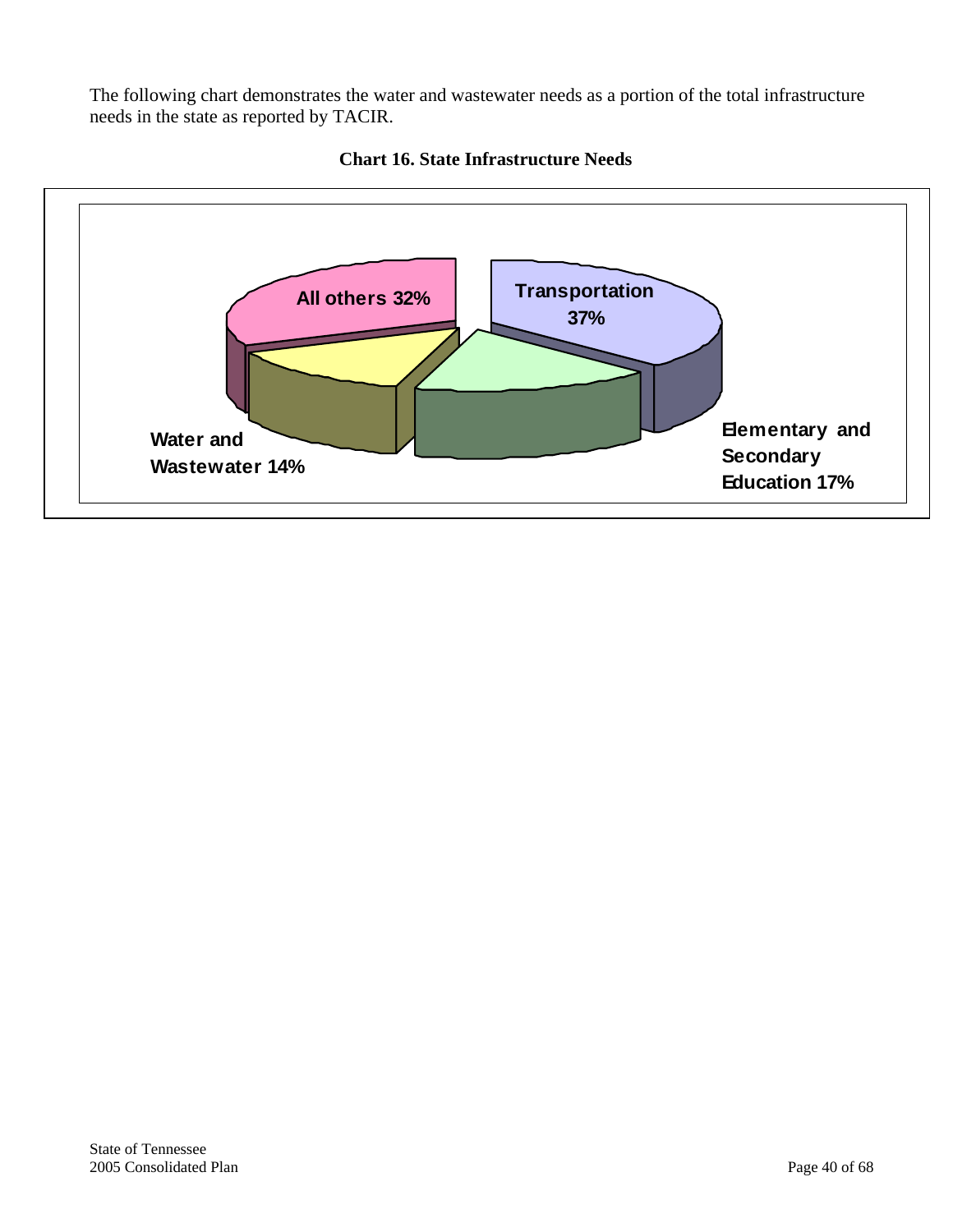The following chart demonstrates the water and wastewater needs as a portion of the total infrastructure needs in the state as reported by TACIR.

**Chart 16. State Infrastructure Needs**

| Category | Percent |
|---|---|
| Transportation | 37% |
| Elementary and Secondary Education | 17% |
| Water and Wastewater | 14% |
| All others | 32% |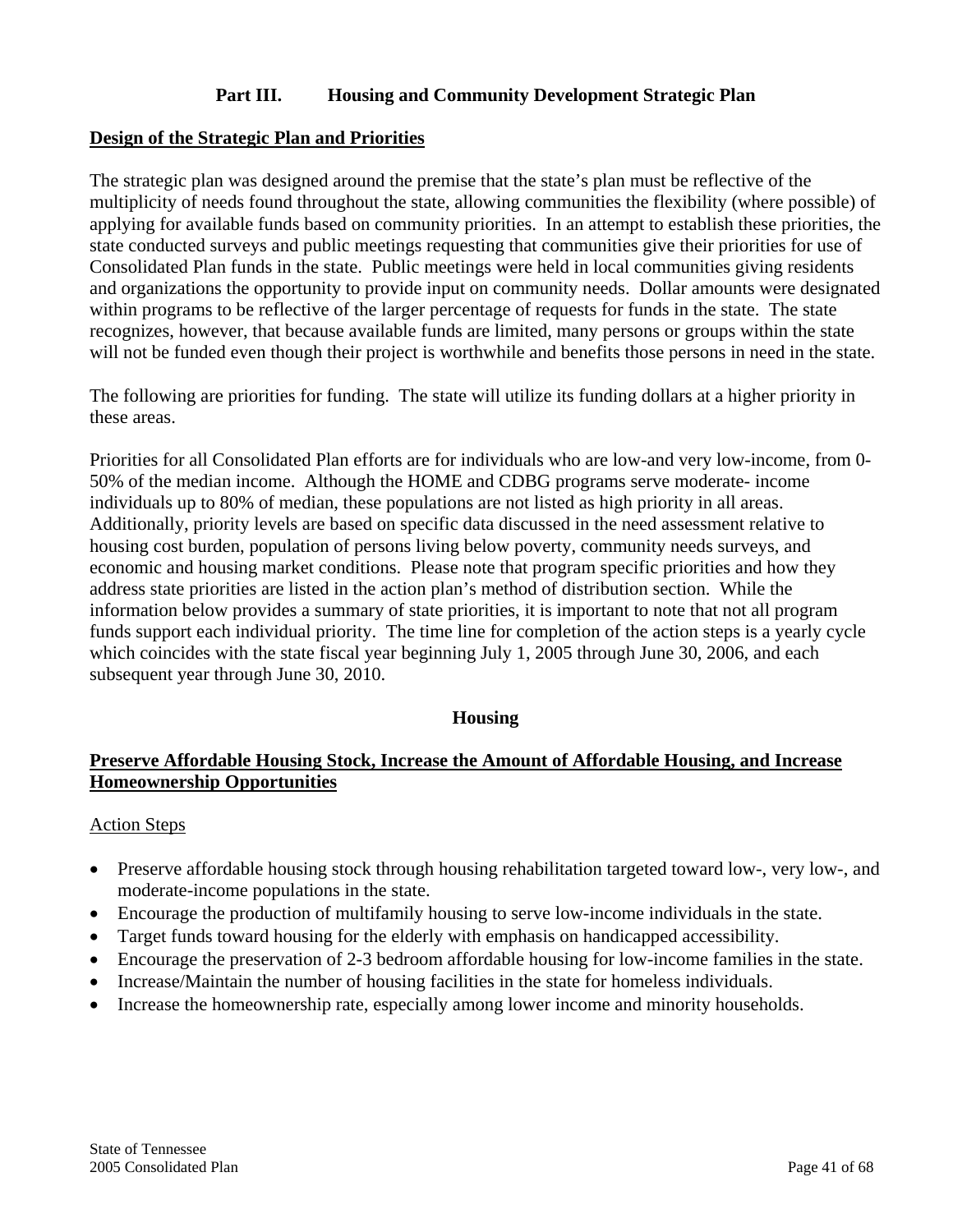## Part III. Housing and Community Development Strategic Plan

**Design of the Strategic Plan and Priorities**

The strategic plan was designed around the premise that the state's plan must be reflective of the multiplicity of needs found throughout the state, allowing communities the flexibility (where possible) of applying for available funds based on community priorities. In an attempt to establish these priorities, the state conducted surveys and public meetings requesting that communities give their priorities for use of Consolidated Plan funds in the state. Public meetings were held in local communities giving residents and organizations the opportunity to provide input on community needs. Dollar amounts were designated within programs to be reflective of the larger percentage of requests for funds in the state. The state recognizes, however, that because available funds are limited, many persons or groups within the state will not be funded even though their project is worthwhile and benefits those persons in need in the state.

The following are priorities for funding. The state will utilize its funding dollars at a higher priority in these areas.

Priorities for all Consolidated Plan efforts are for individuals who are low-and very low-income, from 0-50% of the median income. Although the HOME and CDBG programs serve moderate- income individuals up to 80% of median, these populations are not listed as high priority in all areas. Additionally, priority levels are based on specific data discussed in the need assessment relative to housing cost burden, population of persons living below poverty, community needs surveys, and economic and housing market conditions. Please note that program specific priorities and how they address state priorities are listed in the action plan's method of distribution section. While the information below provides a summary of state priorities, it is important to note that not all program funds support each individual priority. The time line for completion of the action steps is a yearly cycle which coincides with the state fiscal year beginning July 1, 2005 through June 30, 2006, and each subsequent year through June 30, 2010.

### Housing

**Preserve Affordable Housing Stock, Increase the Amount of Affordable Housing, and Increase Homeownership Opportunities**

Action Steps

- Preserve affordable housing stock through housing rehabilitation targeted toward low-, very low-, and moderate-income populations in the state.
- Encourage the production of multifamily housing to serve low-income individuals in the state.
- Target funds toward housing for the elderly with emphasis on handicapped accessibility.
- Encourage the preservation of 2-3 bedroom affordable housing for low-income families in the state.
- Increase/Maintain the number of housing facilities in the state for homeless individuals.
- Increase the homeownership rate, especially among lower income and minority households.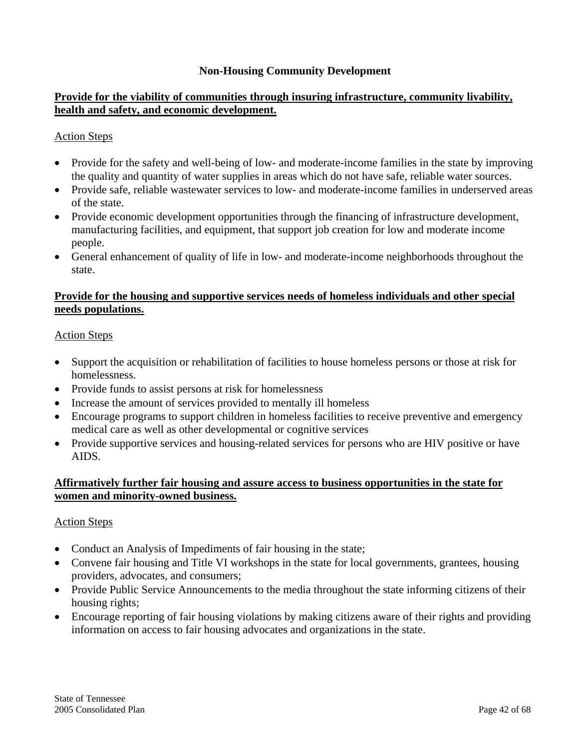## Non-Housing Community Development

**<u>Provide for the viability of communities through insuring infrastructure, community livability, health and safety, and economic development.</u>**

<u>Action Steps</u>

- Provide for the safety and well-being of low- and moderate-income families in the state by improving the quality and quantity of water supplies in areas which do not have safe, reliable water sources.
- Provide safe, reliable wastewater services to low- and moderate-income families in underserved areas of the state.
- Provide economic development opportunities through the financing of infrastructure development, manufacturing facilities, and equipment, that support job creation for low and moderate income people.
- General enhancement of quality of life in low- and moderate-income neighborhoods throughout the state.

**<u>Provide for the housing and supportive services needs of homeless individuals and other special needs populations.</u>**

<u>Action Steps</u>

- Support the acquisition or rehabilitation of facilities to house homeless persons or those at risk for homelessness.
- Provide funds to assist persons at risk for homelessness
- Increase the amount of services provided to mentally ill homeless
- Encourage programs to support children in homeless facilities to receive preventive and emergency medical care as well as other developmental or cognitive services
- Provide supportive services and housing-related services for persons who are HIV positive or have AIDS.

**<u>Affirmatively further fair housing and assure access to business opportunities in the state for women and minority-owned business.</u>**

<u>Action Steps</u>

- Conduct an Analysis of Impediments of fair housing in the state;
- Convene fair housing and Title VI workshops in the state for local governments, grantees, housing providers, advocates, and consumers;
- Provide Public Service Announcements to the media throughout the state informing citizens of their housing rights;
- Encourage reporting of fair housing violations by making citizens aware of their rights and providing information on access to fair housing advocates and organizations in the state.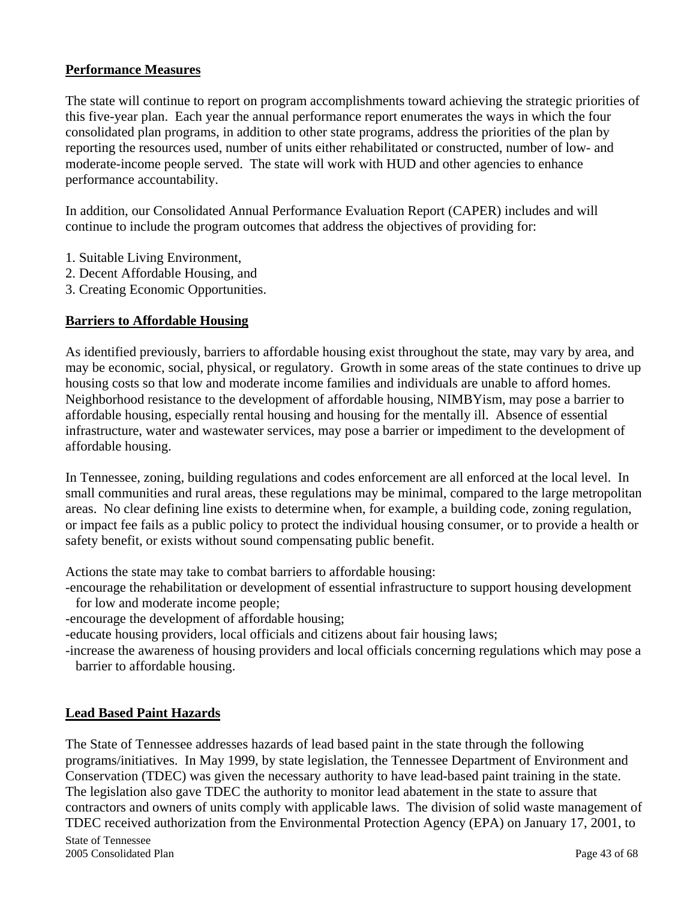## Performance Measures

The state will continue to report on program accomplishments toward achieving the strategic priorities of this five-year plan. Each year the annual performance report enumerates the ways in which the four consolidated plan programs, in addition to other state programs, address the priorities of the plan by reporting the resources used, number of units either rehabilitated or constructed, number of low- and moderate-income people served. The state will work with HUD and other agencies to enhance performance accountability.

In addition, our Consolidated Annual Performance Evaluation Report (CAPER) includes and will continue to include the program outcomes that address the objectives of providing for:

1. Suitable Living Environment,
2. Decent Affordable Housing, and
3. Creating Economic Opportunities.

## Barriers to Affordable Housing

As identified previously, barriers to affordable housing exist throughout the state, may vary by area, and may be economic, social, physical, or regulatory. Growth in some areas of the state continues to drive up housing costs so that low and moderate income families and individuals are unable to afford homes. Neighborhood resistance to the development of affordable housing, NIMBYism, may pose a barrier to affordable housing, especially rental housing and housing for the mentally ill. Absence of essential infrastructure, water and wastewater services, may pose a barrier or impediment to the development of affordable housing.

In Tennessee, zoning, building regulations and codes enforcement are all enforced at the local level. In small communities and rural areas, these regulations may be minimal, compared to the large metropolitan areas. No clear defining line exists to determine when, for example, a building code, zoning regulation, or impact fee fails as a public policy to protect the individual housing consumer, or to provide a health or safety benefit, or exists without sound compensating public benefit.

Actions the state may take to combat barriers to affordable housing:

- encourage the rehabilitation or development of essential infrastructure to support housing development for low and moderate income people;
- encourage the development of affordable housing;
- educate housing providers, local officials and citizens about fair housing laws;
- increase the awareness of housing providers and local officials concerning regulations which may pose a barrier to affordable housing.

## Lead Based Paint Hazards

The State of Tennessee addresses hazards of lead based paint in the state through the following programs/initiatives. In May 1999, by state legislation, the Tennessee Department of Environment and Conservation (TDEC) was given the necessary authority to have lead-based paint training in the state. The legislation also gave TDEC the authority to monitor lead abatement in the state to assure that contractors and owners of units comply with applicable laws. The division of solid waste management of TDEC received authorization from the Environmental Protection Agency (EPA) on January 17, 2001, to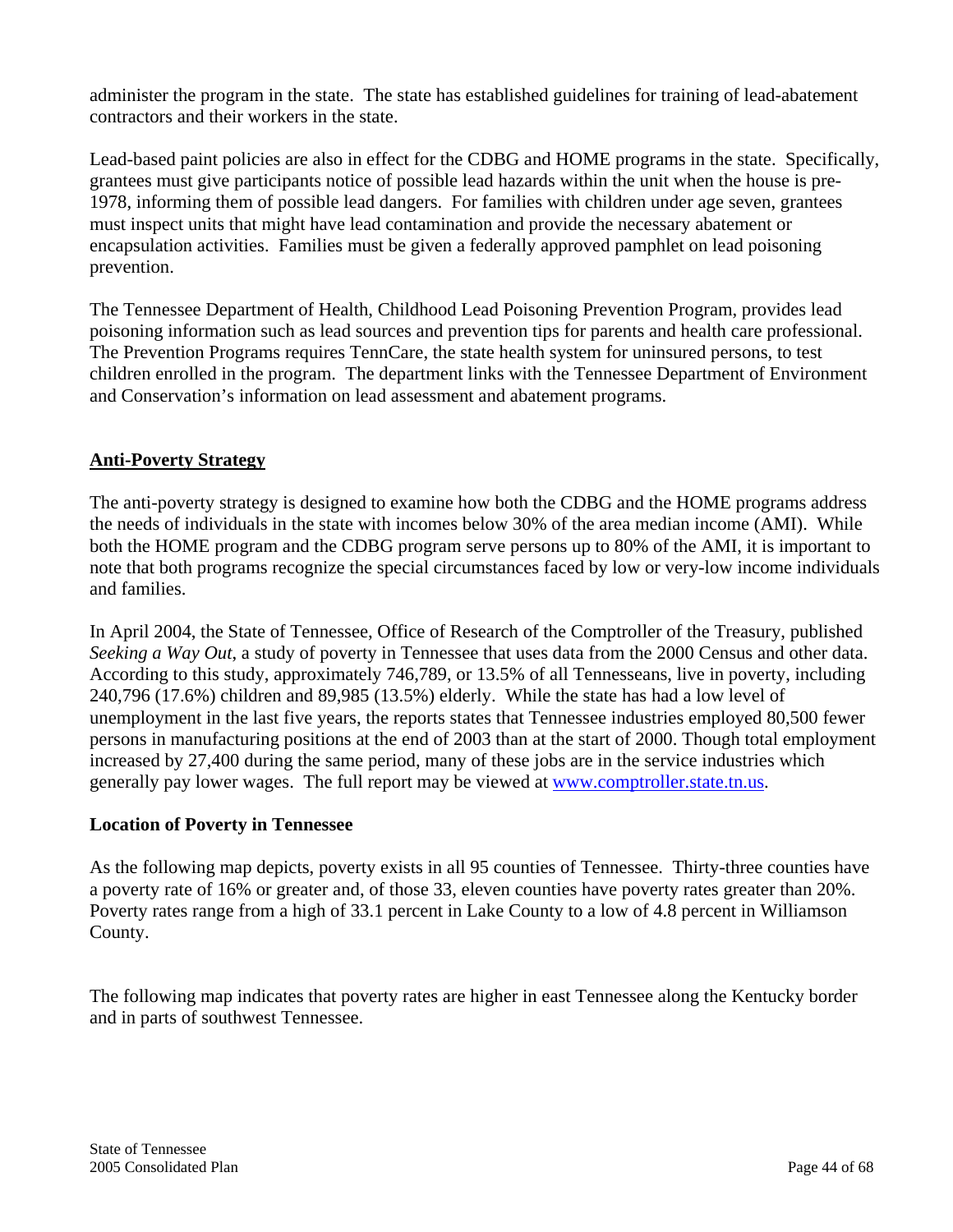administer the program in the state. The state has established guidelines for training of lead-abatement contractors and their workers in the state.

Lead-based paint policies are also in effect for the CDBG and HOME programs in the state. Specifically, grantees must give participants notice of possible lead hazards within the unit when the house is pre-1978, informing them of possible lead dangers. For families with children under age seven, grantees must inspect units that might have lead contamination and provide the necessary abatement or encapsulation activities. Families must be given a federally approved pamphlet on lead poisoning prevention.

The Tennessee Department of Health, Childhood Lead Poisoning Prevention Program, provides lead poisoning information such as lead sources and prevention tips for parents and health care professional. The Prevention Programs requires TennCare, the state health system for uninsured persons, to test children enrolled in the program. The department links with the Tennessee Department of Environment and Conservation's information on lead assessment and abatement programs.

## Anti-Poverty Strategy

The anti-poverty strategy is designed to examine how both the CDBG and the HOME programs address the needs of individuals in the state with incomes below 30% of the area median income (AMI). While both the HOME program and the CDBG program serve persons up to 80% of the AMI, it is important to note that both programs recognize the special circumstances faced by low or very-low income individuals and families.

In April 2004, the State of Tennessee, Office of Research of the Comptroller of the Treasury, published *Seeking a Way Out*, a study of poverty in Tennessee that uses data from the 2000 Census and other data. According to this study, approximately 746,789, or 13.5% of all Tennesseans, live in poverty, including 240,796 (17.6%) children and 89,985 (13.5%) elderly. While the state has had a low level of unemployment in the last five years, the reports states that Tennessee industries employed 80,500 fewer persons in manufacturing positions at the end of 2003 than at the start of 2000. Though total employment increased by 27,400 during the same period, many of these jobs are in the service industries which generally pay lower wages. The full report may be viewed at www.comptroller.state.tn.us.

### Location of Poverty in Tennessee

As the following map depicts, poverty exists in all 95 counties of Tennessee. Thirty-three counties have a poverty rate of 16% or greater and, of those 33, eleven counties have poverty rates greater than 20%. Poverty rates range from a high of 33.1 percent in Lake County to a low of 4.8 percent in Williamson County.

The following map indicates that poverty rates are higher in east Tennessee along the Kentucky border and in parts of southwest Tennessee.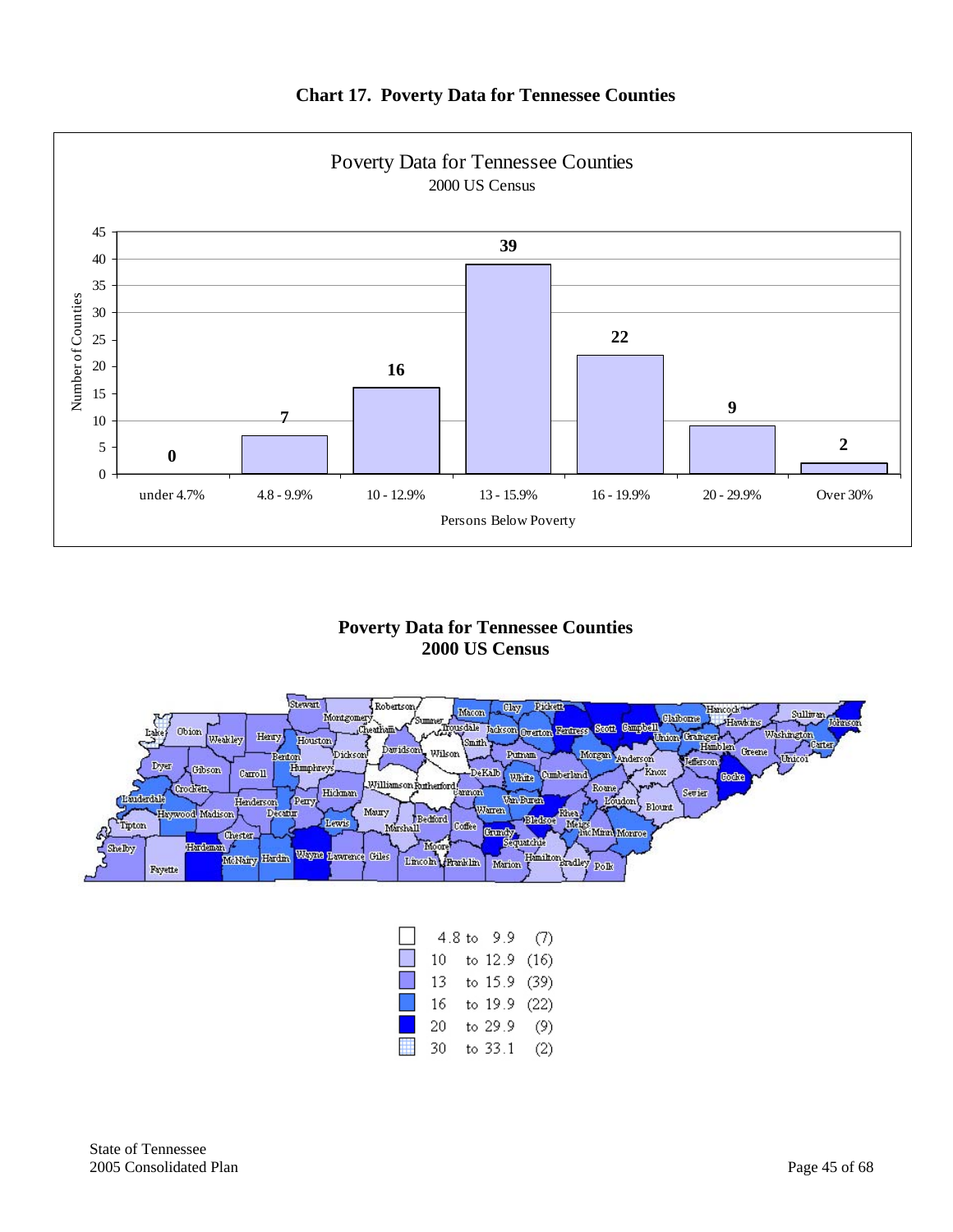**Chart 17. Poverty Data for Tennessee Counties**

Poverty Data for Tennessee Counties
2000 US Census

| Persons Below Poverty | Number of Counties |
|---|---|
| under 4.7% | 0 |
| 4.8 - 9.9% | 7 |
| 10 - 12.9% | 16 |
| 13 - 15.9% | 39 |
| 16 - 19.9% | 22 |
| 20 - 29.9% | 9 |
| Over 30% | 2 |

**Poverty Data for Tennessee Counties**
**2000 US Census**

| Range | Count |
|---|---|
| 4.8 to 9.9 | (7) |
| 10 to 12.9 | (16) |
| 13 to 15.9 | (39) |
| 16 to 19.9 | (22) |
| 20 to 29.9 | (9) |
| 30 to 33.1 | (2) |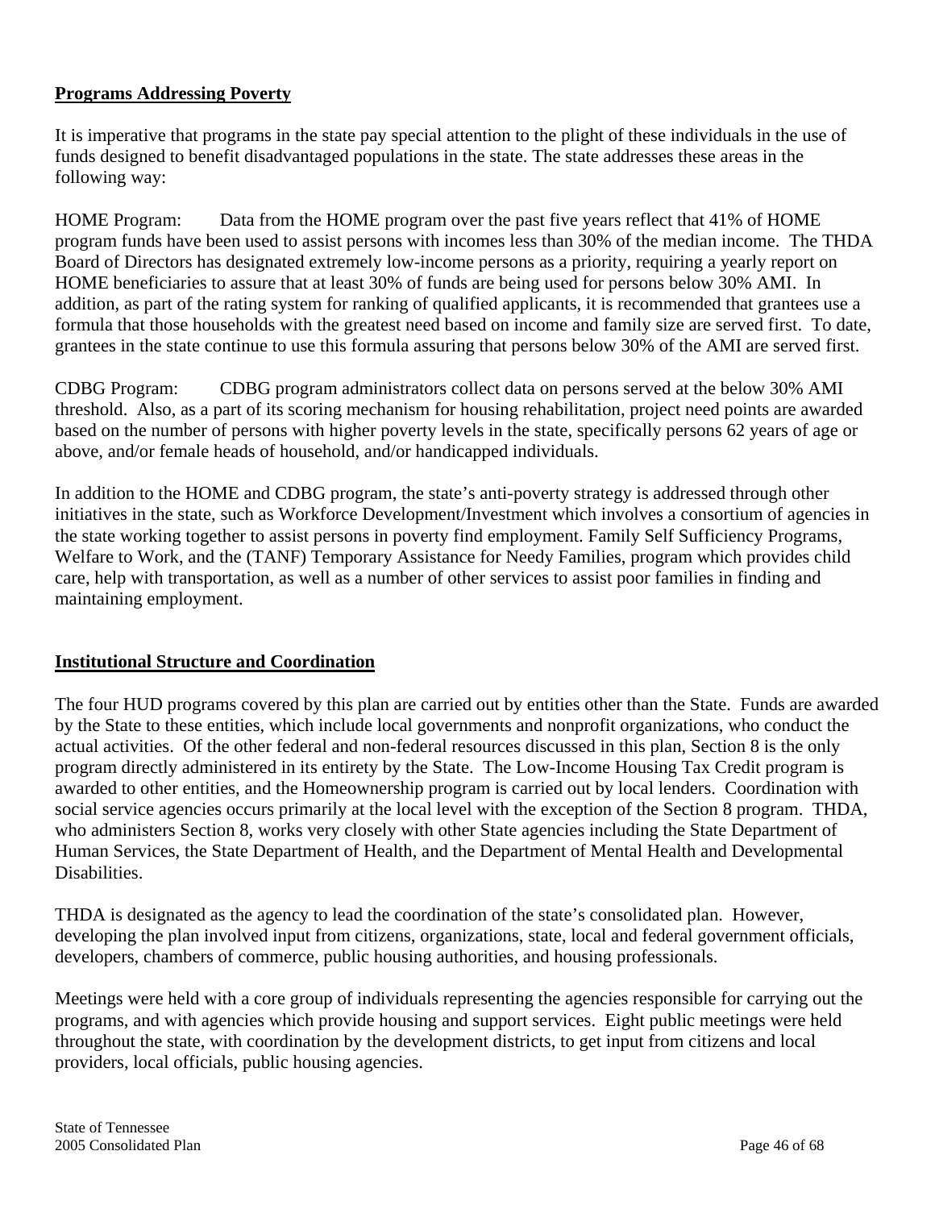**Programs Addressing Poverty**

It is imperative that programs in the state pay special attention to the plight of these individuals in the use of funds designed to benefit disadvantaged populations in the state. The state addresses these areas in the following way:

HOME Program: Data from the HOME program over the past five years reflect that 41% of HOME program funds have been used to assist persons with incomes less than 30% of the median income. The THDA Board of Directors has designated extremely low-income persons as a priority, requiring a yearly report on HOME beneficiaries to assure that at least 30% of funds are being used for persons below 30% AMI. In addition, as part of the rating system for ranking of qualified applicants, it is recommended that grantees use a formula that those households with the greatest need based on income and family size are served first. To date, grantees in the state continue to use this formula assuring that persons below 30% of the AMI are served first.

CDBG Program: CDBG program administrators collect data on persons served at the below 30% AMI threshold. Also, as a part of its scoring mechanism for housing rehabilitation, project need points are awarded based on the number of persons with higher poverty levels in the state, specifically persons 62 years of age or above, and/or female heads of household, and/or handicapped individuals.

In addition to the HOME and CDBG program, the state's anti-poverty strategy is addressed through other initiatives in the state, such as Workforce Development/Investment which involves a consortium of agencies in the state working together to assist persons in poverty find employment. Family Self Sufficiency Programs, Welfare to Work, and the (TANF) Temporary Assistance for Needy Families, program which provides child care, help with transportation, as well as a number of other services to assist poor families in finding and maintaining employment.

**Institutional Structure and Coordination**

The four HUD programs covered by this plan are carried out by entities other than the State. Funds are awarded by the State to these entities, which include local governments and nonprofit organizations, who conduct the actual activities. Of the other federal and non-federal resources discussed in this plan, Section 8 is the only program directly administered in its entirety by the State. The Low-Income Housing Tax Credit program is awarded to other entities, and the Homeownership program is carried out by local lenders. Coordination with social service agencies occurs primarily at the local level with the exception of the Section 8 program. THDA, who administers Section 8, works very closely with other State agencies including the State Department of Human Services, the State Department of Health, and the Department of Mental Health and Developmental Disabilities.

THDA is designated as the agency to lead the coordination of the state's consolidated plan. However, developing the plan involved input from citizens, organizations, state, local and federal government officials, developers, chambers of commerce, public housing authorities, and housing professionals.

Meetings were held with a core group of individuals representing the agencies responsible for carrying out the programs, and with agencies which provide housing and support services. Eight public meetings were held throughout the state, with coordination by the development districts, to get input from citizens and local providers, local officials, public housing agencies.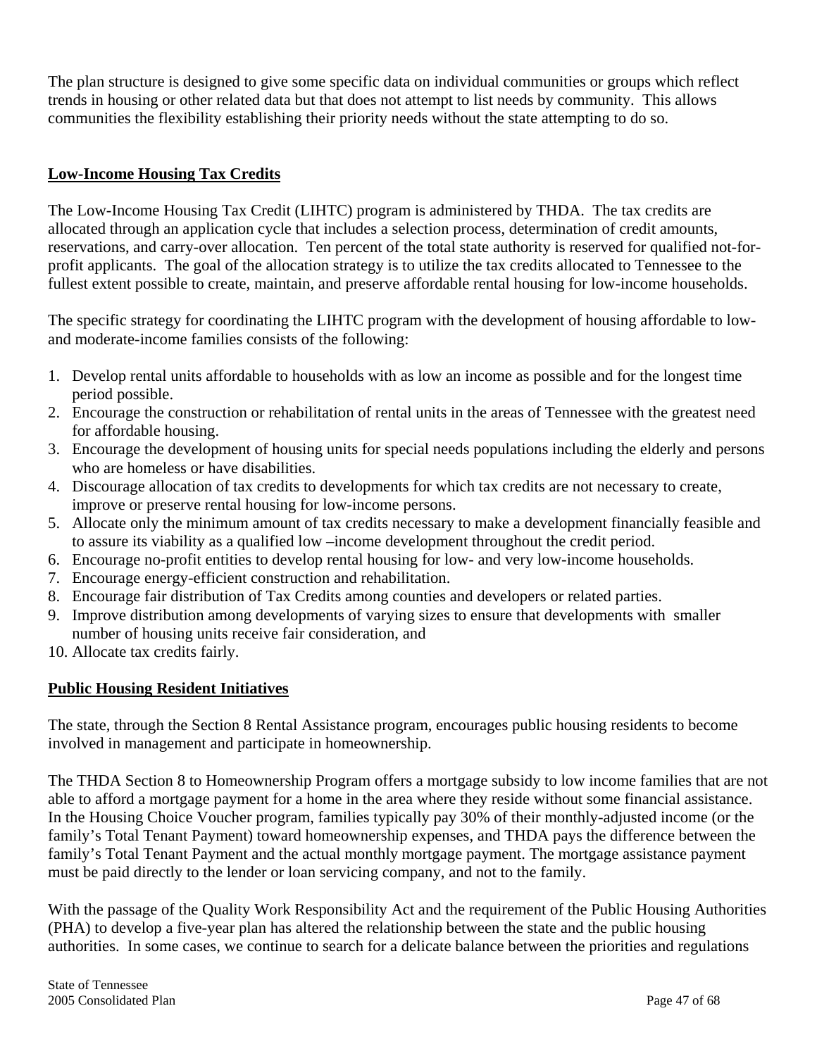The plan structure is designed to give some specific data on individual communities or groups which reflect trends in housing or other related data but that does not attempt to list needs by community. This allows communities the flexibility establishing their priority needs without the state attempting to do so.

## Low-Income Housing Tax Credits

The Low-Income Housing Tax Credit (LIHTC) program is administered by THDA. The tax credits are allocated through an application cycle that includes a selection process, determination of credit amounts, reservations, and carry-over allocation. Ten percent of the total state authority is reserved for qualified not-for-profit applicants. The goal of the allocation strategy is to utilize the tax credits allocated to Tennessee to the fullest extent possible to create, maintain, and preserve affordable rental housing for low-income households.

The specific strategy for coordinating the LIHTC program with the development of housing affordable to low- and moderate-income families consists of the following:

1. Develop rental units affordable to households with as low an income as possible and for the longest time period possible.
2. Encourage the construction or rehabilitation of rental units in the areas of Tennessee with the greatest need for affordable housing.
3. Encourage the development of housing units for special needs populations including the elderly and persons who are homeless or have disabilities.
4. Discourage allocation of tax credits to developments for which tax credits are not necessary to create, improve or preserve rental housing for low-income persons.
5. Allocate only the minimum amount of tax credits necessary to make a development financially feasible and to assure its viability as a qualified low –income development throughout the credit period.
6. Encourage no-profit entities to develop rental housing for low- and very low-income households.
7. Encourage energy-efficient construction and rehabilitation.
8. Encourage fair distribution of Tax Credits among counties and developers or related parties.
9. Improve distribution among developments of varying sizes to ensure that developments with smaller number of housing units receive fair consideration, and
10. Allocate tax credits fairly.

## Public Housing Resident Initiatives

The state, through the Section 8 Rental Assistance program, encourages public housing residents to become involved in management and participate in homeownership.

The THDA Section 8 to Homeownership Program offers a mortgage subsidy to low income families that are not able to afford a mortgage payment for a home in the area where they reside without some financial assistance. In the Housing Choice Voucher program, families typically pay 30% of their monthly-adjusted income (or the family's Total Tenant Payment) toward homeownership expenses, and THDA pays the difference between the family's Total Tenant Payment and the actual monthly mortgage payment. The mortgage assistance payment must be paid directly to the lender or loan servicing company, and not to the family.

With the passage of the Quality Work Responsibility Act and the requirement of the Public Housing Authorities (PHA) to develop a five-year plan has altered the relationship between the state and the public housing authorities. In some cases, we continue to search for a delicate balance between the priorities and regulations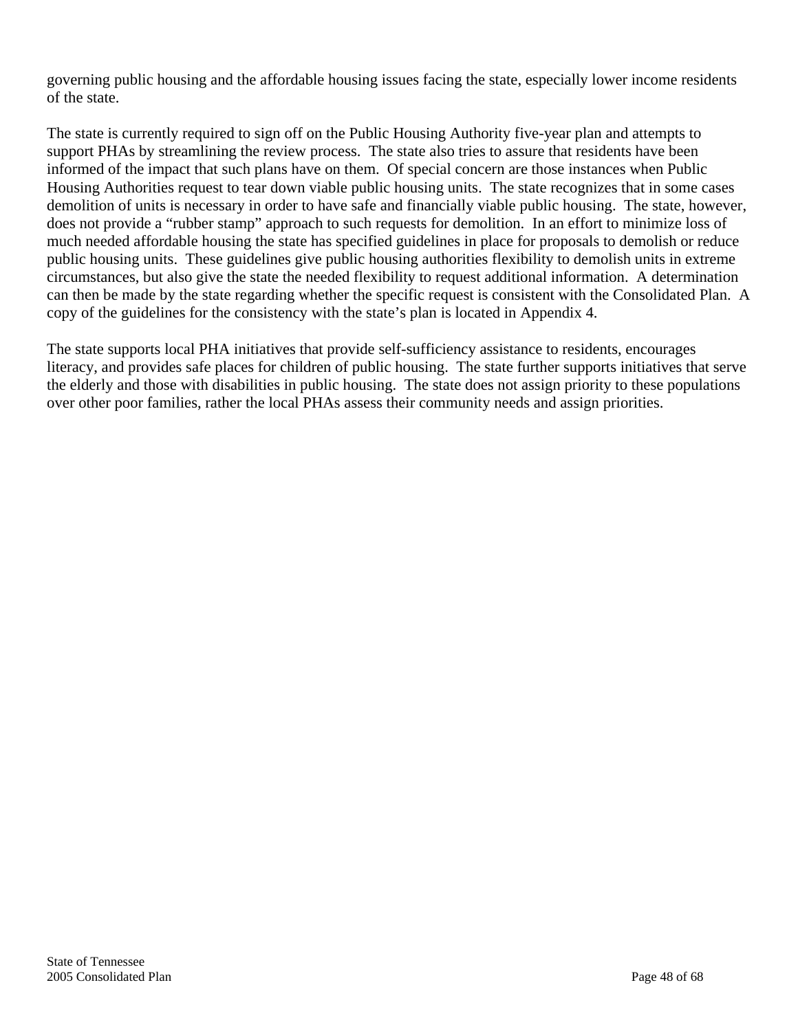governing public housing and the affordable housing issues facing the state, especially lower income residents of the state.

The state is currently required to sign off on the Public Housing Authority five-year plan and attempts to support PHAs by streamlining the review process. The state also tries to assure that residents have been informed of the impact that such plans have on them. Of special concern are those instances when Public Housing Authorities request to tear down viable public housing units. The state recognizes that in some cases demolition of units is necessary in order to have safe and financially viable public housing. The state, however, does not provide a "rubber stamp" approach to such requests for demolition. In an effort to minimize loss of much needed affordable housing the state has specified guidelines in place for proposals to demolish or reduce public housing units. These guidelines give public housing authorities flexibility to demolish units in extreme circumstances, but also give the state the needed flexibility to request additional information. A determination can then be made by the state regarding whether the specific request is consistent with the Consolidated Plan. A copy of the guidelines for the consistency with the state's plan is located in Appendix 4.

The state supports local PHA initiatives that provide self-sufficiency assistance to residents, encourages literacy, and provides safe places for children of public housing. The state further supports initiatives that serve the elderly and those with disabilities in public housing. The state does not assign priority to these populations over other poor families, rather the local PHAs assess their community needs and assign priorities.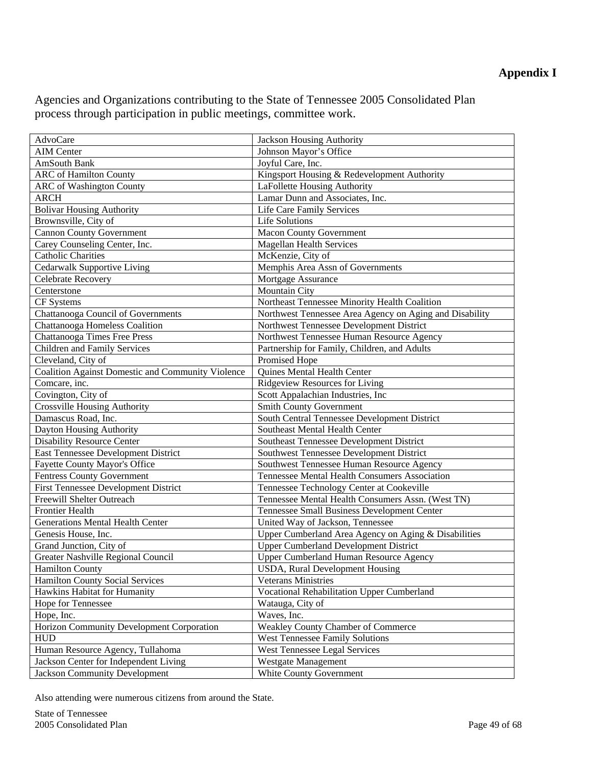# Appendix I

Agencies and Organizations contributing to the State of Tennessee 2005 Consolidated Plan process through participation in public meetings, committee work.

| | |
|---|---|
| AdvoCare | Jackson Housing Authority |
| AIM Center | Johnson Mayor's Office |
| AmSouth Bank | Joyful Care, Inc. |
| ARC of Hamilton County | Kingsport Housing & Redevelopment Authority |
| ARC of Washington County | LaFollette Housing Authority |
| ARCH | Lamar Dunn and Associates, Inc. |
| Bolivar Housing Authority | Life Care Family Services |
| Brownsville, City of | Life Solutions |
| Cannon County Government | Macon County Government |
| Carey Counseling Center, Inc. | Magellan Health Services |
| Catholic Charities | McKenzie, City of |
| Cedarwalk Supportive Living | Memphis Area Assn of Governments |
| Celebrate Recovery | Mortgage Assurance |
| Centerstone | Mountain City |
| CF Systems | Northeast Tennessee Minority Health Coalition |
| Chattanooga Council of Governments | Northwest Tennessee Area Agency on Aging and Disability |
| Chattanooga Homeless Coalition | Northwest Tennessee Development District |
| Chattanooga Times Free Press | Northwest Tennessee Human Resource Agency |
| Children and Family Services | Partnership for Family, Children, and Adults |
| Cleveland, City of | Promised Hope |
| Coalition Against Domestic and Community Violence | Quines Mental Health Center |
| Comcare, inc. | Ridgeview Resources for Living |
| Covington, City of | Scott Appalachian Industries, Inc |
| Crossville Housing Authority | Smith County Government |
| Damascus Road, Inc. | South Central Tennessee Development District |
| Dayton Housing Authority | Southeast Mental Health Center |
| Disability Resource Center | Southeast Tennessee Development District |
| East Tennessee Development District | Southwest Tennessee Development District |
| Fayette County Mayor's Office | Southwest Tennessee Human Resource Agency |
| Fentress County Government | Tennessee Mental Health Consumers Association |
| First Tennessee Development District | Tennessee Technology Center at Cookeville |
| Freewill Shelter Outreach | Tennessee Mental Health Consumers Assn. (West TN) |
| Frontier Health | Tennessee Small Business Development Center |
| Generations Mental Health Center | United Way of Jackson, Tennessee |
| Genesis House, Inc. | Upper Cumberland Area Agency on Aging & Disabilities |
| Grand Junction, City of | Upper Cumberland Development District |
| Greater Nashville Regional Council | Upper Cumberland Human Resource Agency |
| Hamilton County | USDA, Rural Development Housing |
| Hamilton County Social Services | Veterans Ministries |
| Hawkins Habitat for Humanity | Vocational Rehabilitation Upper Cumberland |
| Hope for Tennessee | Watauga, City of |
| Hope, Inc. | Waves, Inc. |
| Horizon Community Development Corporation | Weakley County Chamber of Commerce |
| HUD | West Tennessee Family Solutions |
| Human Resource Agency, Tullahoma | West Tennessee Legal Services |
| Jackson Center for Independent Living | Westgate Management |
| Jackson Community Development | White County Government |

Also attending were numerous citizens from around the State.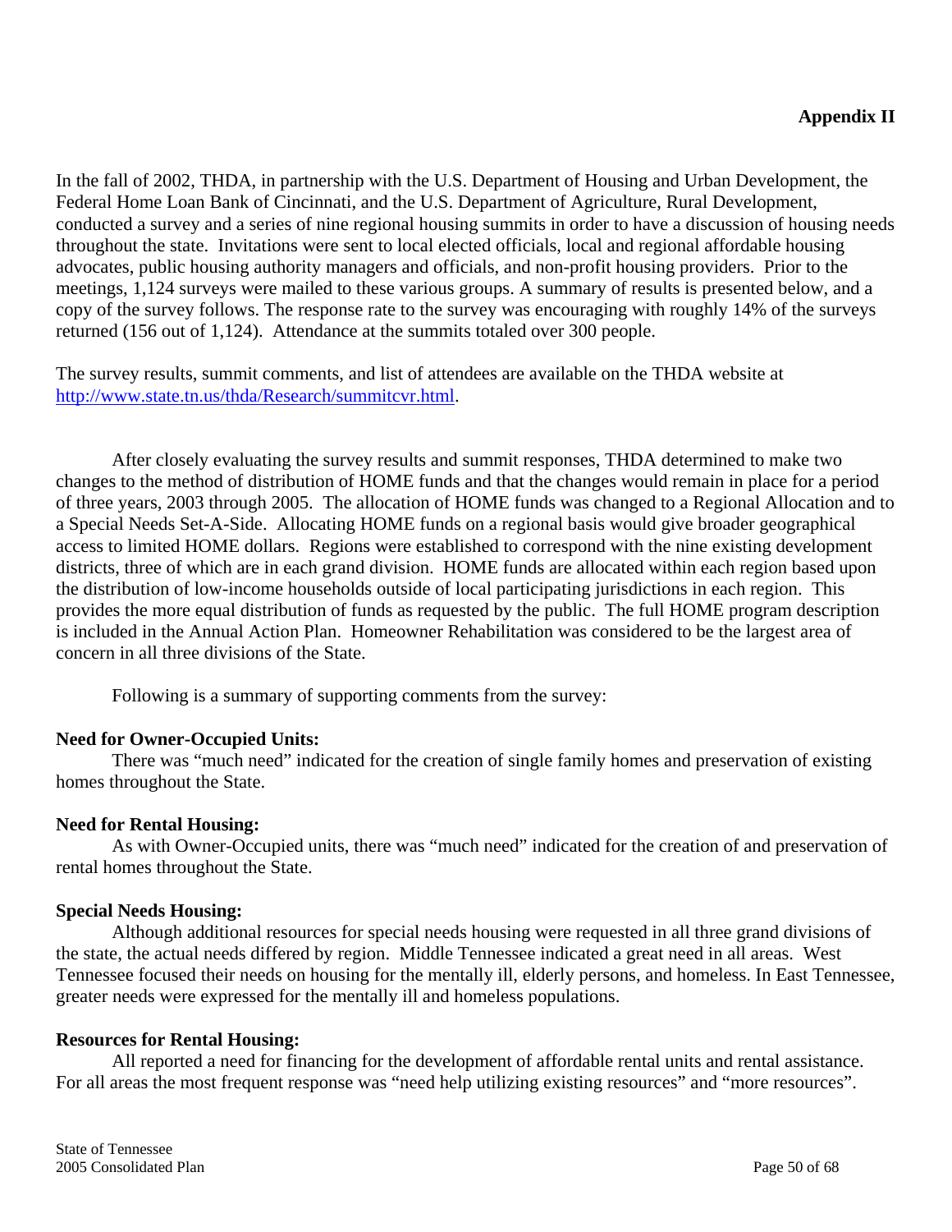**Appendix II**

In the fall of 2002, THDA, in partnership with the U.S. Department of Housing and Urban Development, the Federal Home Loan Bank of Cincinnati, and the U.S. Department of Agriculture, Rural Development, conducted a survey and a series of nine regional housing summits in order to have a discussion of housing needs throughout the state. Invitations were sent to local elected officials, local and regional affordable housing advocates, public housing authority managers and officials, and non-profit housing providers. Prior to the meetings, 1,124 surveys were mailed to these various groups. A summary of results is presented below, and a copy of the survey follows. The response rate to the survey was encouraging with roughly 14% of the surveys returned (156 out of 1,124). Attendance at the summits totaled over 300 people.

The survey results, summit comments, and list of attendees are available on the THDA website at http://www.state.tn.us/thda/Research/summitcvr.html.

After closely evaluating the survey results and summit responses, THDA determined to make two changes to the method of distribution of HOME funds and that the changes would remain in place for a period of three years, 2003 through 2005. The allocation of HOME funds was changed to a Regional Allocation and to a Special Needs Set-A-Side. Allocating HOME funds on a regional basis would give broader geographical access to limited HOME dollars. Regions were established to correspond with the nine existing development districts, three of which are in each grand division. HOME funds are allocated within each region based upon the distribution of low-income households outside of local participating jurisdictions in each region. This provides the more equal distribution of funds as requested by the public. The full HOME program description is included in the Annual Action Plan. Homeowner Rehabilitation was considered to be the largest area of concern in all three divisions of the State.

Following is a summary of supporting comments from the survey:

**Need for Owner-Occupied Units:**

There was "much need" indicated for the creation of single family homes and preservation of existing homes throughout the State.

**Need for Rental Housing:**

As with Owner-Occupied units, there was "much need" indicated for the creation of and preservation of rental homes throughout the State.

**Special Needs Housing:**

Although additional resources for special needs housing were requested in all three grand divisions of the state, the actual needs differed by region. Middle Tennessee indicated a great need in all areas. West Tennessee focused their needs on housing for the mentally ill, elderly persons, and homeless. In East Tennessee, greater needs were expressed for the mentally ill and homeless populations.

**Resources for Rental Housing:**

All reported a need for financing for the development of affordable rental units and rental assistance. For all areas the most frequent response was "need help utilizing existing resources" and "more resources".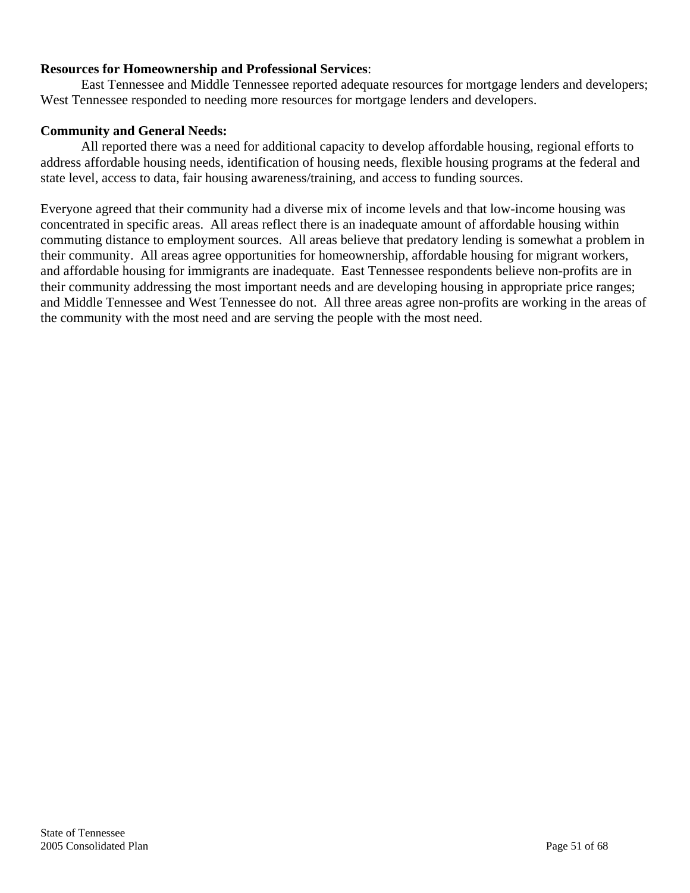**Resources for Homeownership and Professional Services**:

East Tennessee and Middle Tennessee reported adequate resources for mortgage lenders and developers; West Tennessee responded to needing more resources for mortgage lenders and developers.

**Community and General Needs:**

All reported there was a need for additional capacity to develop affordable housing, regional efforts to address affordable housing needs, identification of housing needs, flexible housing programs at the federal and state level, access to data, fair housing awareness/training, and access to funding sources.

Everyone agreed that their community had a diverse mix of income levels and that low-income housing was concentrated in specific areas. All areas reflect there is an inadequate amount of affordable housing within commuting distance to employment sources. All areas believe that predatory lending is somewhat a problem in their community. All areas agree opportunities for homeownership, affordable housing for migrant workers, and affordable housing for immigrants are inadequate. East Tennessee respondents believe non-profits are in their community addressing the most important needs and are developing housing in appropriate price ranges; and Middle Tennessee and West Tennessee do not. All three areas agree non-profits are working in the areas of the community with the most need and are serving the people with the most need.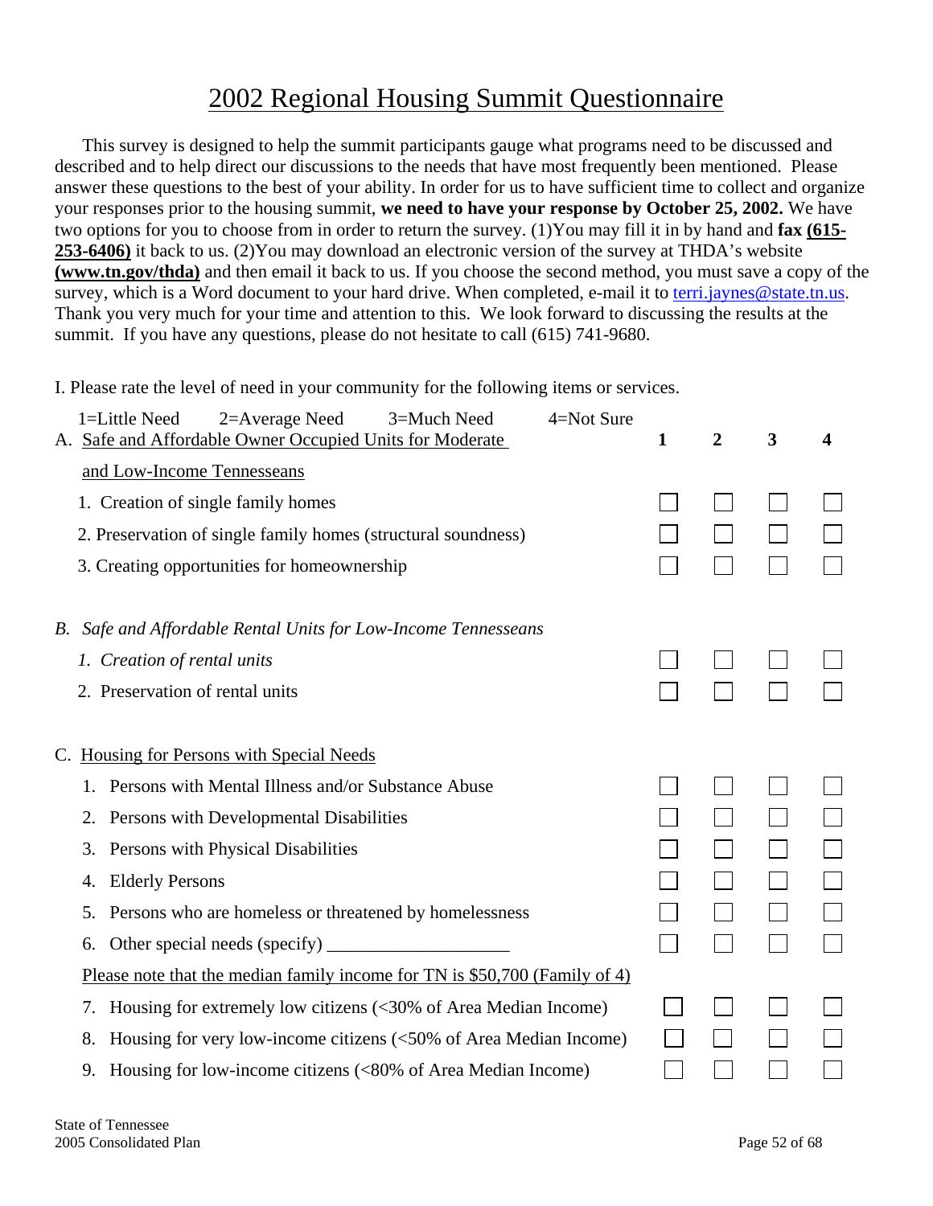// 2002 Regional Housing Summit Questionnaire

This survey is designed to help the summit participants gauge what programs need to be discussed and described and to help direct our discussions to the needs that have most frequently been mentioned. Please answer these questions to the best of your ability. In order for us to have sufficient time to collect and organize your responses prior to the housing summit, **we need to have your response by October 25, 2002.** We have two options for you to choose from in order to return the survey. (1)You may fill it in by hand and **fax (615-253-6406)** it back to us. (2)You may download an electronic version of the survey at THDA's website **(www.tn.gov/thda)** and then email it back to us. If you choose the second method, you must save a copy of the survey, which is a Word document to your hard drive. When completed, e-mail it to terri.jaynes@state.tn.us. Thank you very much for your time and attention to this. We look forward to discussing the results at the summit. If you have any questions, please do not hesitate to call (615) 741-9680.

I. Please rate the level of need in your community for the following items or services.

1=Little Need  2=Average Need  3=Much Need  4=Not Sure

| | 1 | 2 | 3 | 4 |
|---|---|---|---|---|
| A. Safe and Affordable Owner Occupied Units for Moderate and Low-Income Tennesseans | | | | |
| 1. Creation of single family homes | ☐ | ☐ | ☐ | ☐ |
| 2. Preservation of single family homes (structural soundness) | ☐ | ☐ | ☐ | ☐ |
| 3. Creating opportunities for homeownership | ☐ | ☐ | ☐ | ☐ |
| *B. Safe and Affordable Rental Units for Low-Income Tennesseans* | | | | |
| *1. Creation of rental units* | ☐ | ☐ | ☐ | ☐ |
| 2. Preservation of rental units | ☐ | ☐ | ☐ | ☐ |
| C. Housing for Persons with Special Needs | | | | |
| 1. Persons with Mental Illness and/or Substance Abuse | ☐ | ☐ | ☐ | ☐ |
| 2. Persons with Developmental Disabilities | ☐ | ☐ | ☐ | ☐ |
| 3. Persons with Physical Disabilities | ☐ | ☐ | ☐ | ☐ |
| 4. Elderly Persons | ☐ | ☐ | ☐ | ☐ |
| 5. Persons who are homeless or threatened by homelessness | ☐ | ☐ | ☐ | ☐ |
| 6. Other special needs (specify) ____________________ | ☐ | ☐ | ☐ | ☐ |
| Please note that the median family income for TN is $50,700 (Family of 4) | | | | |
| 7. Housing for extremely low citizens (<30% of Area Median Income) | ☐ | ☐ | ☐ | ☐ |
| 8. Housing for very low-income citizens (<50% of Area Median Income) | ☐ | ☐ | ☐ | ☐ |
| 9. Housing for low-income citizens (<80% of Area Median Income) | ☐ | ☐ | ☐ | ☐ |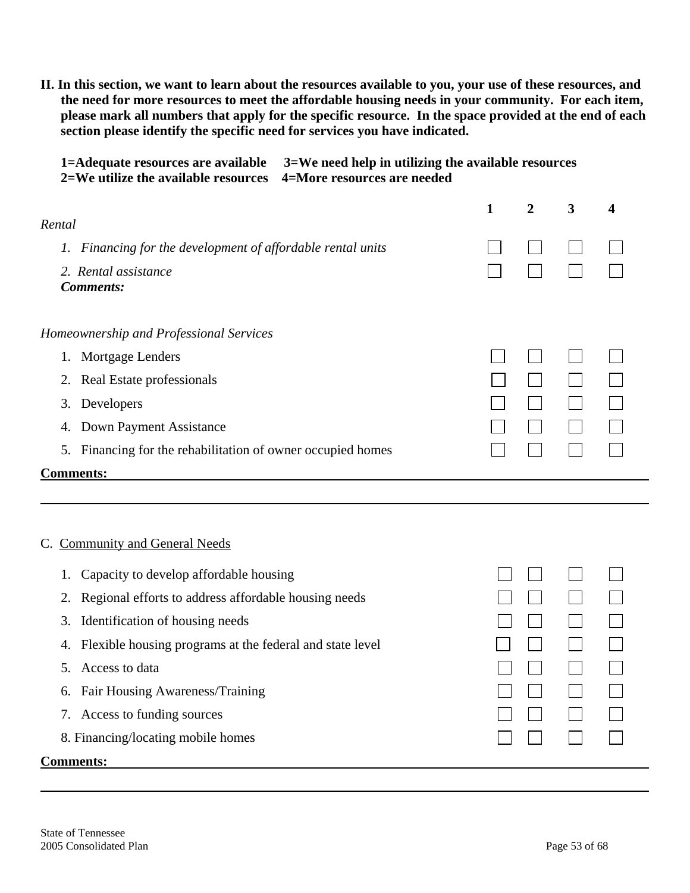**II. In this section, we want to learn about the resources available to you, your use of these resources, and the need for more resources to meet the affordable housing needs in your community. For each item, please mark all numbers that apply for the specific resource. In the space provided at the end of each section please identify the specific need for services you have indicated.**

**1=Adequate resources are available 3=We need help in utilizing the available resources**
**2=We utilize the available resources 4=More resources are needed**

| | 1 | 2 | 3 | 4 |
|---|---|---|---|---|
| *Rental* | | | | |
| *1. Financing for the development of affordable rental units* | ☐ | ☐ | ☐ | ☐ |
| *2. Rental assistance* | ☐ | ☐ | ☐ | ☐ |

***Comments:***

*Homeownership and Professional Services*

| | 1 | 2 | 3 | 4 |
|---|---|---|---|---|
| 1. Mortgage Lenders | ☐ | ☐ | ☐ | ☐ |
| 2. Real Estate professionals | ☐ | ☐ | ☐ | ☐ |
| 3. Developers | ☐ | ☐ | ☐ | ☐ |
| 4. Down Payment Assistance | ☐ | ☐ | ☐ | ☐ |
| 5. Financing for the rehabilitation of owner occupied homes | ☐ | ☐ | ☐ | ☐ |

**Comments:** \_\_\_\_\_\_\_\_\_\_\_\_\_\_\_\_\_\_\_\_\_\_\_\_\_\_\_\_\_\_\_\_\_\_\_\_\_\_\_\_\_\_\_\_\_\_\_\_

\_\_\_\_\_\_\_\_\_\_\_\_\_\_\_\_\_\_\_\_\_\_\_\_\_\_\_\_\_\_\_\_\_\_\_\_\_\_\_\_\_\_\_\_\_\_\_\_\_\_\_\_\_\_\_\_\_\_

C. <u>Community and General Needs</u>

| | 1 | 2 | 3 | 4 |
|---|---|---|---|---|
| 1. Capacity to develop affordable housing | ☐ | ☐ | ☐ | ☐ |
| 2. Regional efforts to address affordable housing needs | ☐ | ☐ | ☐ | ☐ |
| 3. Identification of housing needs | ☐ | ☐ | ☐ | ☐ |
| 4. Flexible housing programs at the federal and state level | ☐ | ☐ | ☐ | ☐ |
| 5. Access to data | ☐ | ☐ | ☐ | ☐ |
| 6. Fair Housing Awareness/Training | ☐ | ☐ | ☐ | ☐ |
| 7. Access to funding sources | ☐ | ☐ | ☐ | ☐ |
| 8. Financing/locating mobile homes | ☐ | ☐ | ☐ | ☐ |

**Comments:** \_\_\_\_\_\_\_\_\_\_\_\_\_\_\_\_\_\_\_\_\_\_\_\_\_\_\_\_\_\_\_\_\_\_\_\_\_\_\_\_\_\_\_\_\_\_\_\_

\_\_\_\_\_\_\_\_\_\_\_\_\_\_\_\_\_\_\_\_\_\_\_\_\_\_\_\_\_\_\_\_\_\_\_\_\_\_\_\_\_\_\_\_\_\_\_\_\_\_\_\_\_\_\_\_\_\_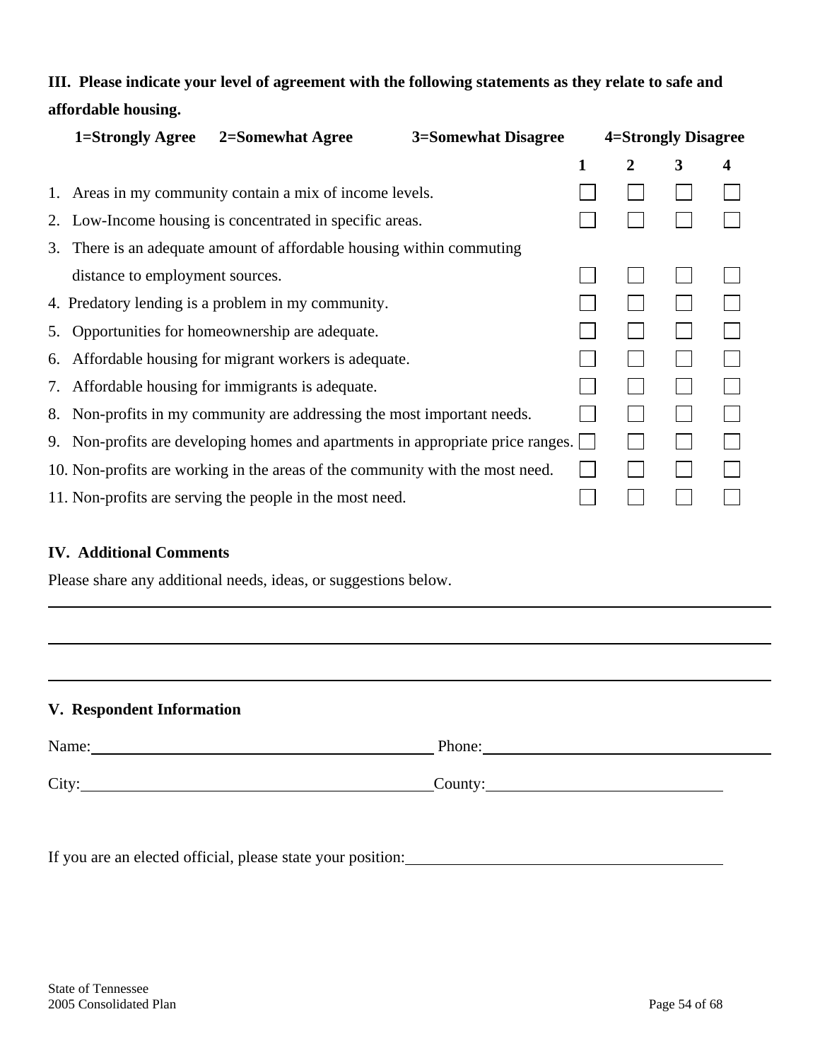**III. Please indicate your level of agreement with the following statements as they relate to safe and affordable housing.**

**1=Strongly Agree 2=Somewhat Agree 3=Somewhat Disagree 4=Strongly Disagree**

| | 1 | 2 | 3 | 4 |
|---|---|---|---|---|
| 1. Areas in my community contain a mix of income levels. | ☐ | ☐ | ☐ | ☐ |
| 2. Low-Income housing is concentrated in specific areas. | ☐ | ☐ | ☐ | ☐ |
| 3. There is an adequate amount of affordable housing within commuting distance to employment sources. | ☐ | ☐ | ☐ | ☐ |
| 4. Predatory lending is a problem in my community. | ☐ | ☐ | ☐ | ☐ |
| 5. Opportunities for homeownership are adequate. | ☐ | ☐ | ☐ | ☐ |
| 6. Affordable housing for migrant workers is adequate. | ☐ | ☐ | ☐ | ☐ |
| 7. Affordable housing for immigrants is adequate. | ☐ | ☐ | ☐ | ☐ |
| 8. Non-profits in my community are addressing the most important needs. | ☐ | ☐ | ☐ | ☐ |
| 9. Non-profits are developing homes and apartments in appropriate price ranges. | ☐ | ☐ | ☐ | ☐ |
| 10. Non-profits are working in the areas of the community with the most need. | ☐ | ☐ | ☐ | ☐ |
| 11. Non-profits are serving the people in the most need. | ☐ | ☐ | ☐ | ☐ |

**IV. Additional Comments**

Please share any additional needs, ideas, or suggestions below.

______________________________________________________________________________

______________________________________________________________________________

______________________________________________________________________________

**V. Respondent Information**

Name:______________________________ Phone:______________________________

City:______________________________ County:______________________________

If you are an elected official, please state your position:______________________________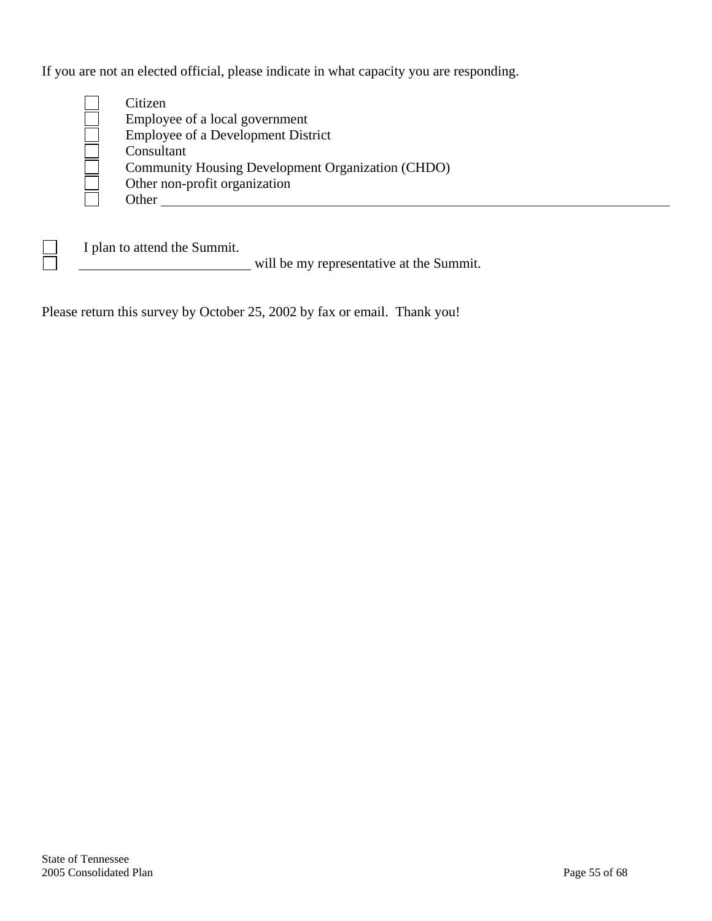If you are not an elected official, please indicate in what capacity you are responding.

- ☐ Citizen
- ☐ Employee of a local government
- ☐ Employee of a Development District
- ☐ Consultant
- ☐ Community Housing Development Organization (CHDO)
- ☐ Other non-profit organization
- ☐ Other ______________________________________________________________

☐ I plan to attend the Summit.

☐ ________________________ will be my representative at the Summit.

Please return this survey by October 25, 2002 by fax or email. Thank you!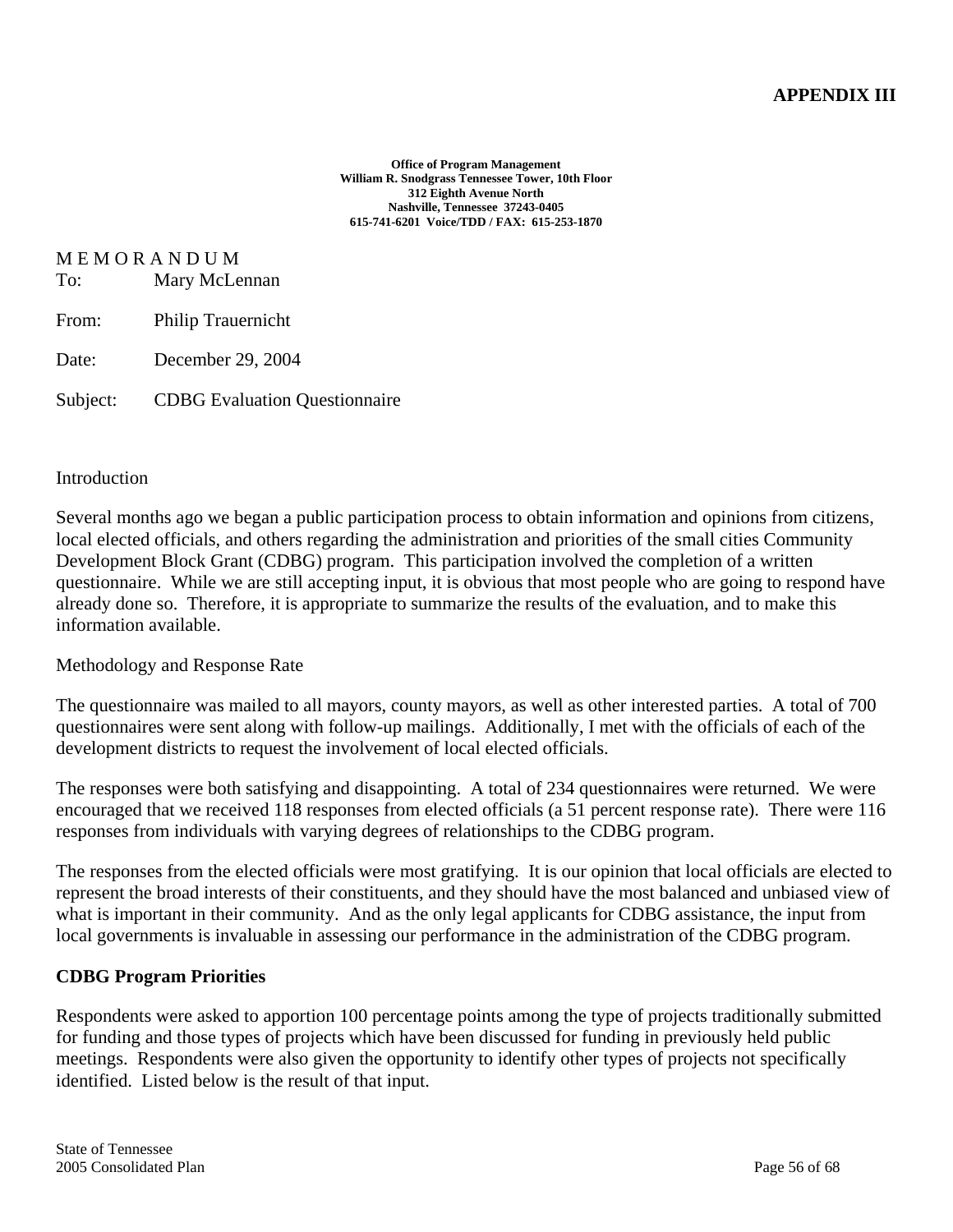**APPENDIX III**

**Office of Program Management**
**William R. Snodgrass Tennessee Tower, 10th Floor**
**312 Eighth Avenue North**
**Nashville, Tennessee 37243-0405**
**615-741-6201 Voice/TDD / FAX: 615-253-1870**

M E M O R A N D U M

To: Mary McLennan

From: Philip Trauernicht

Date: December 29, 2004

Subject: CDBG Evaluation Questionnaire

Introduction

Several months ago we began a public participation process to obtain information and opinions from citizens, local elected officials, and others regarding the administration and priorities of the small cities Community Development Block Grant (CDBG) program. This participation involved the completion of a written questionnaire. While we are still accepting input, it is obvious that most people who are going to respond have already done so. Therefore, it is appropriate to summarize the results of the evaluation, and to make this information available.

Methodology and Response Rate

The questionnaire was mailed to all mayors, county mayors, as well as other interested parties. A total of 700 questionnaires were sent along with follow-up mailings. Additionally, I met with the officials of each of the development districts to request the involvement of local elected officials.

The responses were both satisfying and disappointing. A total of 234 questionnaires were returned. We were encouraged that we received 118 responses from elected officials (a 51 percent response rate). There were 116 responses from individuals with varying degrees of relationships to the CDBG program.

The responses from the elected officials were most gratifying. It is our opinion that local officials are elected to represent the broad interests of their constituents, and they should have the most balanced and unbiased view of what is important in their community. And as the only legal applicants for CDBG assistance, the input from local governments is invaluable in assessing our performance in the administration of the CDBG program.

**CDBG Program Priorities**

Respondents were asked to apportion 100 percentage points among the type of projects traditionally submitted for funding and those types of projects which have been discussed for funding in previously held public meetings. Respondents were also given the opportunity to identify other types of projects not specifically identified. Listed below is the result of that input.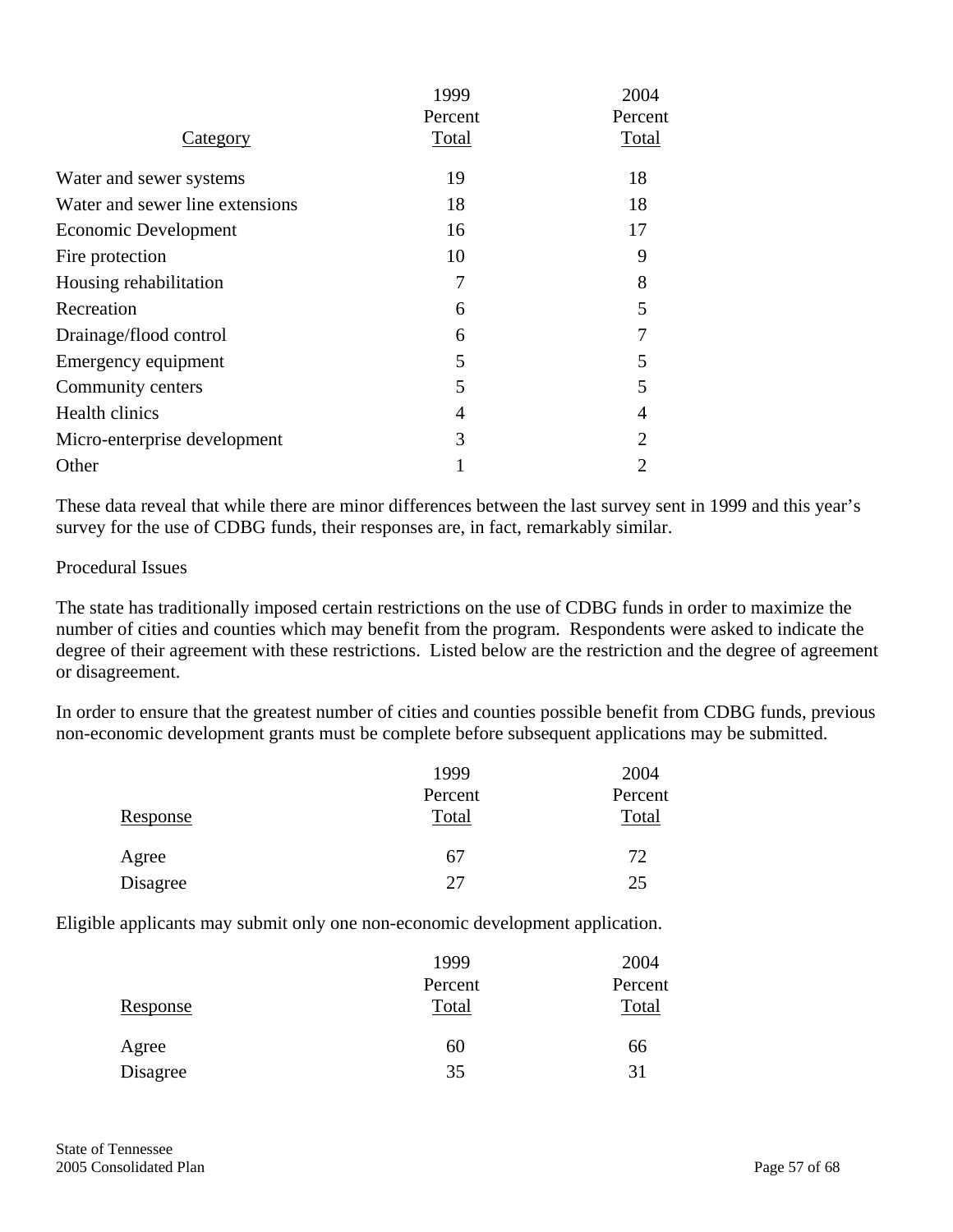| Category | 1999 Percent Total | 2004 Percent Total |
|---|---|---|
| Water and sewer systems | 19 | 18 |
| Water and sewer line extensions | 18 | 18 |
| Economic Development | 16 | 17 |
| Fire protection | 10 | 9 |
| Housing rehabilitation | 7 | 8 |
| Recreation | 6 | 5 |
| Drainage/flood control | 6 | 7 |
| Emergency equipment | 5 | 5 |
| Community centers | 5 | 5 |
| Health clinics | 4 | 4 |
| Micro-enterprise development | 3 | 2 |
| Other | 1 | 2 |

These data reveal that while there are minor differences between the last survey sent in 1999 and this year's survey for the use of CDBG funds, their responses are, in fact, remarkably similar.

Procedural Issues

The state has traditionally imposed certain restrictions on the use of CDBG funds in order to maximize the number of cities and counties which may benefit from the program. Respondents were asked to indicate the degree of their agreement with these restrictions. Listed below are the restriction and the degree of agreement or disagreement.

In order to ensure that the greatest number of cities and counties possible benefit from CDBG funds, previous non-economic development grants must be complete before subsequent applications may be submitted.

| Response | 1999 Percent Total | 2004 Percent Total |
|---|---|---|
| Agree | 67 | 72 |
| Disagree | 27 | 25 |

Eligible applicants may submit only one non-economic development application.

| Response | 1999 Percent Total | 2004 Percent Total |
|---|---|---|
| Agree | 60 | 66 |
| Disagree | 35 | 31 |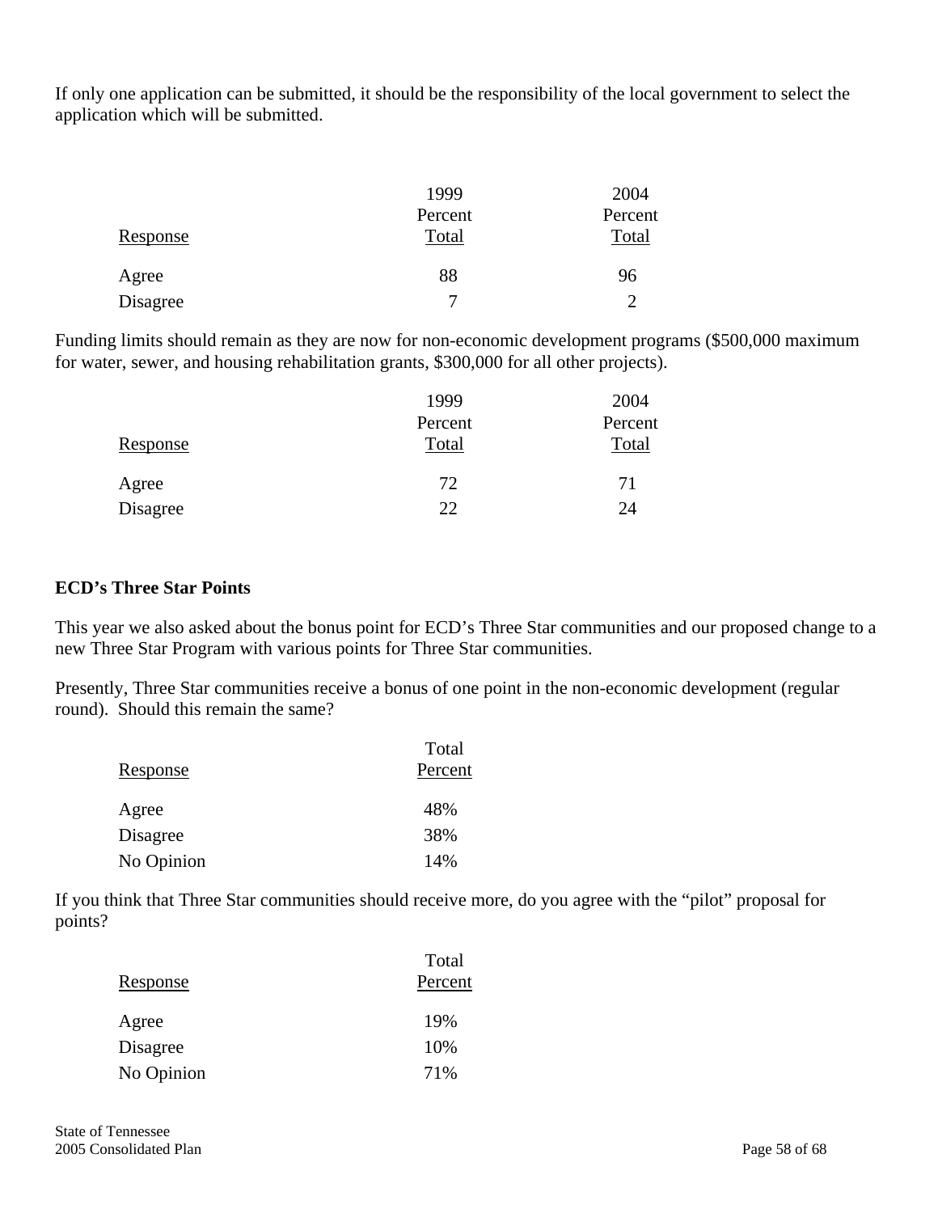If only one application can be submitted, it should be the responsibility of the local government to select the application which will be submitted.

| Response | 1999 Percent Total | 2004 Percent Total |
|---|---|---|
| Agree | 88 | 96 |
| Disagree | 7 | 2 |

Funding limits should remain as they are now for non-economic development programs ($500,000 maximum for water, sewer, and housing rehabilitation grants, $300,000 for all other projects).

| Response | 1999 Percent Total | 2004 Percent Total |
|---|---|---|
| Agree | 72 | 71 |
| Disagree | 22 | 24 |

**ECD's Three Star Points**

This year we also asked about the bonus point for ECD's Three Star communities and our proposed change to a new Three Star Program with various points for Three Star communities.

Presently, Three Star communities receive a bonus of one point in the non-economic development (regular round). Should this remain the same?

| Response | Total Percent |
|---|---|
| Agree | 48% |
| Disagree | 38% |
| No Opinion | 14% |

If you think that Three Star communities should receive more, do you agree with the "pilot" proposal for points?

| Response | Total Percent |
|---|---|
| Agree | 19% |
| Disagree | 10% |
| No Opinion | 71% |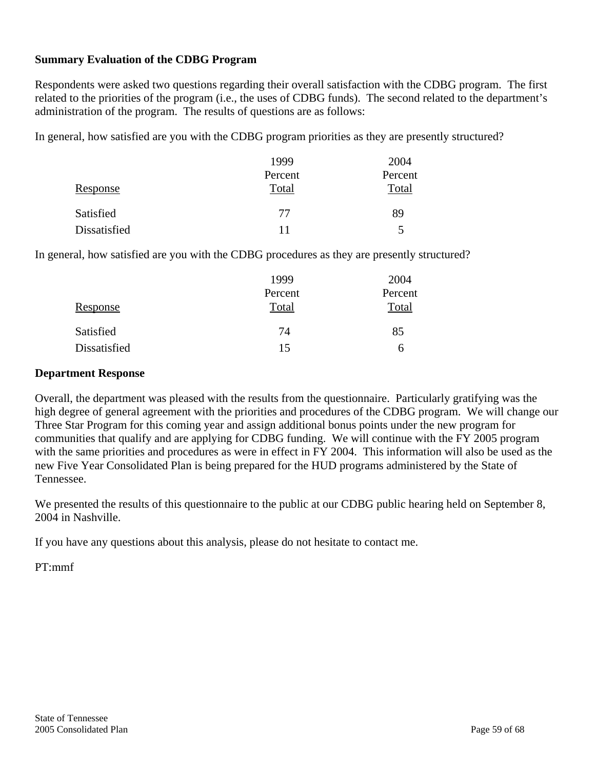**Summary Evaluation of the CDBG Program**

Respondents were asked two questions regarding their overall satisfaction with the CDBG program. The first related to the priorities of the program (i.e., the uses of CDBG funds). The second related to the department's administration of the program. The results of questions are as follows:

In general, how satisfied are you with the CDBG program priorities as they are presently structured?

| Response | 1999 Percent Total | 2004 Percent Total |
|---|---|---|
| Satisfied | 77 | 89 |
| Dissatisfied | 11 | 5 |

In general, how satisfied are you with the CDBG procedures as they are presently structured?

| Response | 1999 Percent Total | 2004 Percent Total |
|---|---|---|
| Satisfied | 74 | 85 |
| Dissatisfied | 15 | 6 |

**Department Response**

Overall, the department was pleased with the results from the questionnaire. Particularly gratifying was the high degree of general agreement with the priorities and procedures of the CDBG program. We will change our Three Star Program for this coming year and assign additional bonus points under the new program for communities that qualify and are applying for CDBG funding. We will continue with the FY 2005 program with the same priorities and procedures as were in effect in FY 2004. This information will also be used as the new Five Year Consolidated Plan is being prepared for the HUD programs administered by the State of Tennessee.

We presented the results of this questionnaire to the public at our CDBG public hearing held on September 8, 2004 in Nashville.

If you have any questions about this analysis, please do not hesitate to contact me.

PT:mmf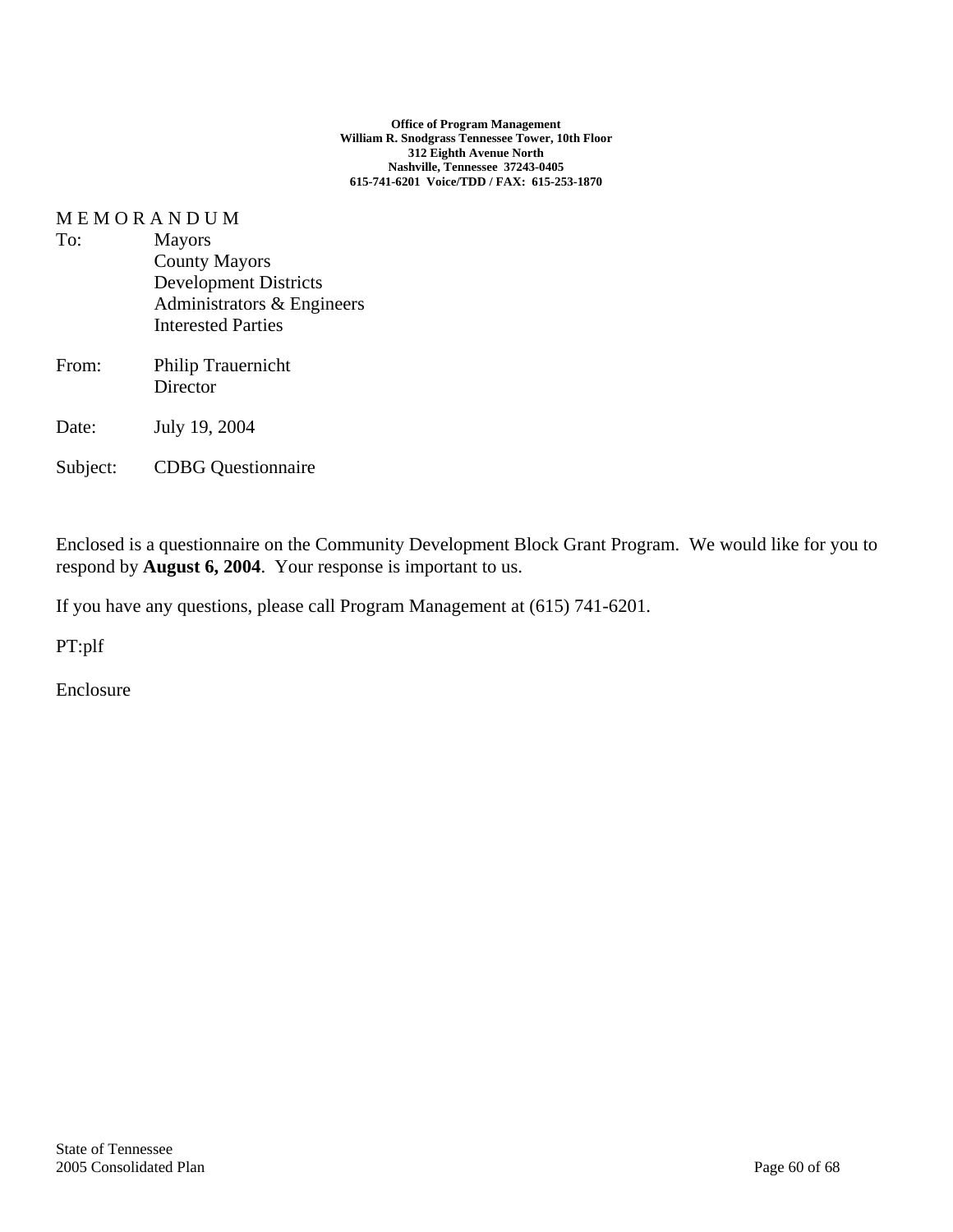**Office of Program Management**
**William R. Snodgrass Tennessee Tower, 10th Floor**
**312 Eighth Avenue North**
**Nashville, Tennessee 37243-0405**
**615-741-6201 Voice/TDD / FAX: 615-253-1870**

M E M O R A N D U M

To: Mayors
County Mayors
Development Districts
Administrators & Engineers
Interested Parties

From: Philip Trauernicht
Director

Date: July 19, 2004

Subject: CDBG Questionnaire

Enclosed is a questionnaire on the Community Development Block Grant Program. We would like for you to respond by **August 6, 2004**. Your response is important to us.

If you have any questions, please call Program Management at (615) 741-6201.

PT:plf

Enclosure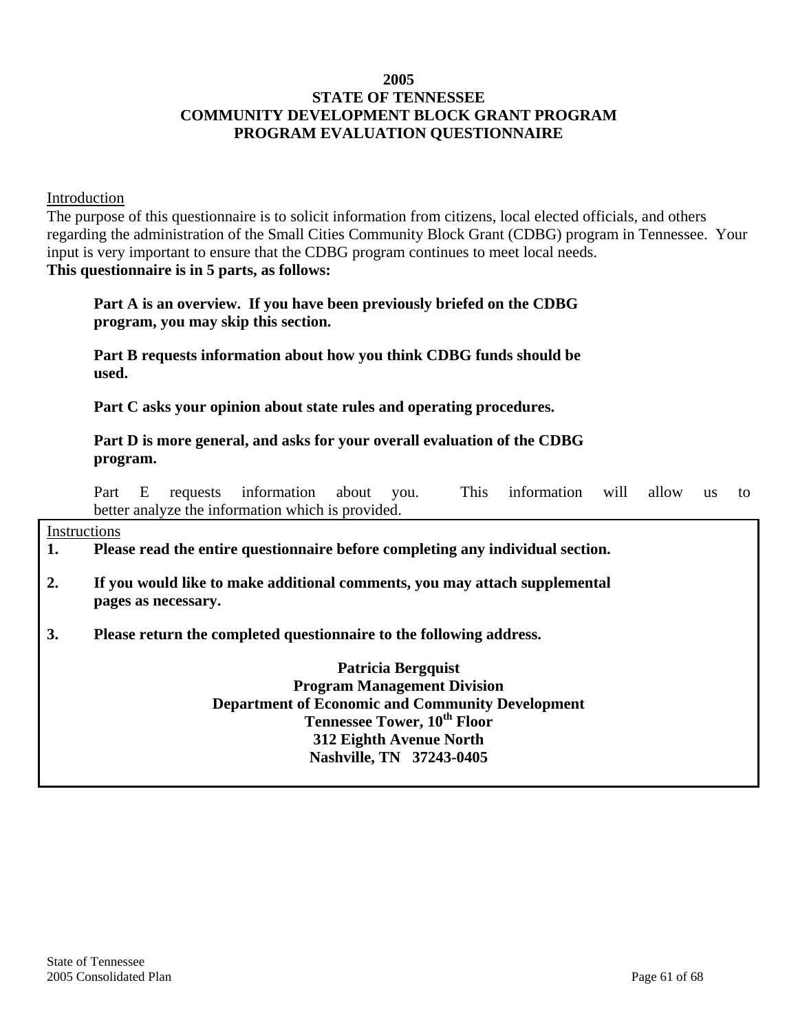# 2005
# STATE OF TENNESSEE
# COMMUNITY DEVELOPMENT BLOCK GRANT PROGRAM
# PROGRAM EVALUATION QUESTIONNAIRE

Introduction

The purpose of this questionnaire is to solicit information from citizens, local elected officials, and others regarding the administration of the Small Cities Community Block Grant (CDBG) program in Tennessee. Your input is very important to ensure that the CDBG program continues to meet local needs.

**This questionnaire is in 5 parts, as follows:**

> **Part A is an overview. If you have been previously briefed on the CDBG program, you may skip this section.**
>
> **Part B requests information about how you think CDBG funds should be used.**
>
> **Part C asks your opinion about state rules and operating procedures.**
>
> **Part D is more general, and asks for your overall evaluation of the CDBG program.**
>
> Part E requests information about you. This information will allow us to better analyze the information which is provided.

Instructions

1. **Please read the entire questionnaire before completing any individual section.**
2. **If you would like to make additional comments, you may attach supplemental pages as necessary.**
3. **Please return the completed questionnaire to the following address.**

**Patricia Bergquist**
**Program Management Division**
**Department of Economic and Community Development**
**Tennessee Tower, 10th Floor**
**312 Eighth Avenue North**
**Nashville, TN 37243-0405**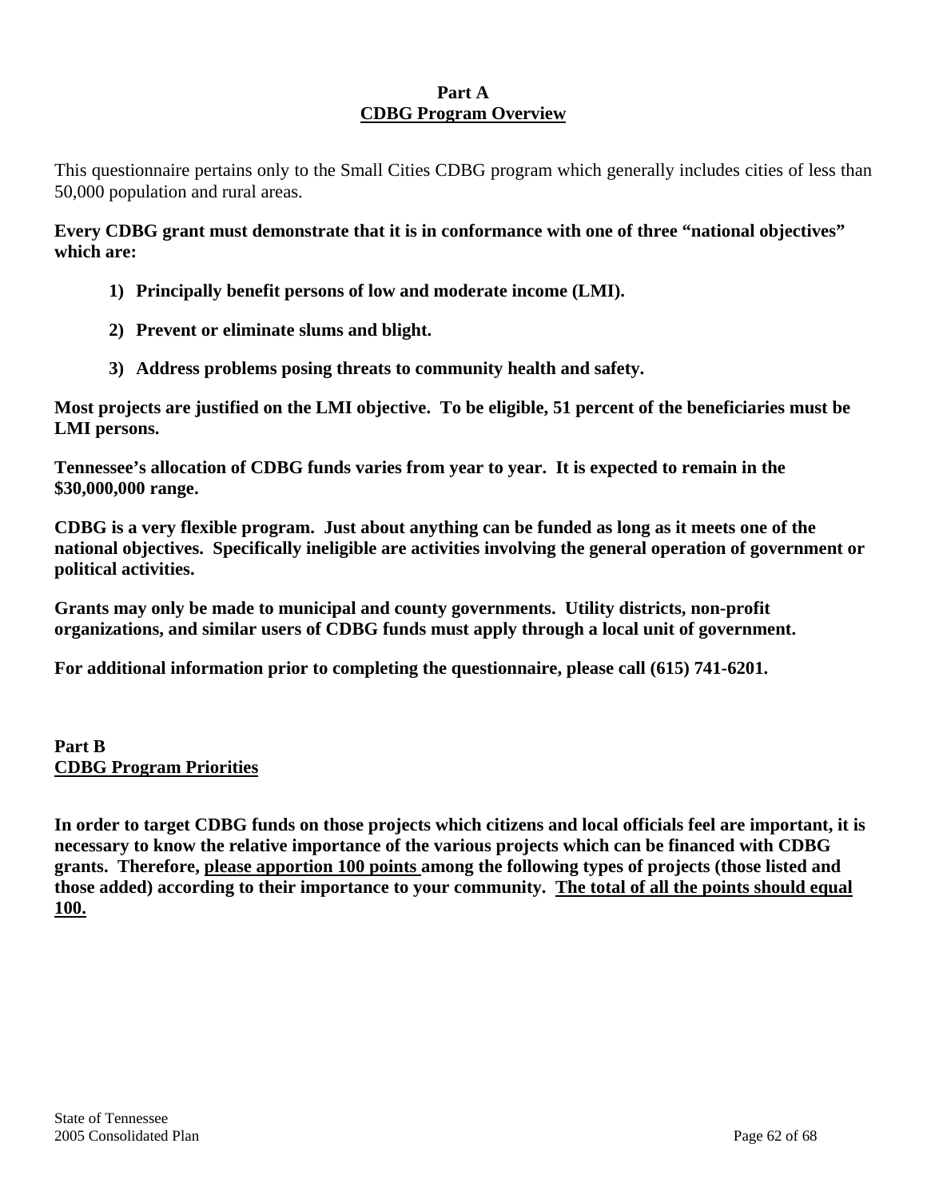## Part A
## CDBG Program Overview

This questionnaire pertains only to the Small Cities CDBG program which generally includes cities of less than 50,000 population and rural areas.

**Every CDBG grant must demonstrate that it is in conformance with one of three "national objectives" which are:**

1) **Principally benefit persons of low and moderate income (LMI).**

2) **Prevent or eliminate slums and blight.**

3) **Address problems posing threats to community health and safety.**

**Most projects are justified on the LMI objective. To be eligible, 51 percent of the beneficiaries must be LMI persons.**

**Tennessee's allocation of CDBG funds varies from year to year. It is expected to remain in the $30,000,000 range.**

**CDBG is a very flexible program. Just about anything can be funded as long as it meets one of the national objectives. Specifically ineligible are activities involving the general operation of government or political activities.**

**Grants may only be made to municipal and county governments. Utility districts, non-profit organizations, and similar users of CDBG funds must apply through a local unit of government.**

**For additional information prior to completing the questionnaire, please call (615) 741-6201.**

## Part B
## CDBG Program Priorities

**In order to target CDBG funds on those projects which citizens and local officials feel are important, it is necessary to know the relative importance of the various projects which can be financed with CDBG grants. Therefore, please apportion 100 points among the following types of projects (those listed and those added) according to their importance to your community. The total of all the points should equal 100.**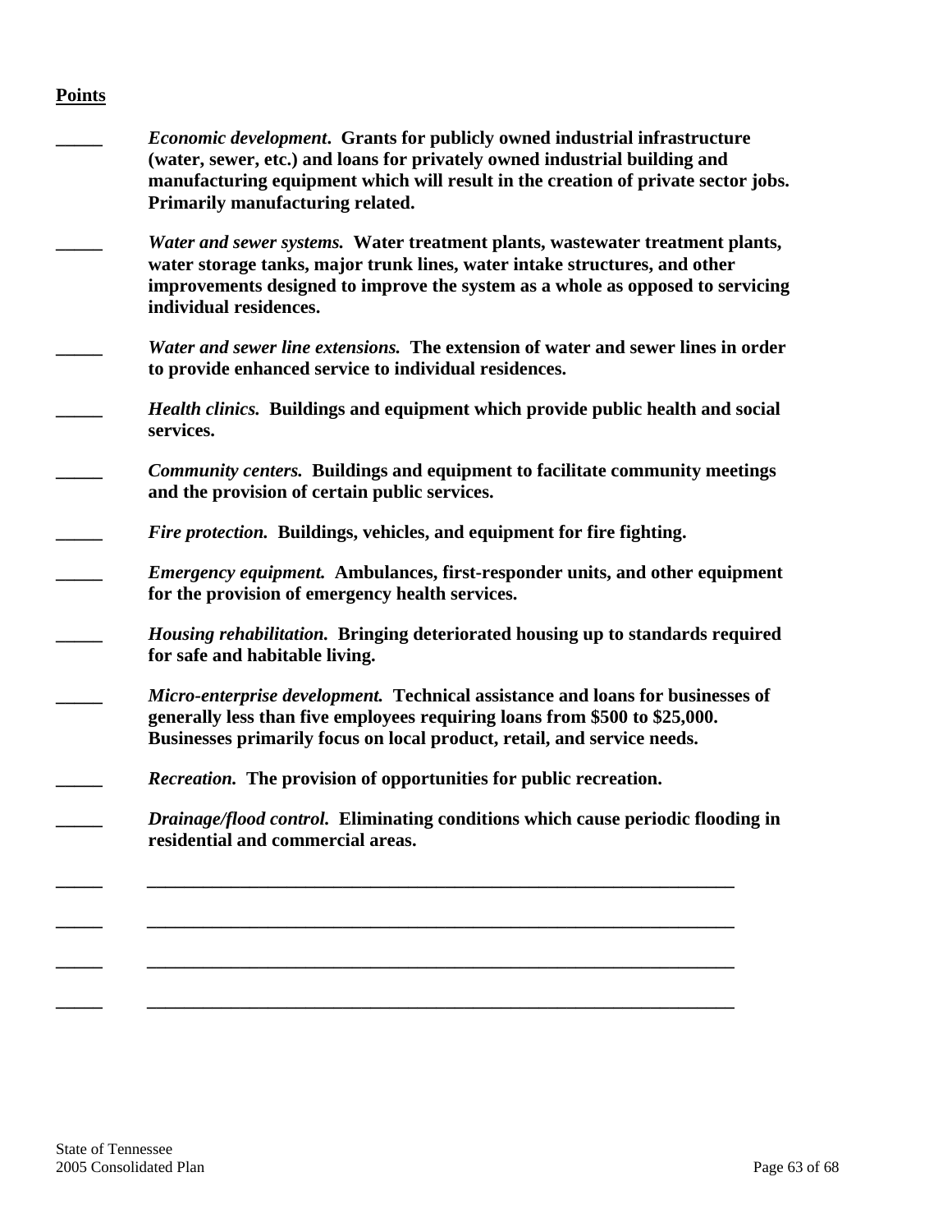**Points**

_____ ***Economic development*. Grants for publicly owned industrial infrastructure (water, sewer, etc.) and loans for privately owned industrial building and manufacturing equipment which will result in the creation of private sector jobs. Primarily manufacturing related.**

_____ ***Water and sewer systems.* Water treatment plants, wastewater treatment plants, water storage tanks, major trunk lines, water intake structures, and other improvements designed to improve the system as a whole as opposed to servicing individual residences.**

_____ ***Water and sewer line extensions.* The extension of water and sewer lines in order to provide enhanced service to individual residences.**

_____ ***Health clinics.* Buildings and equipment which provide public health and social services.**

_____ ***Community centers.* Buildings and equipment to facilitate community meetings and the provision of certain public services.**

_____ ***Fire protection.* Buildings, vehicles, and equipment for fire fighting.**

_____ ***Emergency equipment.* Ambulances, first-responder units, and other equipment for the provision of emergency health services.**

_____ ***Housing rehabilitation.* Bringing deteriorated housing up to standards required for safe and habitable living.**

_____ ***Micro-enterprise development.* Technical assistance and loans for businesses of generally less than five employees requiring loans from $500 to $25,000. Businesses primarily focus on local product, retail, and service needs.**

_____ ***Recreation.* The provision of opportunities for public recreation.**

_____ ***Drainage/flood control.* Eliminating conditions which cause periodic flooding in residential and commercial areas.**

_____ _________________________________________________________________

_____ _________________________________________________________________

_____ _________________________________________________________________

_____ _________________________________________________________________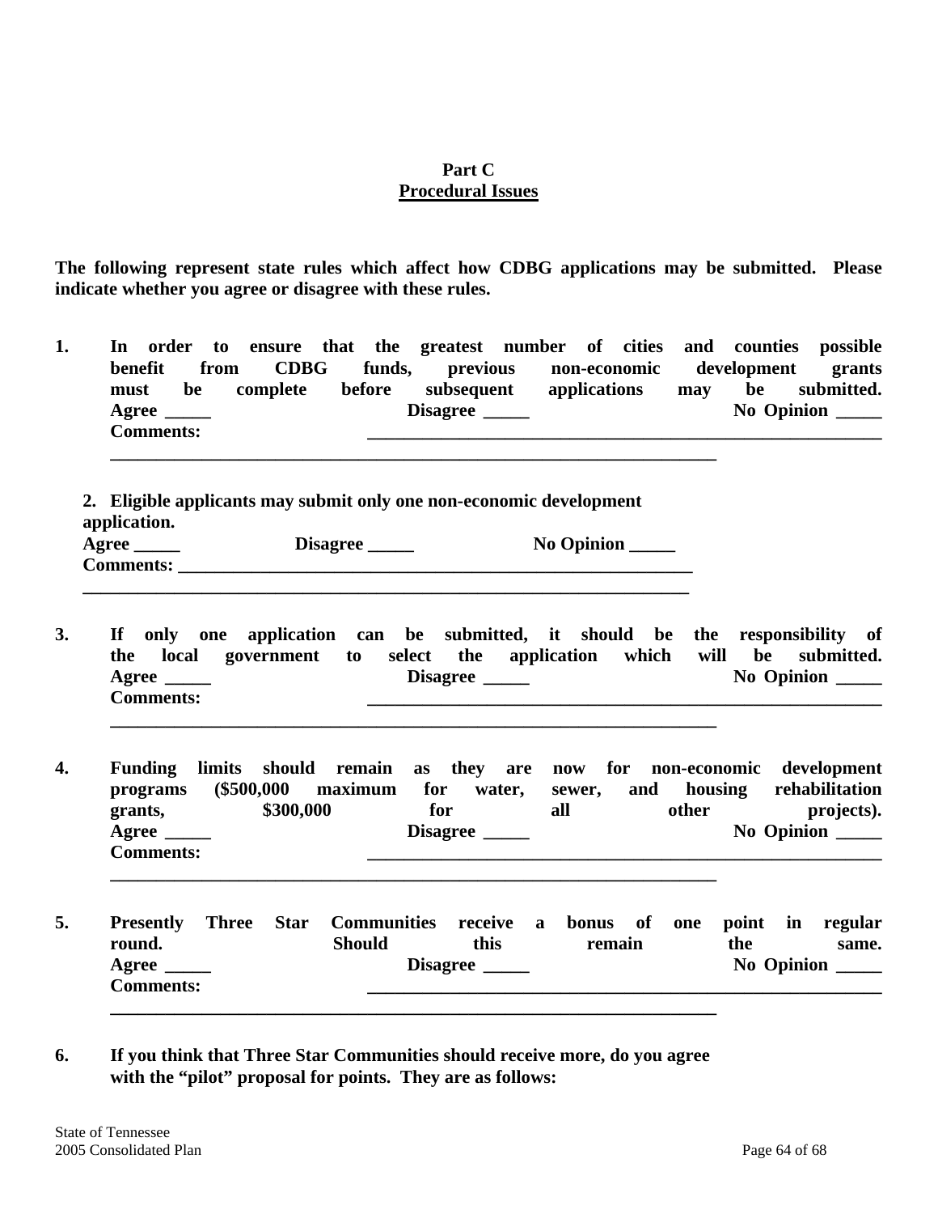**Part C**
**Procedural Issues**

**The following represent state rules which affect how CDBG applications may be submitted. Please indicate whether you agree or disagree with these rules.**

1. **In order to ensure that the greatest number of cities and counties possible benefit from CDBG funds, previous non-economic development grants must be complete before subsequent applications may be submitted.**
   **Agree _____ Disagree _____ No Opinion _____**
   **Comments: ____________________________________________________________**
   **______________________________________________________________________**

2. **Eligible applicants may submit only one non-economic development application.**
   **Agree _____ Disagree _____ No Opinion _____**
   **Comments: ____________________________________________________________**
   **______________________________________________________________________**

3. **If only one application can be submitted, it should be the responsibility of the local government to select the application which will be submitted.**
   **Agree _____ Disagree _____ No Opinion _____**
   **Comments: ____________________________________________________________**
   **______________________________________________________________________**

4. **Funding limits should remain as they are now for non-economic development programs ($500,000 maximum for water, sewer, and housing rehabilitation grants, $300,000 for all other projects).**
   **Agree _____ Disagree _____ No Opinion _____**
   **Comments: ____________________________________________________________**
   **______________________________________________________________________**

5. **Presently Three Star Communities receive a bonus of one point in regular round. Should this remain the same.**
   **Agree _____ Disagree _____ No Opinion _____**
   **Comments: ____________________________________________________________**
   **______________________________________________________________________**

6. **If you think that Three Star Communities should receive more, do you agree with the "pilot" proposal for points. They are as follows:**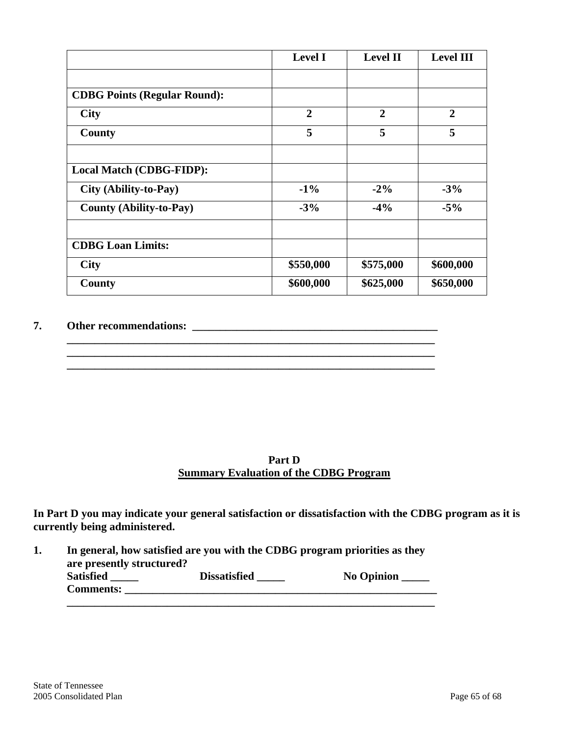| | Level I | Level II | Level III |
|---|---|---|---|
| | | | |
| **CDBG Points (Regular Round):** | | | |
| **City** | **2** | **2** | **2** |
| **County** | **5** | **5** | **5** |
| | | | |
| **Local Match (CDBG-FIDP):** | | | |
| **City (Ability-to-Pay)** | **-1%** | **-2%** | **-3%** |
| **County (Ability-to-Pay)** | **-3%** | **-4%** | **-5%** |
| | | | |
| **CDBG Loan Limits:** | | | |
| **City** | **$550,000** | **$575,000** | **$600,000** |
| **County** | **$600,000** | **$625,000** | **$650,000** |

**7. Other recommendations: _____________________________________________**
**______________________________________________________________________**
**______________________________________________________________________**
**______________________________________________________________________**

## Part D
## Summary Evaluation of the CDBG Program

**In Part D you may indicate your general satisfaction or dissatisfaction with the CDBG program as it is currently being administered.**

**1. In general, how satisfied are you with the CDBG program priorities as they are presently structured?**

**Satisfied _____ Dissatisfied _____ No Opinion _____**

**Comments: __________________________________________________________**
**______________________________________________________________________**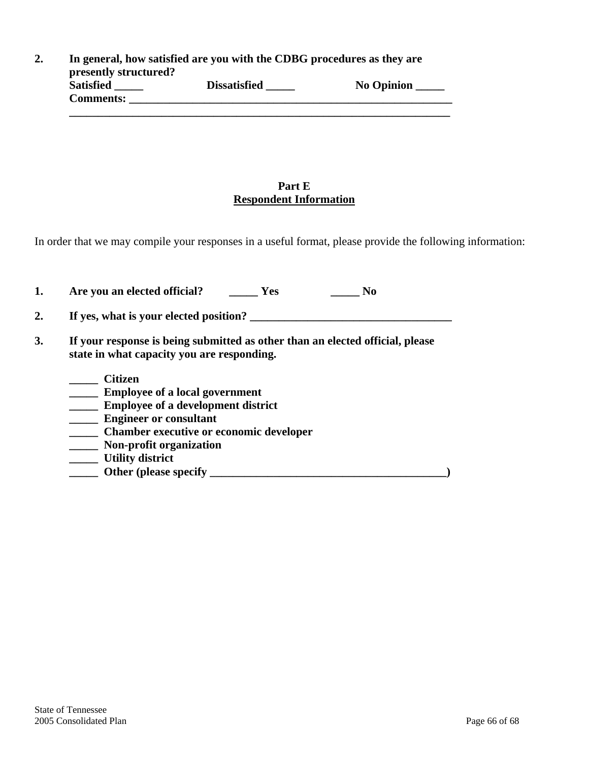**2. In general, how satisfied are you with the CDBG procedures as they are presently structured?**

**Satisfied _____ Dissatisfied _____ No Opinion _____**

**Comments: ____________________________________________________________**

**_________________________________________________________________________**

## Part E
## Respondent Information

In order that we may compile your responses in a useful format, please provide the following information:

**1. Are you an elected official? _____ Yes _____ No**

**2. If yes, what is your elected position? ___________________________________**

**3. If your response is being submitted as other than an elected official, please state in what capacity you are responding.**

**_____ Citizen**
**_____ Employee of a local government**
**_____ Employee of a development district**
**_____ Engineer or consultant**
**_____ Chamber executive or economic developer**
**_____ Non-profit organization**
**_____ Utility district**
**_____ Other (please specify __________________________________________)**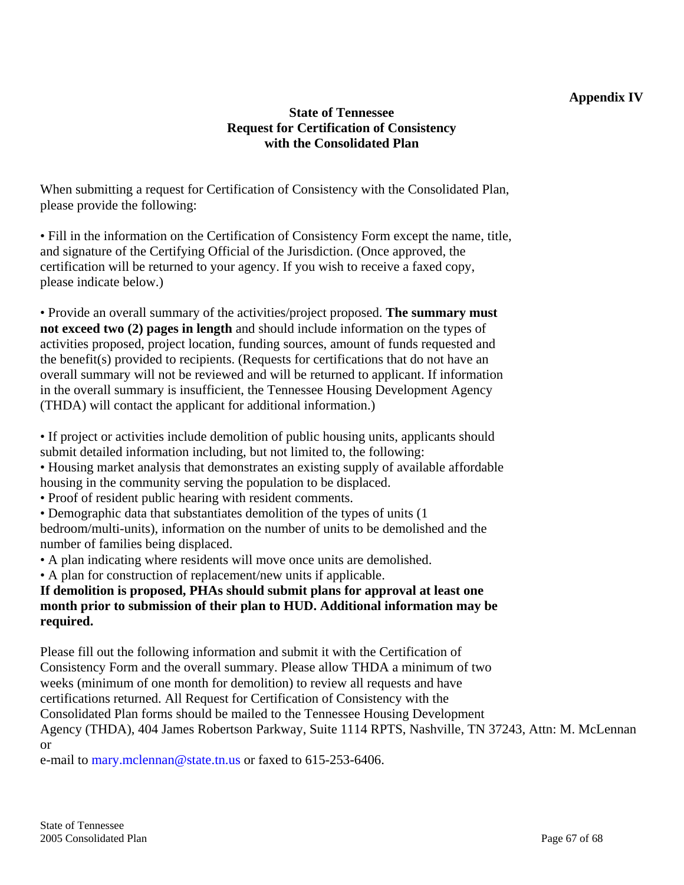**Appendix IV**

# State of Tennessee
## Request for Certification of Consistency with the Consolidated Plan

When submitting a request for Certification of Consistency with the Consolidated Plan, please provide the following:

• Fill in the information on the Certification of Consistency Form except the name, title, and signature of the Certifying Official of the Jurisdiction. (Once approved, the certification will be returned to your agency. If you wish to receive a faxed copy, please indicate below.)

• Provide an overall summary of the activities/project proposed. **The summary must not exceed two (2) pages in length** and should include information on the types of activities proposed, project location, funding sources, amount of funds requested and the benefit(s) provided to recipients. (Requests for certifications that do not have an overall summary will not be reviewed and will be returned to applicant. If information in the overall summary is insufficient, the Tennessee Housing Development Agency (THDA) will contact the applicant for additional information.)

• If project or activities include demolition of public housing units, applicants should submit detailed information including, but not limited to, the following:
• Housing market analysis that demonstrates an existing supply of available affordable housing in the community serving the population to be displaced.
• Proof of resident public hearing with resident comments.
• Demographic data that substantiates demolition of the types of units (1 bedroom/multi-units), information on the number of units to be demolished and the number of families being displaced.
• A plan indicating where residents will move once units are demolished.
• A plan for construction of replacement/new units if applicable.
**If demolition is proposed, PHAs should submit plans for approval at least one month prior to submission of their plan to HUD. Additional information may be required.**

Please fill out the following information and submit it with the Certification of Consistency Form and the overall summary. Please allow THDA a minimum of two weeks (minimum of one month for demolition) to review all requests and have certifications returned. All Request for Certification of Consistency with the Consolidated Plan forms should be mailed to the Tennessee Housing Development Agency (THDA), 404 James Robertson Parkway, Suite 1114 RPTS, Nashville, TN 37243, Attn: M. McLennan or
e-mail to mary.mclennan@state.tn.us or faxed to 615-253-6406.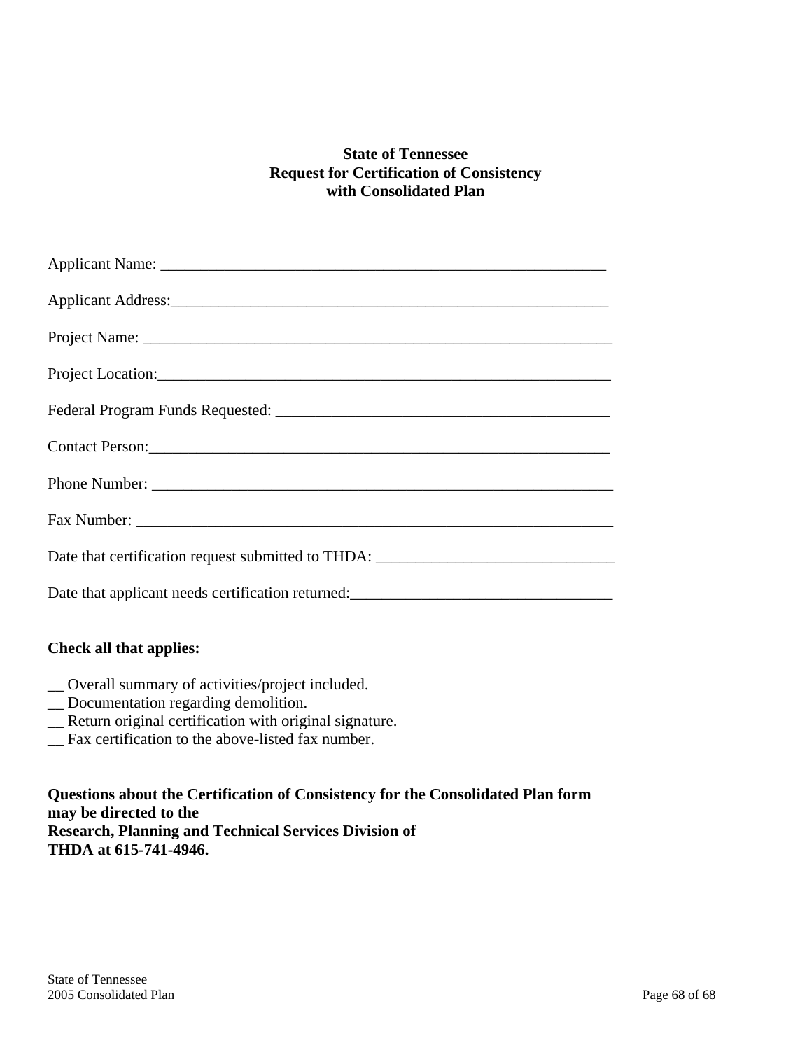**State of Tennessee**
**Request for Certification of Consistency**
**with Consolidated Plan**

Applicant Name: ___________________________________________________________

Applicant Address:__________________________________________________________

Project Name: _____________________________________________________________

Project Location:____________________________________________________________

Federal Program Funds Requested: ___________________________________________

Contact Person:_____________________________________________________________

Phone Number: _____________________________________________________________

Fax Number: _______________________________________________________________

Date that certification request submitted to THDA: ______________________________

Date that applicant needs certification returned:_________________________________

**Check all that applies:**

__ Overall summary of activities/project included.
__ Documentation regarding demolition.
__ Return original certification with original signature.
__ Fax certification to the above-listed fax number.

**Questions about the Certification of Consistency for the Consolidated Plan form may be directed to the Research, Planning and Technical Services Division of THDA at 615-741-4946.**